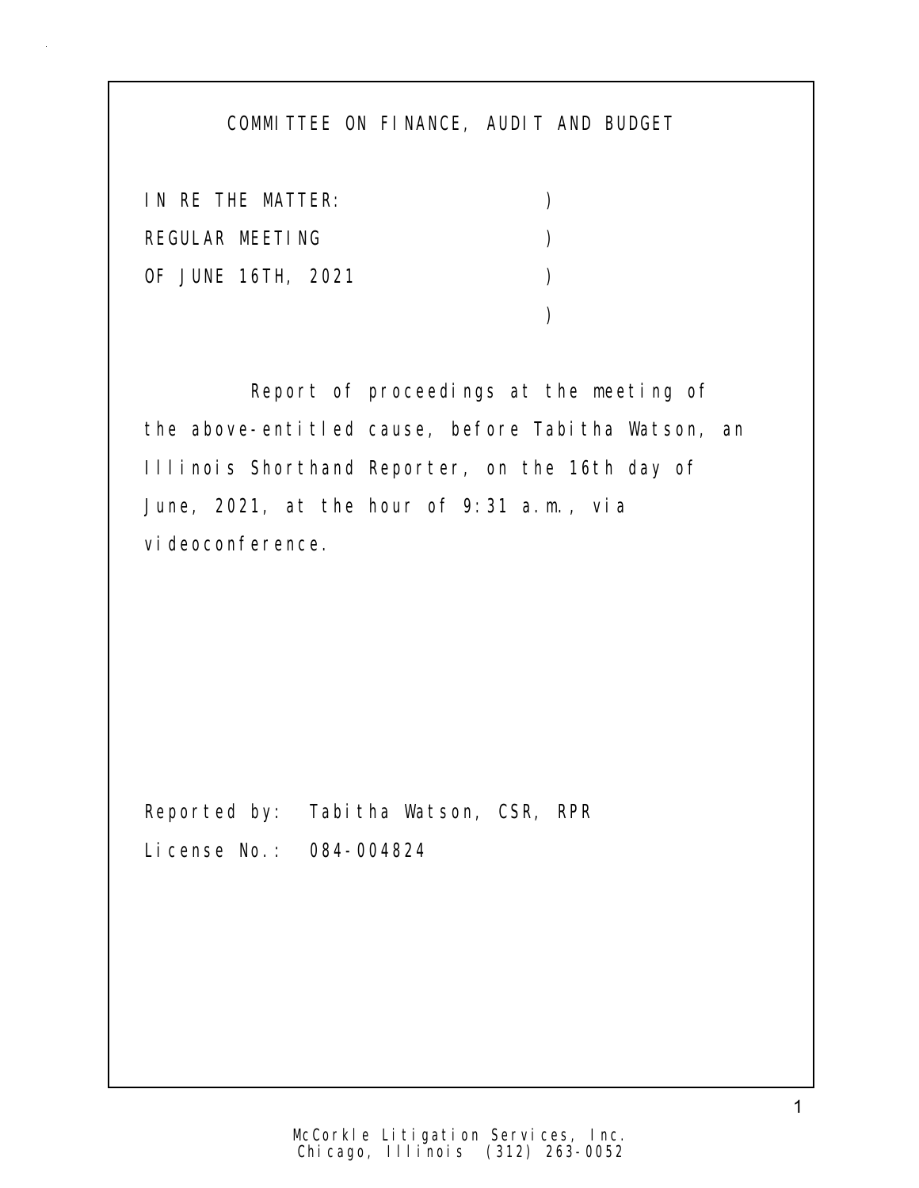# COMMITTEE ON FINANCE, AUDIT AND BUDGET

IN RE THE MATTER: )
REGULAR MEETING )
OF JUNE 16TH, 2021 )
)

Report of proceedings at the meeting of the above-entitled cause, before Tabitha Watson, an Illinois Shorthand Reporter, on the 16th day of June, 2021, at the hour of 9:31 a.m., via videoconference.

Reported by: Tabitha Watson, CSR, RPR
License No.: 084-004824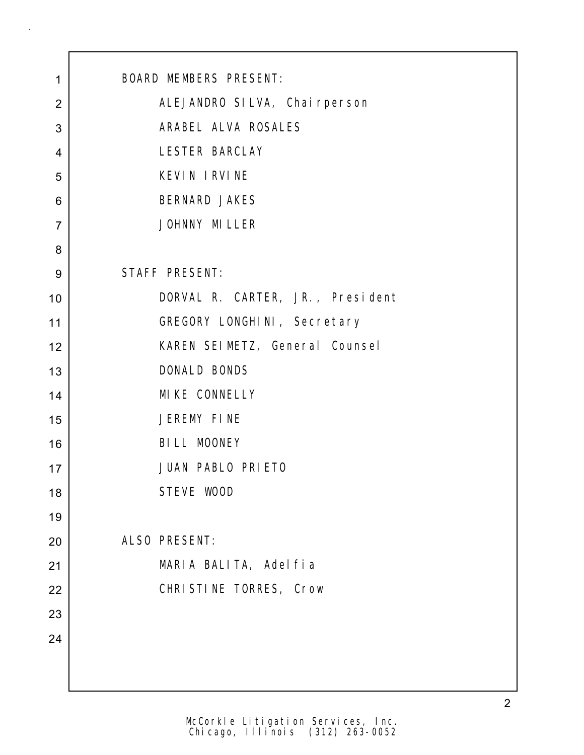BOARD MEMBERS PRESENT:

ALEJANDRO SILVA, Chairperson
ARABEL ALVA ROSALES
LESTER BARCLAY
KEVIN IRVINE
BERNARD JAKES
JOHNNY MILLER

STAFF PRESENT:

DORVAL R. CARTER, JR., President
GREGORY LONGHINI, Secretary
KAREN SEIMETZ, General Counsel
DONALD BONDS
MIKE CONNELLY
JEREMY FINE
BILL MOONEY
JUAN PABLO PRIETO
STEVE WOOD

ALSO PRESENT:

MARIA BALITA, Adelfia
CHRISTINE TORRES, Crow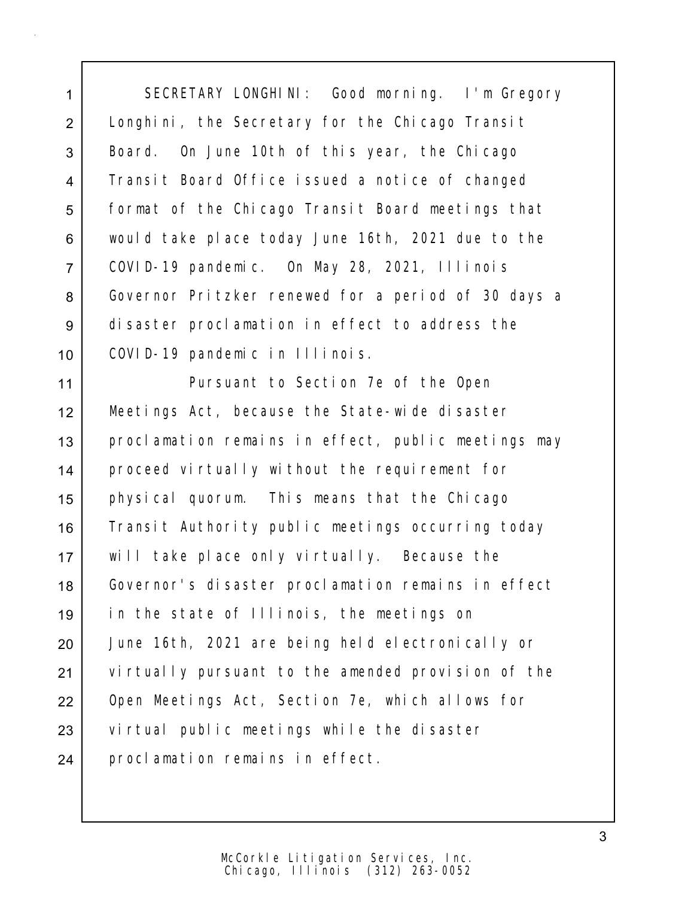SECRETARY LONGHINI: Good morning. I'm Gregory Longhini, the Secretary for the Chicago Transit Board. On June 10th of this year, the Chicago Transit Board Office issued a notice of changed format of the Chicago Transit Board meetings that would take place today June 16th, 2021 due to the COVID-19 pandemic. On May 28, 2021, Illinois Governor Pritzker renewed for a period of 30 days a disaster proclamation in effect to address the COVID-19 pandemic in Illinois.

Pursuant to Section 7e of the Open Meetings Act, because the State-wide disaster proclamation remains in effect, public meetings may proceed virtually without the requirement for physical quorum. This means that the Chicago Transit Authority public meetings occurring today will take place only virtually. Because the Governor's disaster proclamation remains in effect in the state of Illinois, the meetings on June 16th, 2021 are being held electronically or virtually pursuant to the amended provision of the Open Meetings Act, Section 7e, which allows for virtual public meetings while the disaster proclamation remains in effect.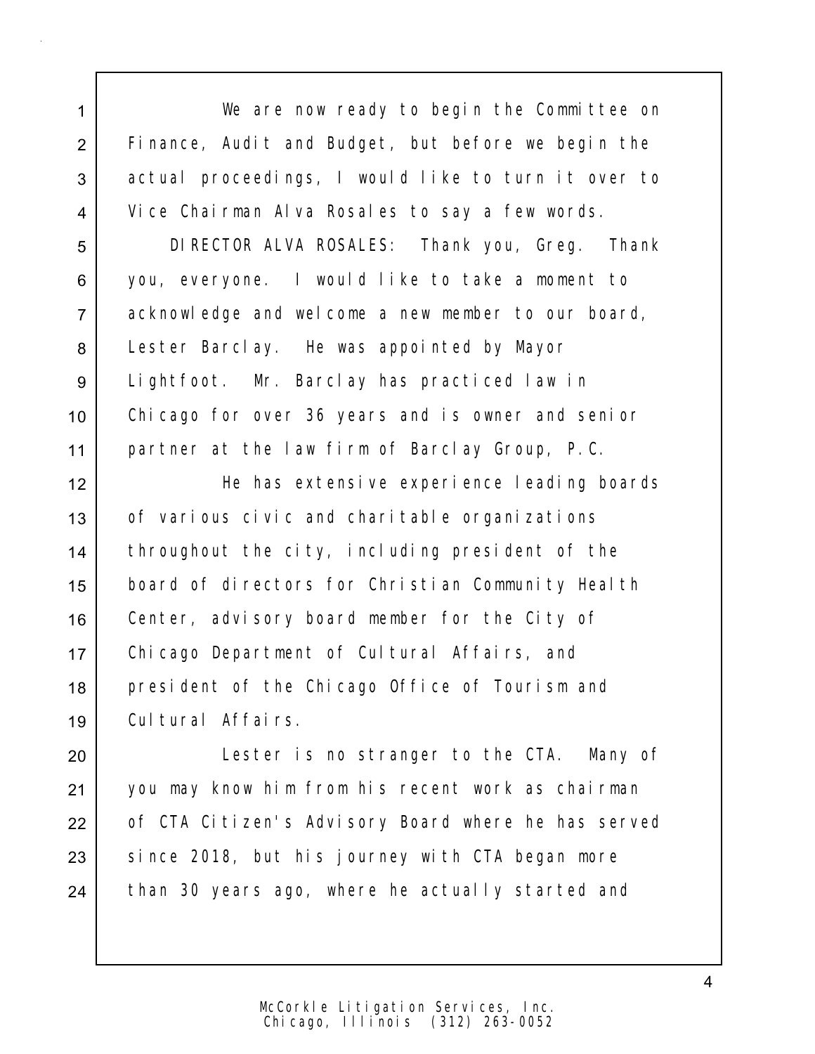We are now ready to begin the Committee on Finance, Audit and Budget, but before we begin the actual proceedings, I would like to turn it over to Vice Chairman Alva Rosales to say a few words.

DIRECTOR ALVA ROSALES: Thank you, Greg. Thank you, everyone. I would like to take a moment to acknowledge and welcome a new member to our board, Lester Barclay. He was appointed by Mayor Lightfoot. Mr. Barclay has practiced law in Chicago for over 36 years and is owner and senior partner at the law firm of Barclay Group, P.C.

He has extensive experience leading boards of various civic and charitable organizations throughout the city, including president of the board of directors for Christian Community Health Center, advisory board member for the City of Chicago Department of Cultural Affairs, and president of the Chicago Office of Tourism and Cultural Affairs.

Lester is no stranger to the CTA. Many of you may know him from his recent work as chairman of CTA Citizen's Advisory Board where he has served since 2018, but his journey with CTA began more than 30 years ago, where he actually started and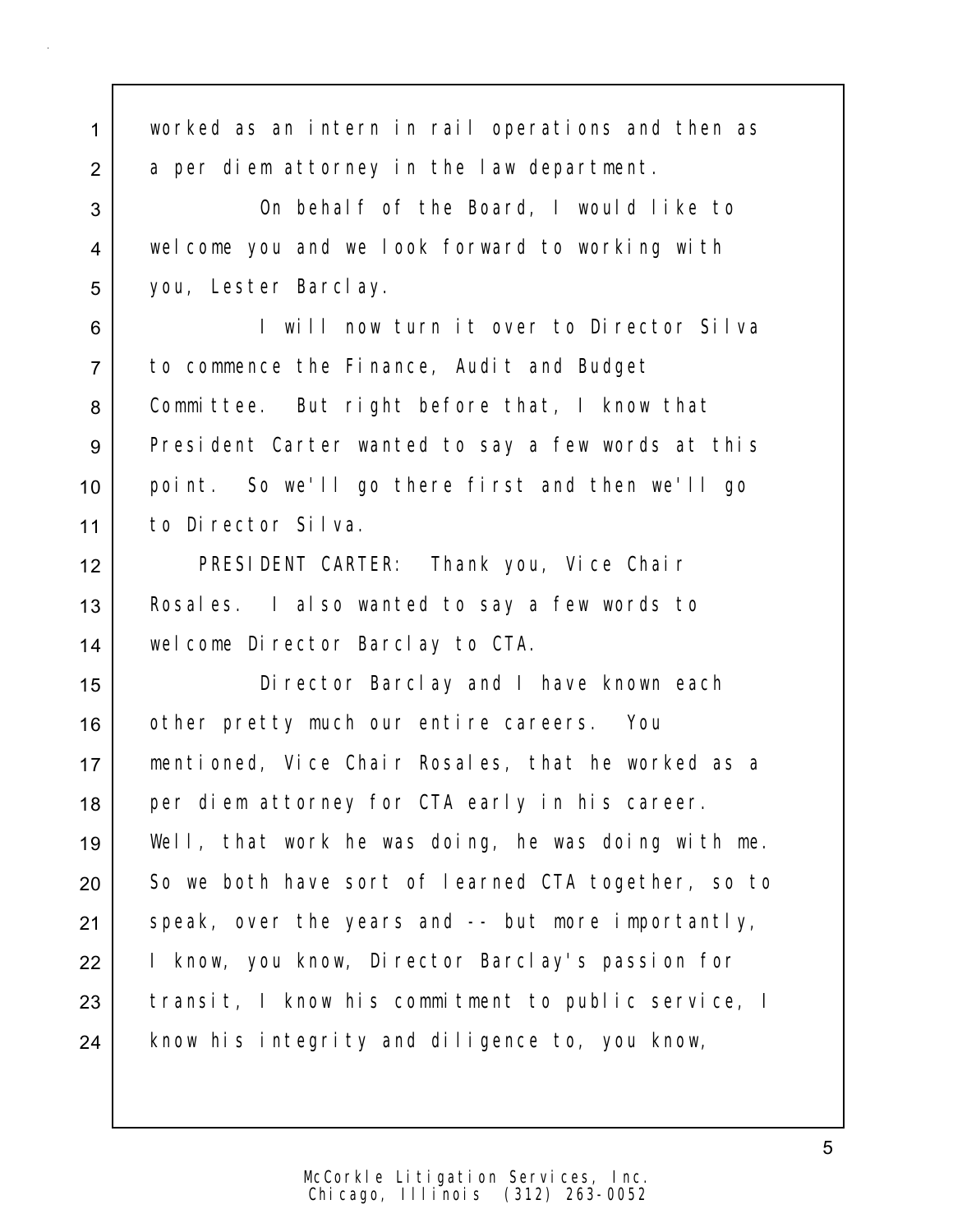worked as an intern in rail operations and then as a per diem attorney in the law department.

On behalf of the Board, I would like to welcome you and we look forward to working with you, Lester Barclay.

I will now turn it over to Director Silva to commence the Finance, Audit and Budget Committee. But right before that, I know that President Carter wanted to say a few words at this point. So we'll go there first and then we'll go to Director Silva.

PRESIDENT CARTER: Thank you, Vice Chair Rosales. I also wanted to say a few words to welcome Director Barclay to CTA.

Director Barclay and I have known each other pretty much our entire careers. You mentioned, Vice Chair Rosales, that he worked as a per diem attorney for CTA early in his career. Well, that work he was doing, he was doing with me. So we both have sort of learned CTA together, so to speak, over the years and -- but more importantly, I know, you know, Director Barclay's passion for transit, I know his commitment to public service, I know his integrity and diligence to, you know,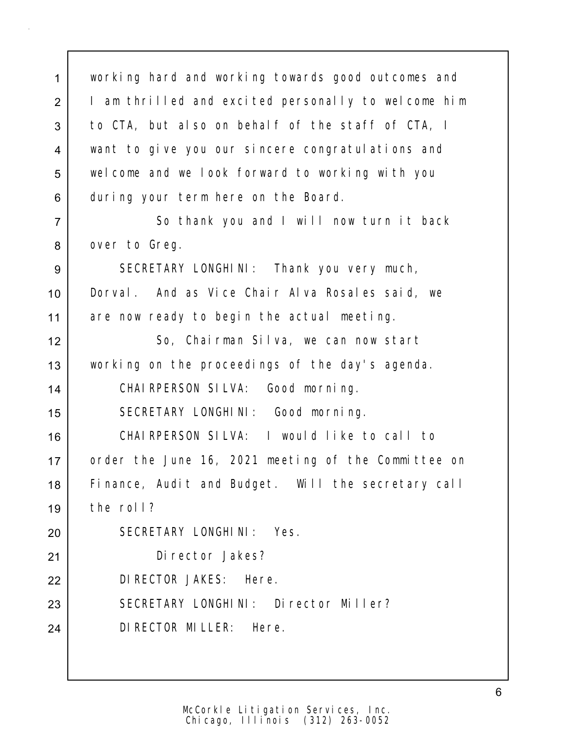working hard and working towards good outcomes and I am thrilled and excited personally to welcome him to CTA, but also on behalf of the staff of CTA, I want to give you our sincere congratulations and welcome and we look forward to working with you during your term here on the Board.

So thank you and I will now turn it back over to Greg.

SECRETARY LONGHINI: Thank you very much, Dorval. And as Vice Chair Alva Rosales said, we are now ready to begin the actual meeting.

So, Chairman Silva, we can now start working on the proceedings of the day's agenda.

CHAIRPERSON SILVA: Good morning.

SECRETARY LONGHINI: Good morning.

CHAIRPERSON SILVA: I would like to call to order the June 16, 2021 meeting of the Committee on Finance, Audit and Budget. Will the secretary call the roll?

SECRETARY LONGHINI: Yes.

Director Jakes?

DIRECTOR JAKES: Here.

SECRETARY LONGHINI: Director Miller?

DIRECTOR MILLER: Here.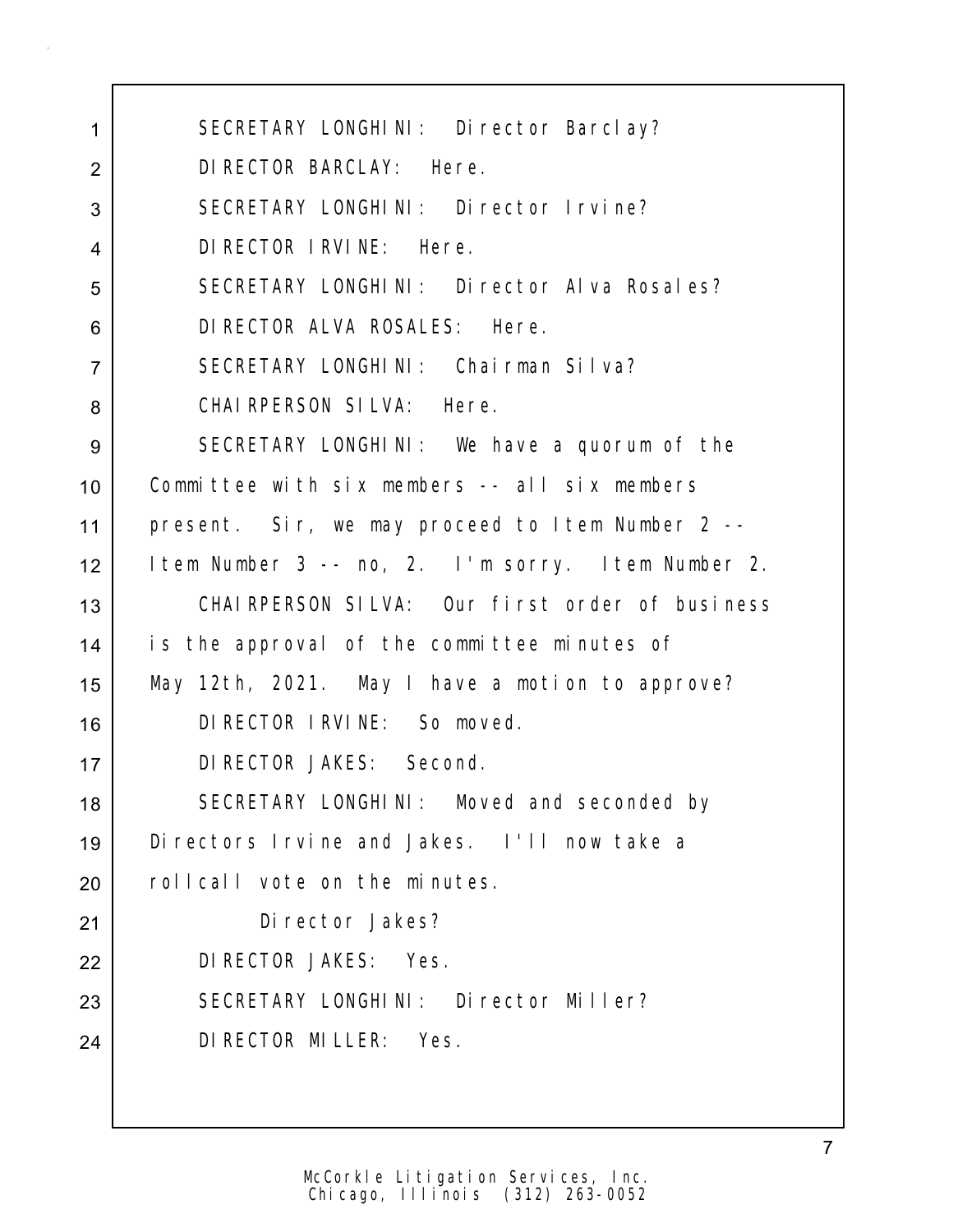SECRETARY LONGHINI: Director Barclay?

DIRECTOR BARCLAY: Here.

SECRETARY LONGHINI: Director Irvine?

DIRECTOR IRVINE: Here.

SECRETARY LONGHINI: Director Alva Rosales?

DIRECTOR ALVA ROSALES: Here.

SECRETARY LONGHINI: Chairman Silva?

CHAIRPERSON SILVA: Here.

SECRETARY LONGHINI: We have a quorum of the Committee with six members -- all six members present. Sir, we may proceed to Item Number 2 -- Item Number 3 -- no, 2. I'm sorry. Item Number 2.

CHAIRPERSON SILVA: Our first order of business is the approval of the committee minutes of May 12th, 2021. May I have a motion to approve?

DIRECTOR IRVINE: So moved.

DIRECTOR JAKES: Second.

SECRETARY LONGHINI: Moved and seconded by Directors Irvine and Jakes. I'll now take a rollcall vote on the minutes.

Director Jakes?

DIRECTOR JAKES: Yes.

SECRETARY LONGHINI: Director Miller?

DIRECTOR MILLER: Yes.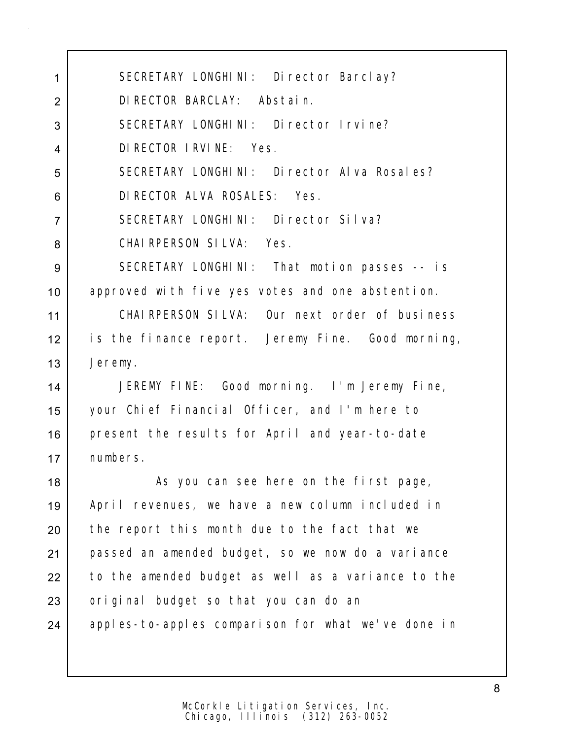SECRETARY LONGHINI: Director Barclay?

DIRECTOR BARCLAY: Abstain.

SECRETARY LONGHINI: Director Irvine?

DIRECTOR IRVINE: Yes.

SECRETARY LONGHINI: Director Alva Rosales?

DIRECTOR ALVA ROSALES: Yes.

SECRETARY LONGHINI: Director Silva?

CHAIRPERSON SILVA: Yes.

SECRETARY LONGHINI: That motion passes -- is approved with five yes votes and one abstention.

CHAIRPERSON SILVA: Our next order of business is the finance report. Jeremy Fine. Good morning, Jeremy.

JEREMY FINE: Good morning. I'm Jeremy Fine, your Chief Financial Officer, and I'm here to present the results for April and year-to-date numbers.

As you can see here on the first page, April revenues, we have a new column included in the report this month due to the fact that we passed an amended budget, so we now do a variance to the amended budget as well as a variance to the original budget so that you can do an apples-to-apples comparison for what we've done in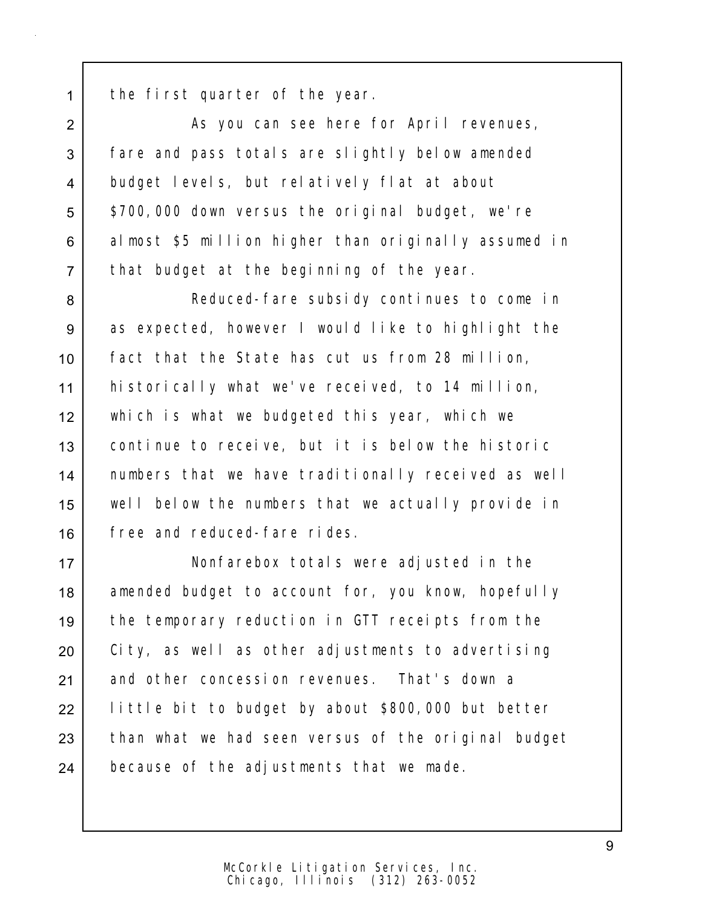the first quarter of the year.

As you can see here for April revenues, fare and pass totals are slightly below amended budget levels, but relatively flat at about $700,000 down versus the original budget, we're almost $5 million higher than originally assumed in that budget at the beginning of the year.

Reduced-fare subsidy continues to come in as expected, however I would like to highlight the fact that the State has cut us from 28 million, historically what we've received, to 14 million, which is what we budgeted this year, which we continue to receive, but it is below the historic numbers that we have traditionally received as well well below the numbers that we actually provide in free and reduced-fare rides.

Nonfarebox totals were adjusted in the amended budget to account for, you know, hopefully the temporary reduction in GTT receipts from the City, as well as other adjustments to advertising and other concession revenues. That's down a little bit to budget by about $800,000 but better than what we had seen versus of the original budget because of the adjustments that we made.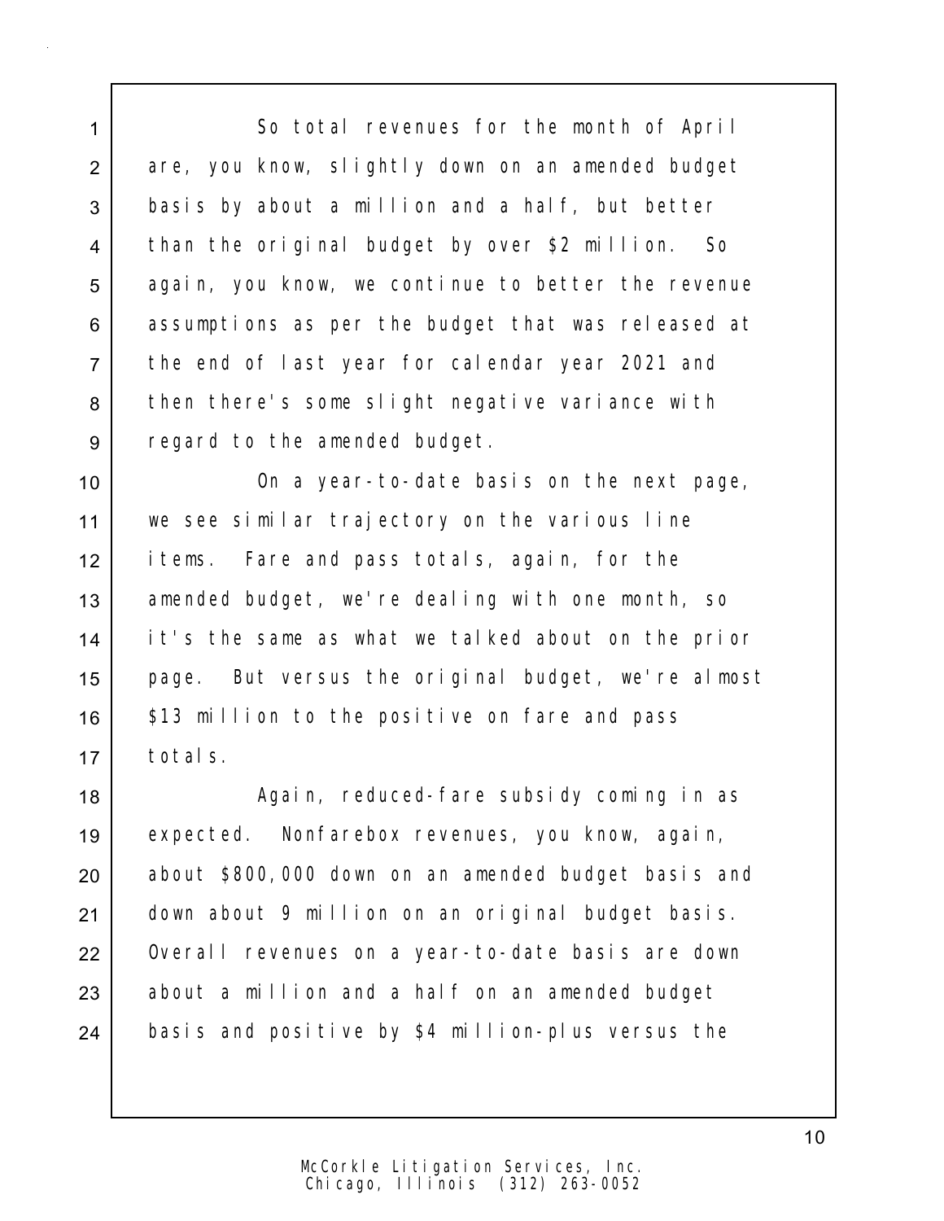So total revenues for the month of April are, you know, slightly down on an amended budget basis by about a million and a half, but better than the original budget by over $2 million. So again, you know, we continue to better the revenue assumptions as per the budget that was released at the end of last year for calendar year 2021 and then there's some slight negative variance with regard to the amended budget.

On a year-to-date basis on the next page, we see similar trajectory on the various line items. Fare and pass totals, again, for the amended budget, we're dealing with one month, so it's the same as what we talked about on the prior page. But versus the original budget, we're almost $13 million to the positive on fare and pass totals.

Again, reduced-fare subsidy coming in as expected. Nonfarebox revenues, you know, again, about $800,000 down on an amended budget basis and down about 9 million on an original budget basis. Overall revenues on a year-to-date basis are down about a million and a half on an amended budget basis and positive by $4 million-plus versus the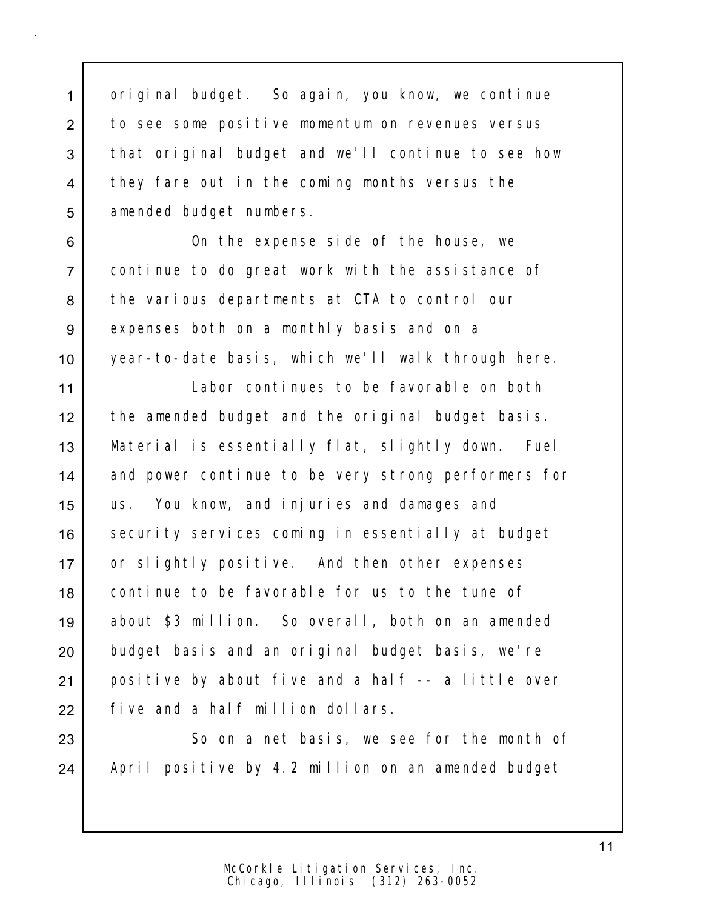original budget. So again, you know, we continue to see some positive momentum on revenues versus that original budget and we'll continue to see how they fare out in the coming months versus the amended budget numbers.

On the expense side of the house, we continue to do great work with the assistance of the various departments at CTA to control our expenses both on a monthly basis and on a year-to-date basis, which we'll walk through here.

Labor continues to be favorable on both the amended budget and the original budget basis. Material is essentially flat, slightly down. Fuel and power continue to be very strong performers for us. You know, and injuries and damages and security services coming in essentially at budget or slightly positive. And then other expenses continue to be favorable for us to the tune of about $3 million. So overall, both on an amended budget basis and an original budget basis, we're positive by about five and a half -- a little over five and a half million dollars.

So on a net basis, we see for the month of April positive by 4.2 million on an amended budget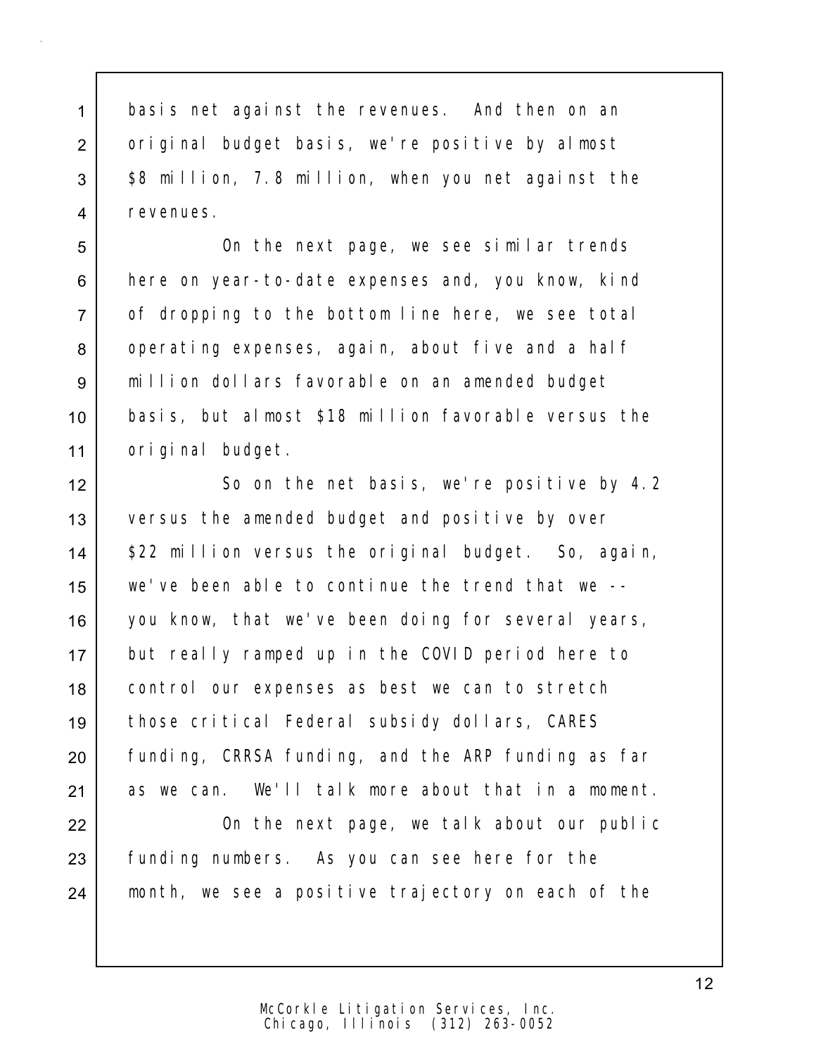basis net against the revenues. And then on an original budget basis, we're positive by almost $8 million, 7.8 million, when you net against the revenues.

On the next page, we see similar trends here on year-to-date expenses and, you know, kind of dropping to the bottom line here, we see total operating expenses, again, about five and a half million dollars favorable on an amended budget basis, but almost $18 million favorable versus the original budget.

So on the net basis, we're positive by 4.2 versus the amended budget and positive by over $22 million versus the original budget. So, again, we've been able to continue the trend that we -- you know, that we've been doing for several years, but really ramped up in the COVID period here to control our expenses as best we can to stretch those critical Federal subsidy dollars, CARES funding, CRRSA funding, and the ARP funding as far as we can. We'll talk more about that in a moment.

On the next page, we talk about our public funding numbers. As you can see here for the month, we see a positive trajectory on each of the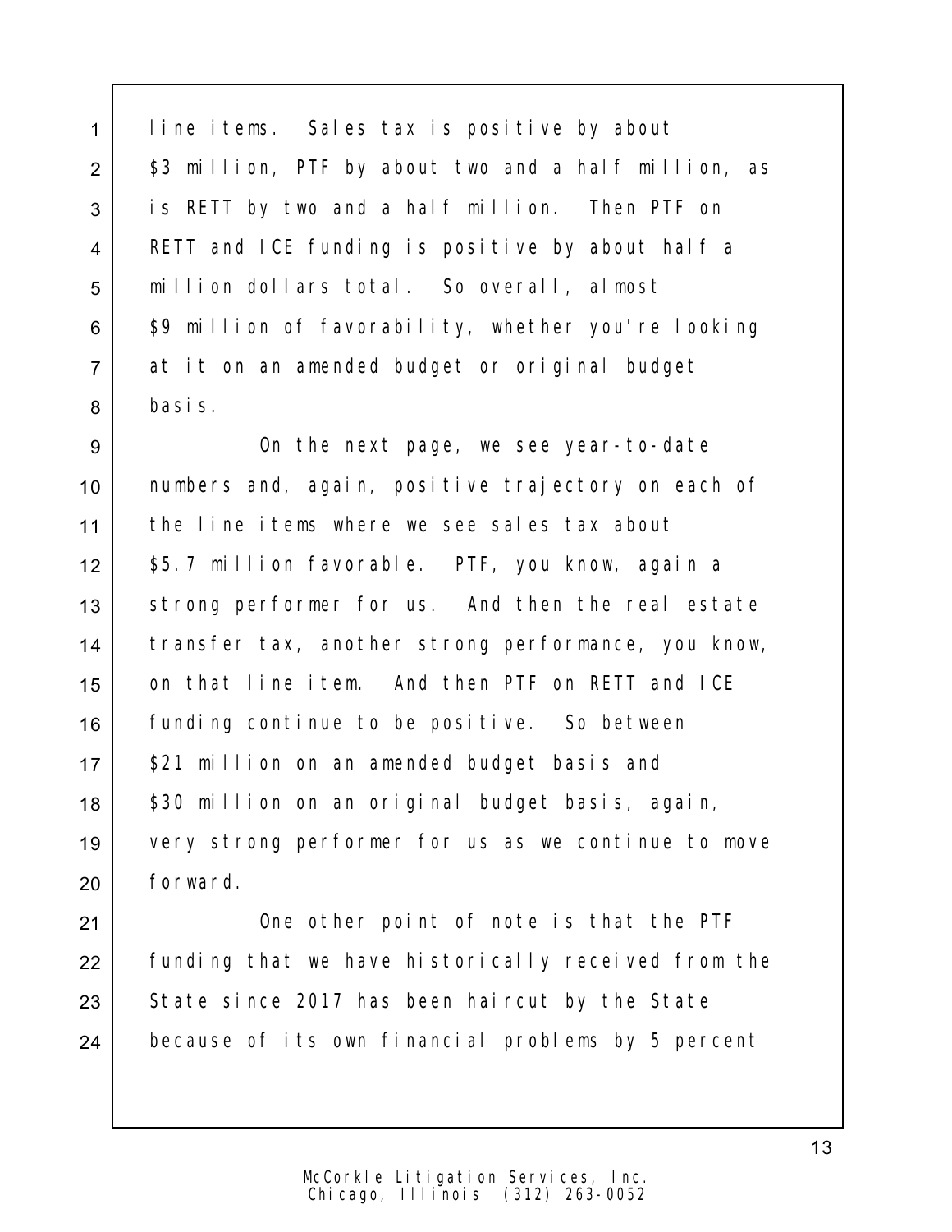line items. Sales tax is positive by about $3 million, PTF by about two and a half million, as is RETT by two and a half million. Then PTF on RETT and ICE funding is positive by about half a million dollars total. So overall, almost $9 million of favorability, whether you're looking at it on an amended budget or original budget basis.

On the next page, we see year-to-date numbers and, again, positive trajectory on each of the line items where we see sales tax about $5.7 million favorable. PTF, you know, again a strong performer for us. And then the real estate transfer tax, another strong performance, you know, on that line item. And then PTF on RETT and ICE funding continue to be positive. So between $21 million on an amended budget basis and $30 million on an original budget basis, again, very strong performer for us as we continue to move forward.

One other point of note is that the PTF funding that we have historically received from the State since 2017 has been haircut by the State because of its own financial problems by 5 percent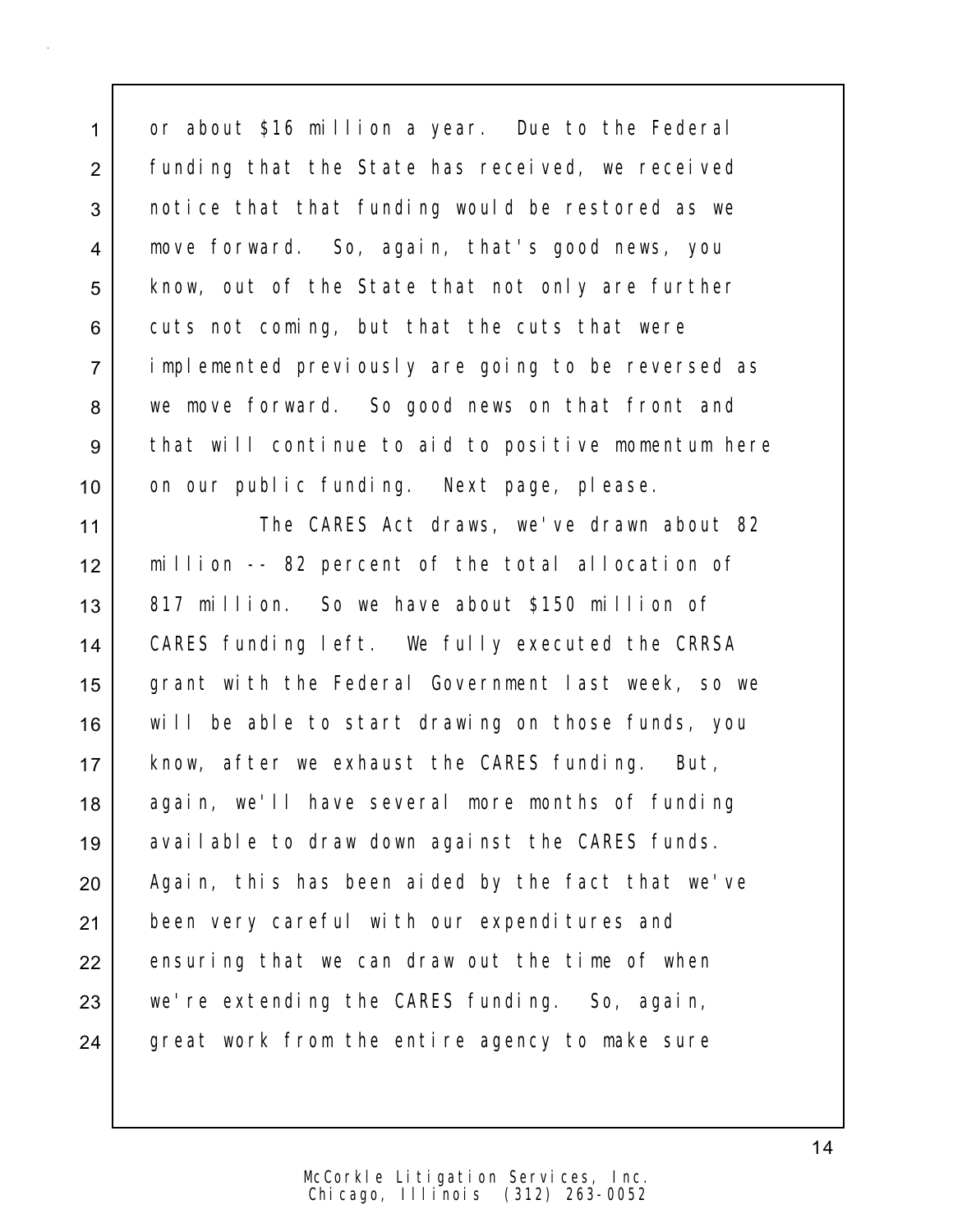or about $16 million a year. Due to the Federal funding that the State has received, we received notice that that funding would be restored as we move forward. So, again, that's good news, you know, out of the State that not only are further cuts not coming, but that the cuts that were implemented previously are going to be reversed as we move forward. So good news on that front and that will continue to aid to positive momentum here on our public funding. Next page, please.

The CARES Act draws, we've drawn about 82 million -- 82 percent of the total allocation of 817 million. So we have about $150 million of CARES funding left. We fully executed the CRRSA grant with the Federal Government last week, so we will be able to start drawing on those funds, you know, after we exhaust the CARES funding. But, again, we'll have several more months of funding available to draw down against the CARES funds. Again, this has been aided by the fact that we've been very careful with our expenditures and ensuring that we can draw out the time of when we're extending the CARES funding. So, again, great work from the entire agency to make sure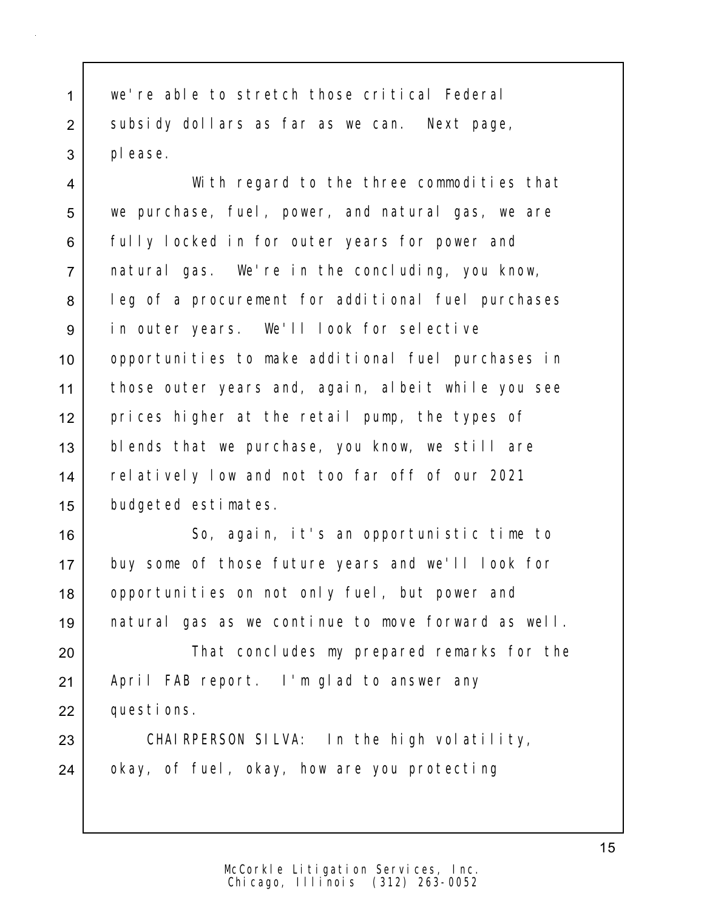we're able to stretch those critical Federal subsidy dollars as far as we can. Next page, please.

With regard to the three commodities that we purchase, fuel, power, and natural gas, we are fully locked in for outer years for power and natural gas. We're in the concluding, you know, leg of a procurement for additional fuel purchases in outer years. We'll look for selective opportunities to make additional fuel purchases in those outer years and, again, albeit while you see prices higher at the retail pump, the types of blends that we purchase, you know, we still are relatively low and not too far off of our 2021 budgeted estimates.

So, again, it's an opportunistic time to buy some of those future years and we'll look for opportunities on not only fuel, but power and natural gas as we continue to move forward as well.

That concludes my prepared remarks for the April FAB report. I'm glad to answer any questions.

CHAIRPERSON SILVA: In the high volatility, okay, of fuel, okay, how are you protecting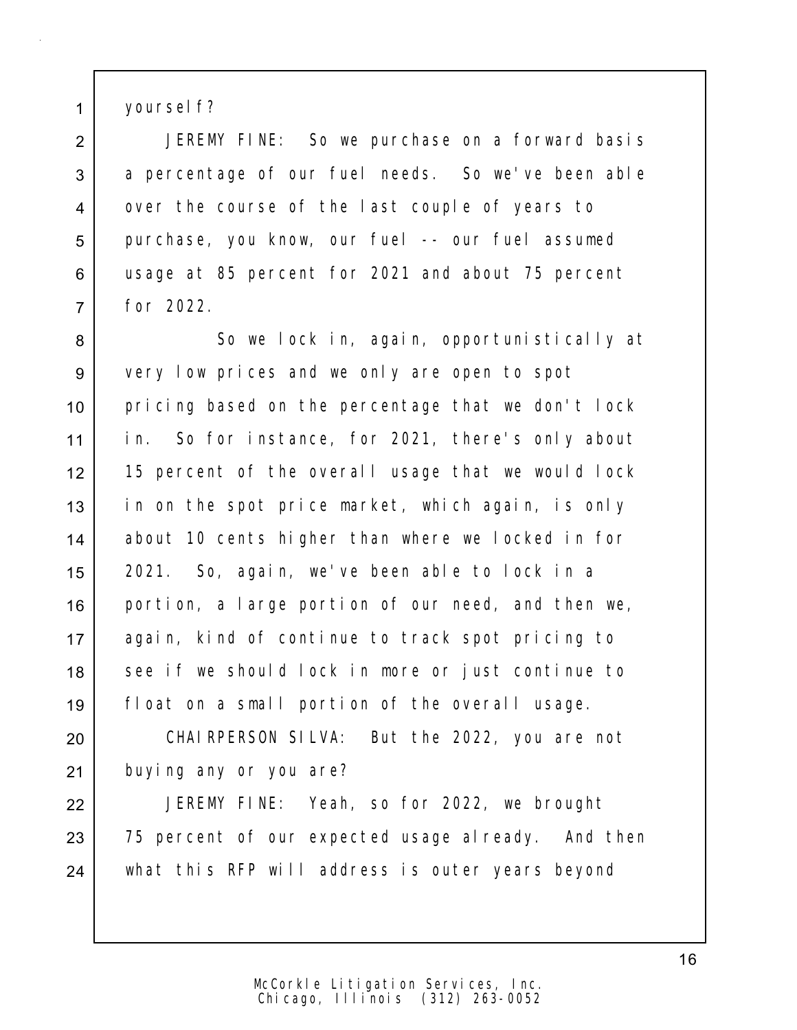yourself?

JEREMY FINE: So we purchase on a forward basis a percentage of our fuel needs. So we've been able over the course of the last couple of years to purchase, you know, our fuel -- our fuel assumed usage at 85 percent for 2021 and about 75 percent for 2022.

So we lock in, again, opportunistically at very low prices and we only are open to spot pricing based on the percentage that we don't lock in. So for instance, for 2021, there's only about 15 percent of the overall usage that we would lock in on the spot price market, which again, is only about 10 cents higher than where we locked in for 2021. So, again, we've been able to lock in a portion, a large portion of our need, and then we, again, kind of continue to track spot pricing to see if we should lock in more or just continue to float on a small portion of the overall usage.

CHAIRPERSON SILVA: But the 2022, you are not buying any or you are?

JEREMY FINE: Yeah, so for 2022, we brought 75 percent of our expected usage already. And then what this RFP will address is outer years beyond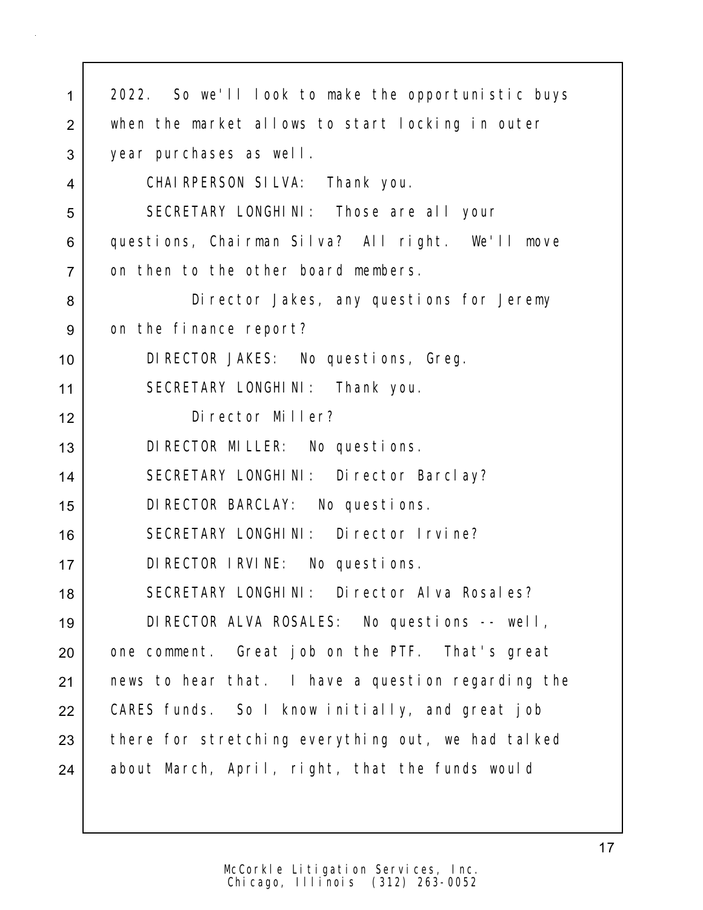2022. So we'll look to make the opportunistic buys when the market allows to start locking in outer year purchases as well.

CHAIRPERSON SILVA: Thank you.

SECRETARY LONGHINI: Those are all your questions, Chairman Silva? All right. We'll move on then to the other board members.

Director Jakes, any questions for Jeremy on the finance report?

DIRECTOR JAKES: No questions, Greg.

SECRETARY LONGHINI: Thank you.

Director Miller?

DIRECTOR MILLER: No questions.

SECRETARY LONGHINI: Director Barclay?

DIRECTOR BARCLAY: No questions.

SECRETARY LONGHINI: Director Irvine?

DIRECTOR IRVINE: No questions.

SECRETARY LONGHINI: Director Alva Rosales?

DIRECTOR ALVA ROSALES: No questions -- well, one comment. Great job on the PTF. That's great news to hear that. I have a question regarding the CARES funds. So I know initially, and great job there for stretching everything out, we had talked about March, April, right, that the funds would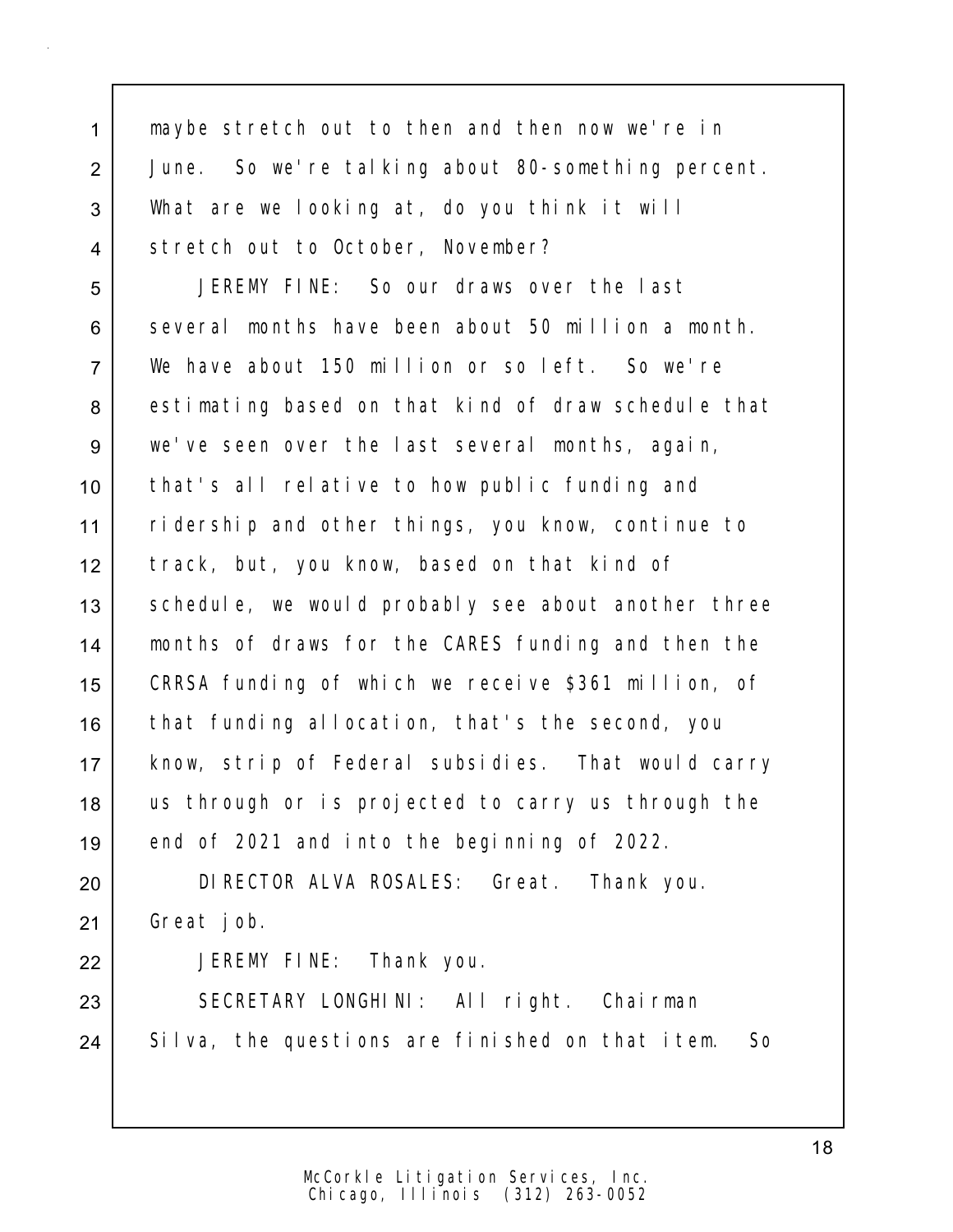maybe stretch out to then and then now we're in June. So we're talking about 80-something percent. What are we looking at, do you think it will stretch out to October, November?

JEREMY FINE: So our draws over the last several months have been about 50 million a month. We have about 150 million or so left. So we're estimating based on that kind of draw schedule that we've seen over the last several months, again, that's all relative to how public funding and ridership and other things, you know, continue to track, but, you know, based on that kind of schedule, we would probably see about another three months of draws for the CARES funding and then the CRRSA funding of which we receive $361 million, of that funding allocation, that's the second, you know, strip of Federal subsidies. That would carry us through or is projected to carry us through the end of 2021 and into the beginning of 2022.

DIRECTOR ALVA ROSALES: Great. Thank you. Great job.

JEREMY FINE: Thank you.

SECRETARY LONGHINI: All right. Chairman Silva, the questions are finished on that item. So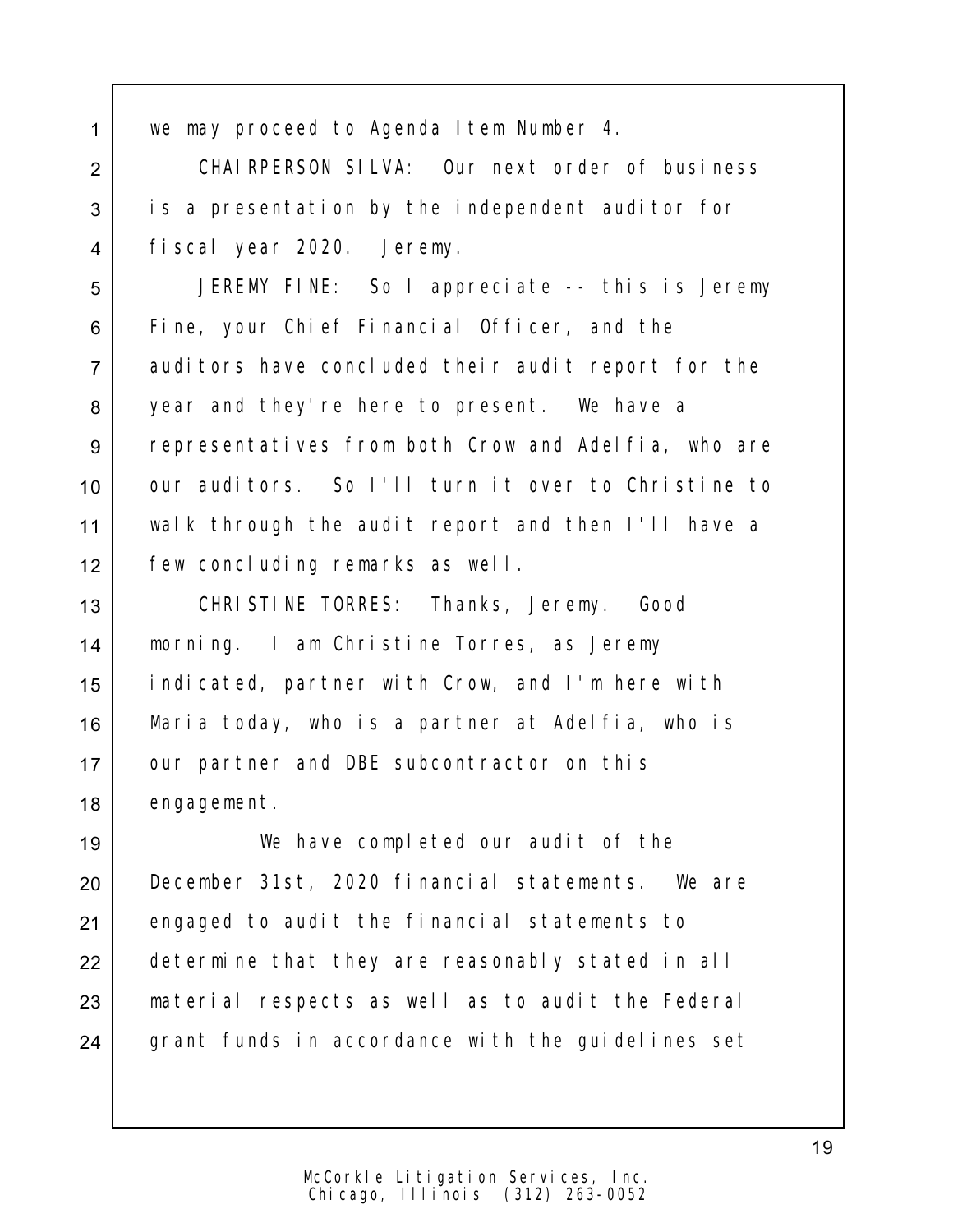we may proceed to Agenda Item Number 4.

CHAIRPERSON SILVA: Our next order of business is a presentation by the independent auditor for fiscal year 2020. Jeremy.

JEREMY FINE: So I appreciate -- this is Jeremy Fine, your Chief Financial Officer, and the auditors have concluded their audit report for the year and they're here to present. We have a representatives from both Crow and Adelfia, who are our auditors. So I'll turn it over to Christine to walk through the audit report and then I'll have a few concluding remarks as well.

CHRISTINE TORRES: Thanks, Jeremy. Good morning. I am Christine Torres, as Jeremy indicated, partner with Crow, and I'm here with Maria today, who is a partner at Adelfia, who is our partner and DBE subcontractor on this engagement.

We have completed our audit of the December 31st, 2020 financial statements. We are engaged to audit the financial statements to determine that they are reasonably stated in all material respects as well as to audit the Federal grant funds in accordance with the guidelines set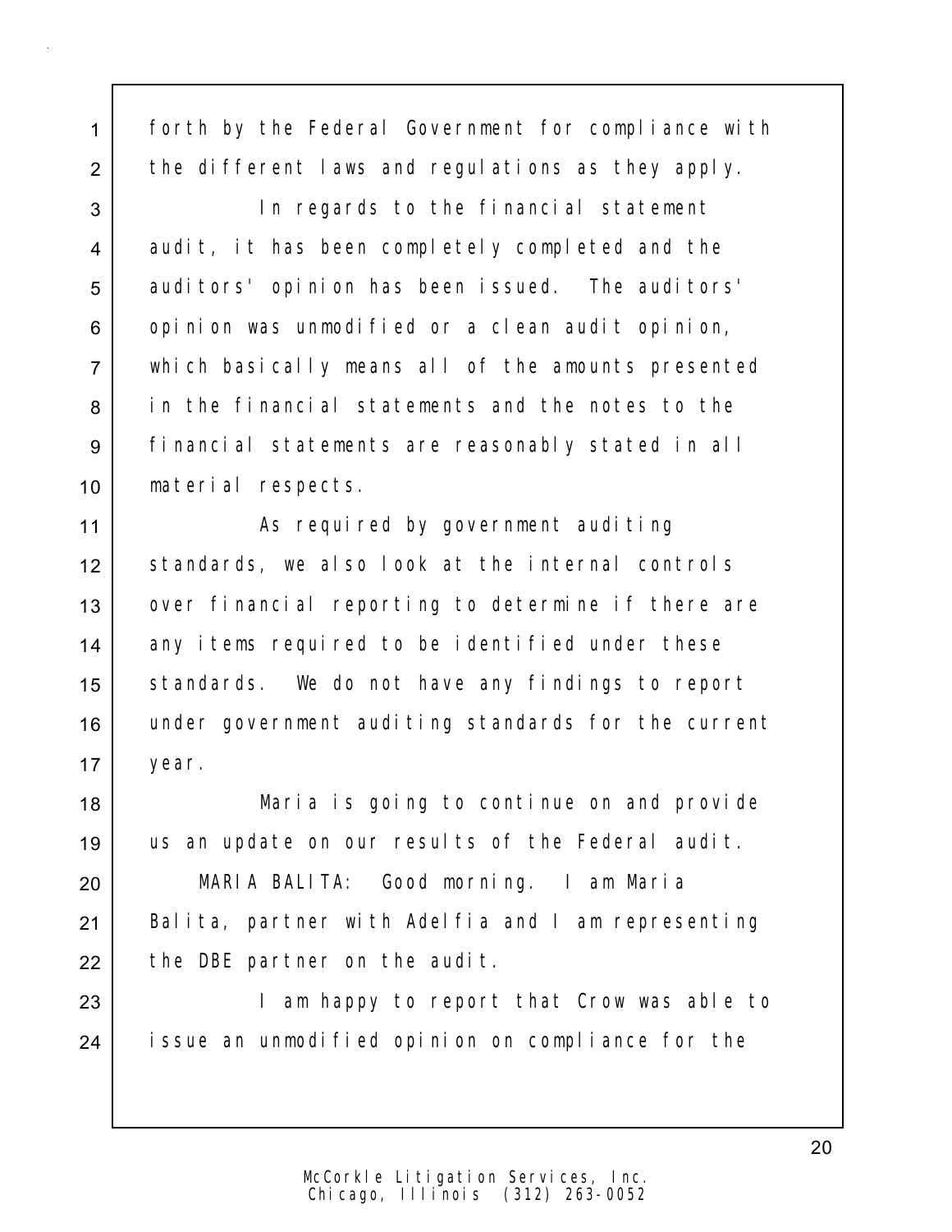forth by the Federal Government for compliance with the different laws and regulations as they apply.

In regards to the financial statement audit, it has been completely completed and the auditors' opinion has been issued. The auditors' opinion was unmodified or a clean audit opinion, which basically means all of the amounts presented in the financial statements and the notes to the financial statements are reasonably stated in all material respects.

As required by government auditing standards, we also look at the internal controls over financial reporting to determine if there are any items required to be identified under these standards. We do not have any findings to report under government auditing standards for the current year.

Maria is going to continue on and provide us an update on our results of the Federal audit.

MARIA BALITA: Good morning. I am Maria Balita, partner with Adelfia and I am representing the DBE partner on the audit.

I am happy to report that Crow was able to issue an unmodified opinion on compliance for the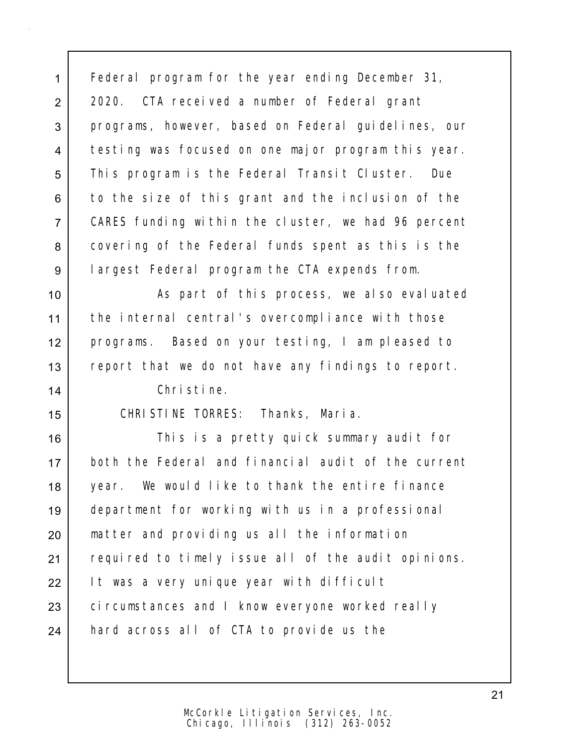Federal program for the year ending December 31, 2020. CTA received a number of Federal grant programs, however, based on Federal guidelines, our testing was focused on one major program this year. This program is the Federal Transit Cluster. Due to the size of this grant and the inclusion of the CARES funding within the cluster, we had 96 percent covering of the Federal funds spent as this is the largest Federal program the CTA expends from.

As part of this process, we also evaluated the internal central's overcompliance with those programs. Based on your testing, I am pleased to report that we do not have any findings to report.

Christine.

CHRISTINE TORRES: Thanks, Maria.

This is a pretty quick summary audit for both the Federal and financial audit of the current year. We would like to thank the entire finance department for working with us in a professional matter and providing us all the information required to timely issue all of the audit opinions. It was a very unique year with difficult circumstances and I know everyone worked really hard across all of CTA to provide us the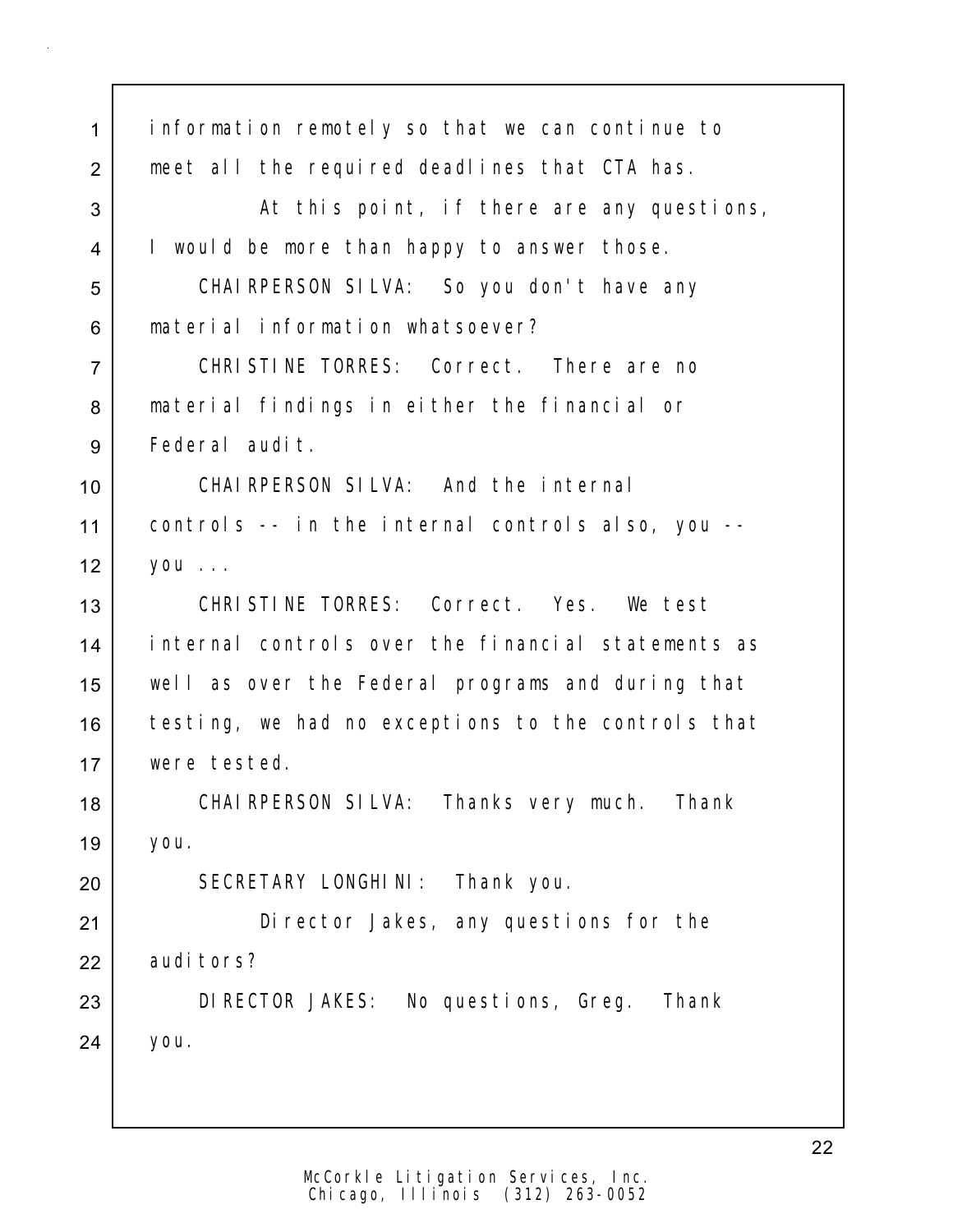information remotely so that we can continue to meet all the required deadlines that CTA has.

At this point, if there are any questions, I would be more than happy to answer those.

CHAIRPERSON SILVA: So you don't have any material information whatsoever?

CHRISTINE TORRES: Correct. There are no material findings in either the financial or Federal audit.

CHAIRPERSON SILVA: And the internal controls -- in the internal controls also, you -- you ...

CHRISTINE TORRES: Correct. Yes. We test internal controls over the financial statements as well as over the Federal programs and during that testing, we had no exceptions to the controls that were tested.

CHAIRPERSON SILVA: Thanks very much. Thank you.

SECRETARY LONGHINI: Thank you.

Director Jakes, any questions for the auditors?

DIRECTOR JAKES: No questions, Greg. Thank you.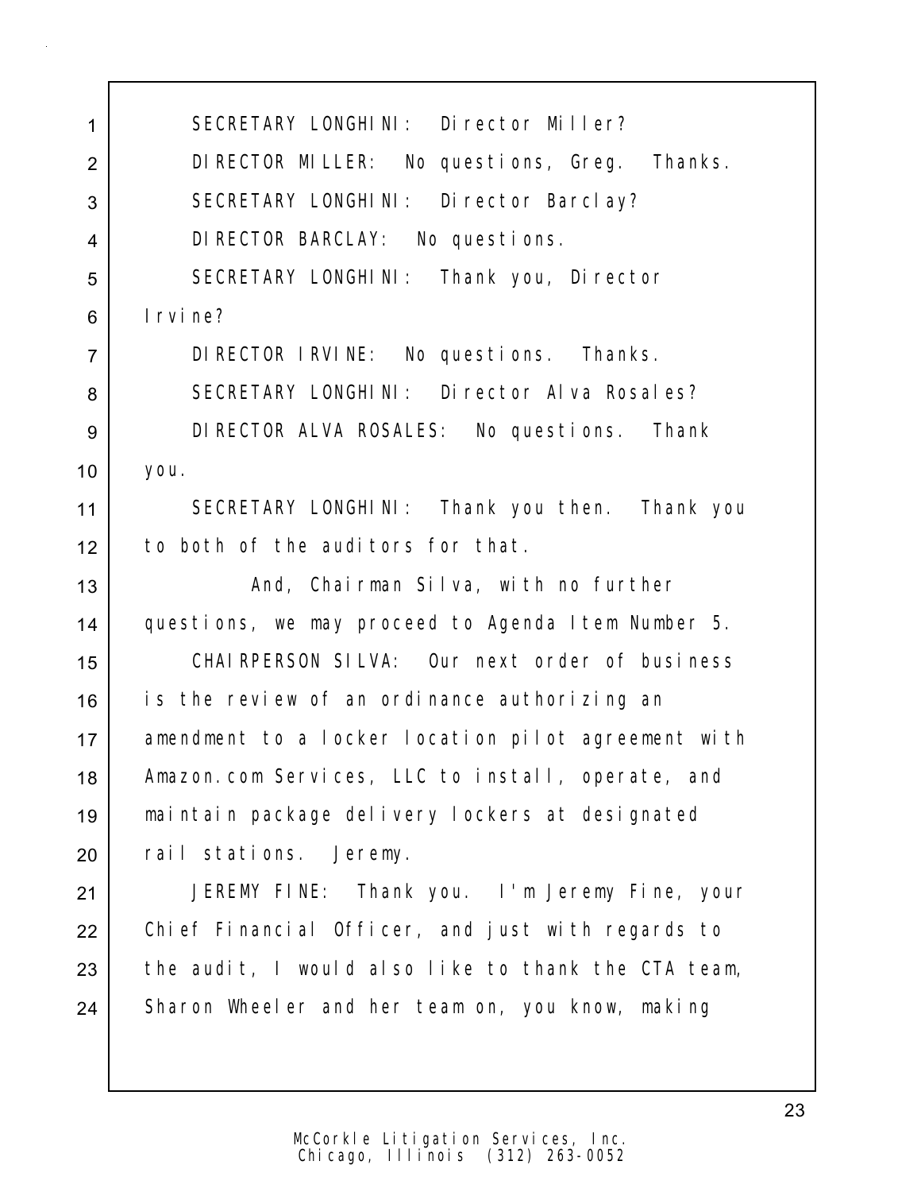SECRETARY LONGHINI: Director Miller?

DIRECTOR MILLER: No questions, Greg. Thanks.

SECRETARY LONGHINI: Director Barclay?

DIRECTOR BARCLAY: No questions.

SECRETARY LONGHINI: Thank you, Director Irvine?

DIRECTOR IRVINE: No questions. Thanks.

SECRETARY LONGHINI: Director Alva Rosales?

DIRECTOR ALVA ROSALES: No questions. Thank you.

SECRETARY LONGHINI: Thank you then. Thank you to both of the auditors for that.

And, Chairman Silva, with no further questions, we may proceed to Agenda Item Number 5.

CHAIRPERSON SILVA: Our next order of business is the review of an ordinance authorizing an amendment to a locker location pilot agreement with Amazon.com Services, LLC to install, operate, and maintain package delivery lockers at designated rail stations. Jeremy.

JEREMY FINE: Thank you. I'm Jeremy Fine, your Chief Financial Officer, and just with regards to the audit, I would also like to thank the CTA team, Sharon Wheeler and her team on, you know, making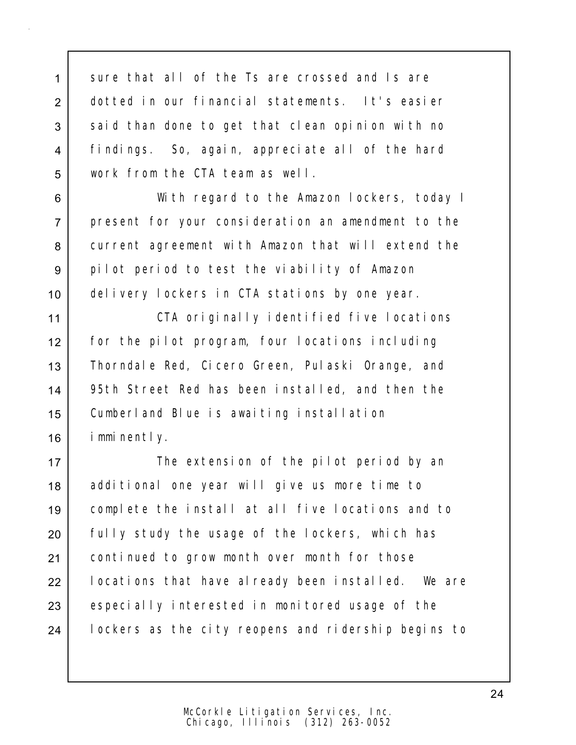sure that all of the Ts are crossed and Is are dotted in our financial statements. It's easier said than done to get that clean opinion with no findings. So, again, appreciate all of the hard work from the CTA team as well.

With regard to the Amazon lockers, today I present for your consideration an amendment to the current agreement with Amazon that will extend the pilot period to test the viability of Amazon delivery lockers in CTA stations by one year.

CTA originally identified five locations for the pilot program, four locations including Thorndale Red, Cicero Green, Pulaski Orange, and 95th Street Red has been installed, and then the Cumberland Blue is awaiting installation imminently.

The extension of the pilot period by an additional one year will give us more time to complete the install at all five locations and to fully study the usage of the lockers, which has continued to grow month over month for those locations that have already been installed. We are especially interested in monitored usage of the lockers as the city reopens and ridership begins to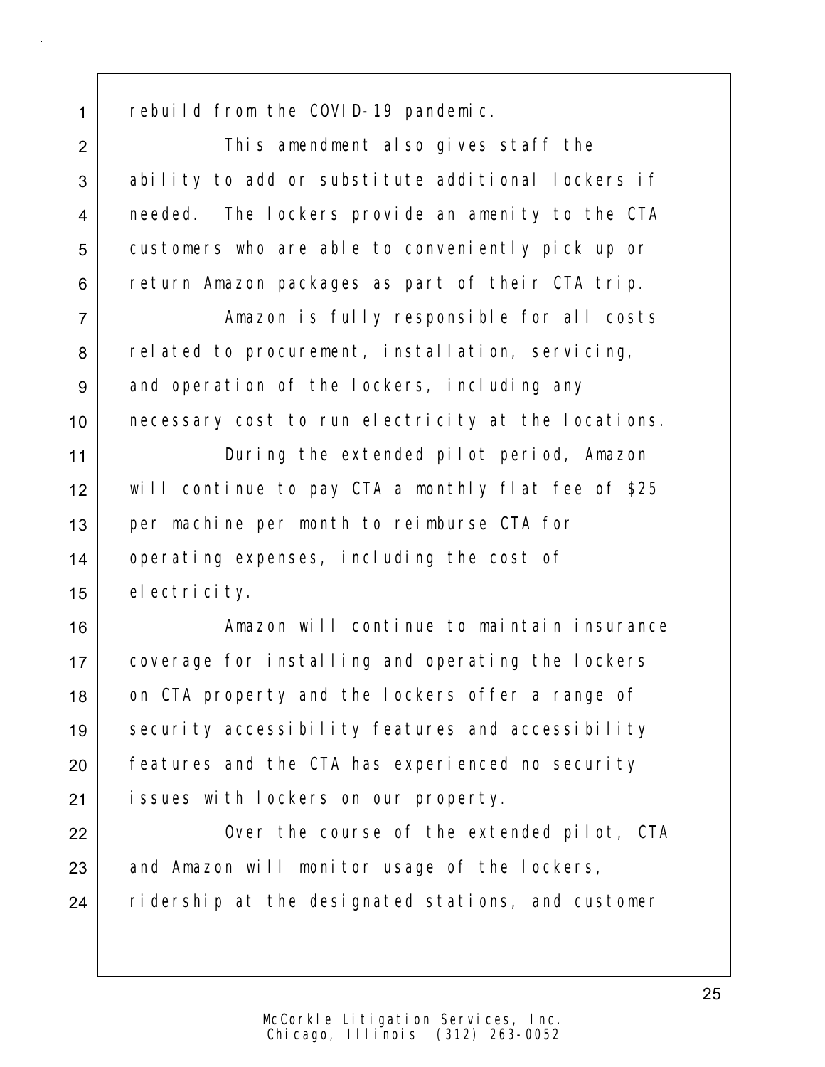rebuild from the COVID-19 pandemic.

This amendment also gives staff the ability to add or substitute additional lockers if needed. The lockers provide an amenity to the CTA customers who are able to conveniently pick up or return Amazon packages as part of their CTA trip.

Amazon is fully responsible for all costs related to procurement, installation, servicing, and operation of the lockers, including any necessary cost to run electricity at the locations.

During the extended pilot period, Amazon will continue to pay CTA a monthly flat fee of $25 per machine per month to reimburse CTA for operating expenses, including the cost of electricity.

Amazon will continue to maintain insurance coverage for installing and operating the lockers on CTA property and the lockers offer a range of security accessibility features and accessibility features and the CTA has experienced no security issues with lockers on our property.

Over the course of the extended pilot, CTA and Amazon will monitor usage of the lockers, ridership at the designated stations, and customer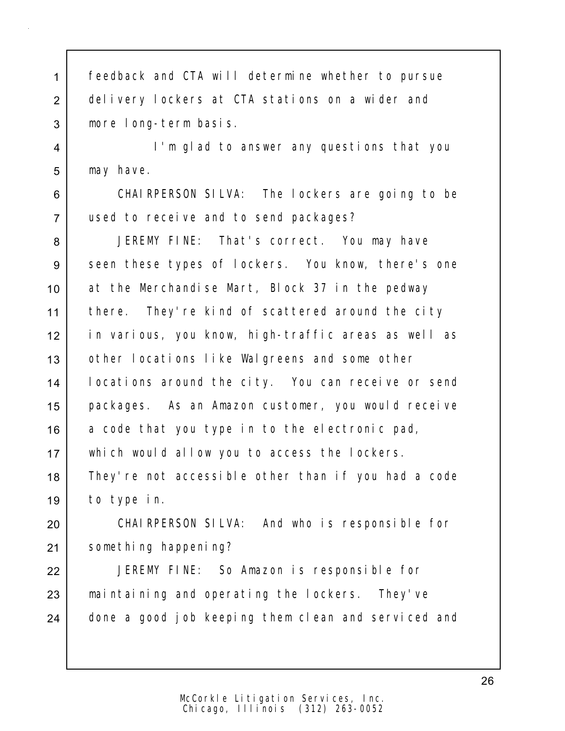feedback and CTA will determine whether to pursue delivery lockers at CTA stations on a wider and more long-term basis.

I'm glad to answer any questions that you may have.

CHAIRPERSON SILVA: The lockers are going to be used to receive and to send packages?

JEREMY FINE: That's correct. You may have seen these types of lockers. You know, there's one at the Merchandise Mart, Block 37 in the pedway there. They're kind of scattered around the city in various, you know, high-traffic areas as well as other locations like Walgreens and some other locations around the city. You can receive or send packages. As an Amazon customer, you would receive a code that you type in to the electronic pad, which would allow you to access the lockers. They're not accessible other than if you had a code to type in.

CHAIRPERSON SILVA: And who is responsible for something happening?

JEREMY FINE: So Amazon is responsible for maintaining and operating the lockers. They've done a good job keeping them clean and serviced and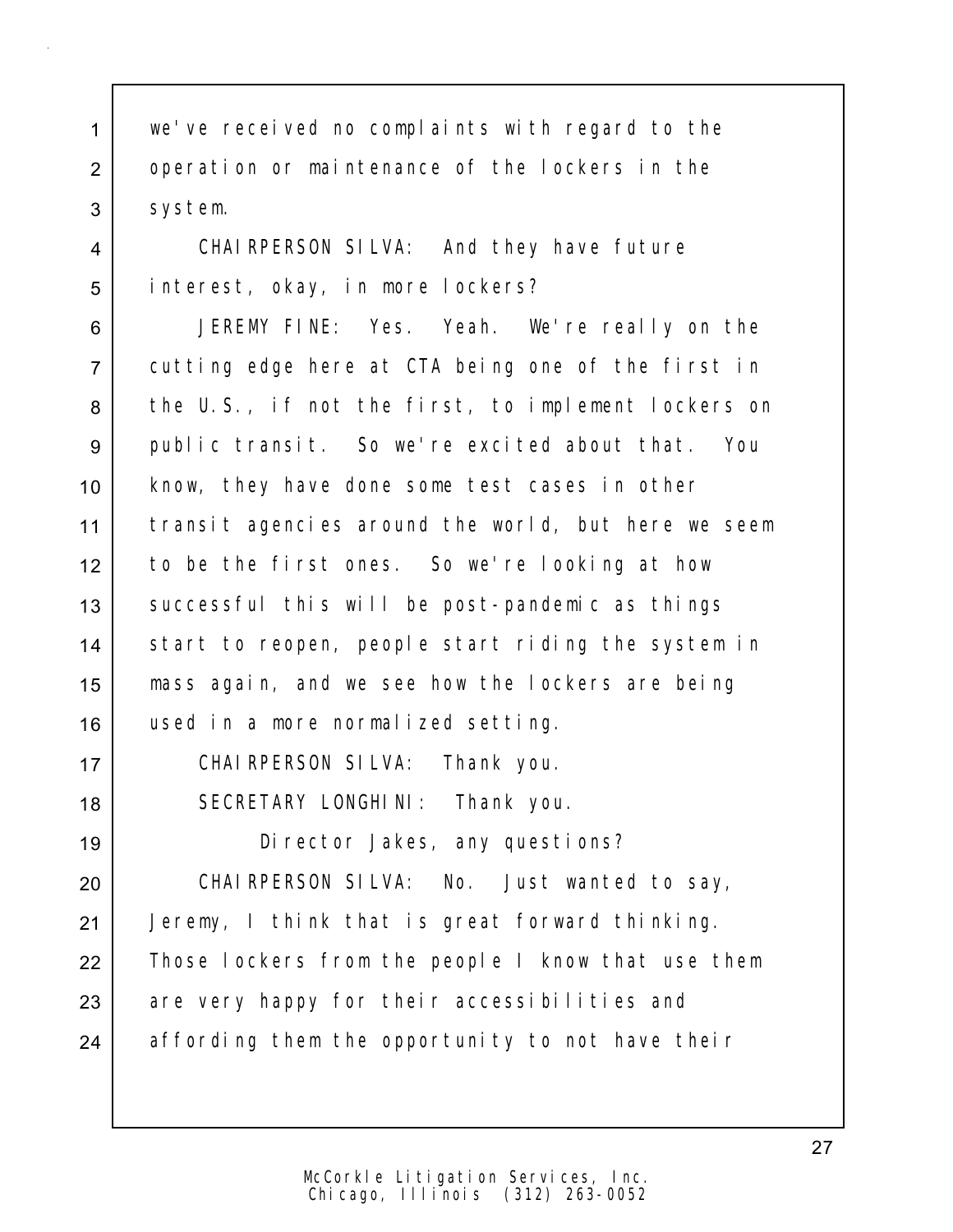we've received no complaints with regard to the operation or maintenance of the lockers in the system.

CHAIRPERSON SILVA: And they have future interest, okay, in more lockers?

JEREMY FINE: Yes. Yeah. We're really on the cutting edge here at CTA being one of the first in the U.S., if not the first, to implement lockers on public transit. So we're excited about that. You know, they have done some test cases in other transit agencies around the world, but here we seem to be the first ones. So we're looking at how successful this will be post-pandemic as things start to reopen, people start riding the system in mass again, and we see how the lockers are being used in a more normalized setting.

CHAIRPERSON SILVA: Thank you.

SECRETARY LONGHINI: Thank you.

Director Jakes, any questions?

CHAIRPERSON SILVA: No. Just wanted to say, Jeremy, I think that is great forward thinking. Those lockers from the people I know that use them are very happy for their accessibilities and affording them the opportunity to not have their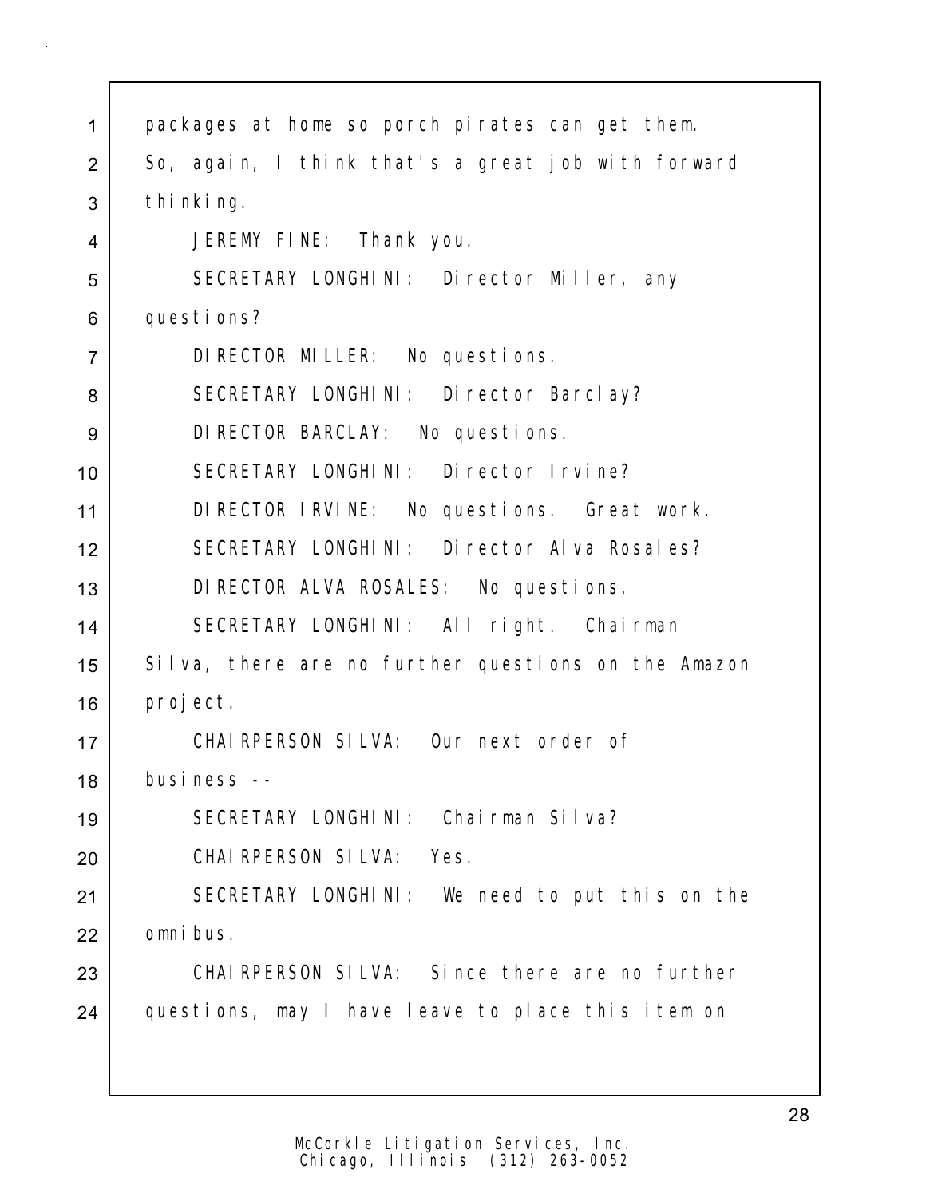packages at home so porch pirates can get them. So, again, I think that's a great job with forward thinking.

JEREMY FINE: Thank you.

SECRETARY LONGHINI: Director Miller, any questions?

DIRECTOR MILLER: No questions.

SECRETARY LONGHINI: Director Barclay?

DIRECTOR BARCLAY: No questions.

SECRETARY LONGHINI: Director Irvine?

DIRECTOR IRVINE: No questions. Great work.

SECRETARY LONGHINI: Director Alva Rosales?

DIRECTOR ALVA ROSALES: No questions.

SECRETARY LONGHINI: All right. Chairman Silva, there are no further questions on the Amazon project.

CHAIRPERSON SILVA: Our next order of business --

SECRETARY LONGHINI: Chairman Silva?

CHAIRPERSON SILVA: Yes.

SECRETARY LONGHINI: We need to put this on the omnibus.

CHAIRPERSON SILVA: Since there are no further questions, may I have leave to place this item on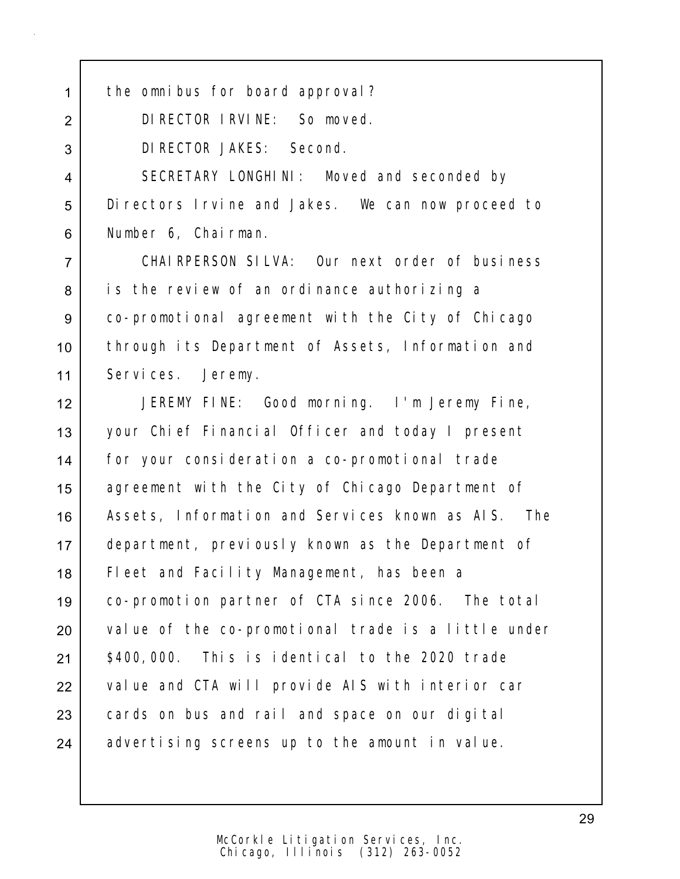the omnibus for board approval?

DIRECTOR IRVINE: So moved.

DIRECTOR JAKES: Second.

SECRETARY LONGHINI: Moved and seconded by Directors Irvine and Jakes. We can now proceed to Number 6, Chairman.

CHAIRPERSON SILVA: Our next order of business is the review of an ordinance authorizing a co-promotional agreement with the City of Chicago through its Department of Assets, Information and Services. Jeremy.

JEREMY FINE: Good morning. I'm Jeremy Fine, your Chief Financial Officer and today I present for your consideration a co-promotional trade agreement with the City of Chicago Department of Assets, Information and Services known as AIS. The department, previously known as the Department of Fleet and Facility Management, has been a co-promotion partner of CTA since 2006. The total value of the co-promotional trade is a little under $400,000. This is identical to the 2020 trade value and CTA will provide AIS with interior car cards on bus and rail and space on our digital advertising screens up to the amount in value.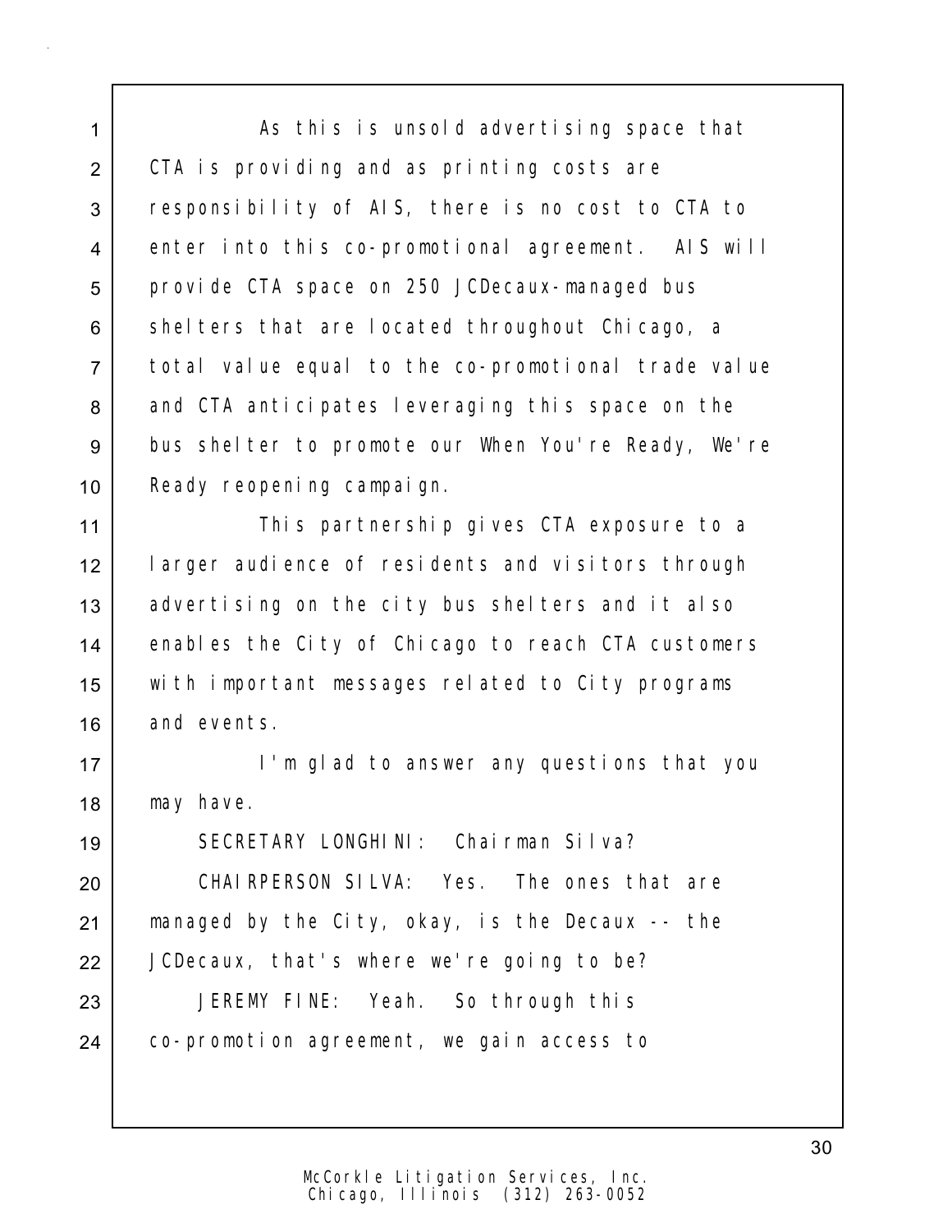As this is unsold advertising space that CTA is providing and as printing costs are responsibility of AIS, there is no cost to CTA to enter into this co-promotional agreement. AIS will provide CTA space on 250 JCDecaux-managed bus shelters that are located throughout Chicago, a total value equal to the co-promotional trade value and CTA anticipates leveraging this space on the bus shelter to promote our When You're Ready, We're Ready reopening campaign.

This partnership gives CTA exposure to a larger audience of residents and visitors through advertising on the city bus shelters and it also enables the City of Chicago to reach CTA customers with important messages related to City programs and events.

I'm glad to answer any questions that you may have.

SECRETARY LONGHINI: Chairman Silva?

CHAIRPERSON SILVA: Yes. The ones that are managed by the City, okay, is the Decaux -- the JCDecaux, that's where we're going to be?

JEREMY FINE: Yeah. So through this co-promotion agreement, we gain access to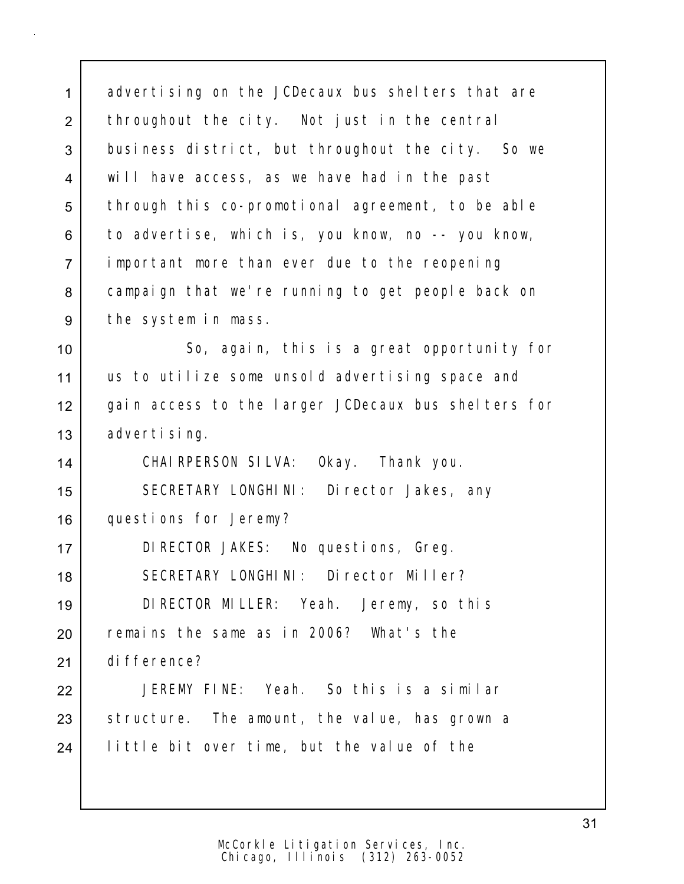advertising on the JCDecaux bus shelters that are throughout the city. Not just in the central business district, but throughout the city. So we will have access, as we have had in the past through this co-promotional agreement, to be able to advertise, which is, you know, no -- you know, important more than ever due to the reopening campaign that we're running to get people back on the system in mass.

So, again, this is a great opportunity for us to utilize some unsold advertising space and gain access to the larger JCDecaux bus shelters for advertising.

CHAIRPERSON SILVA: Okay. Thank you.

SECRETARY LONGHINI: Director Jakes, any questions for Jeremy?

DIRECTOR JAKES: No questions, Greg.

SECRETARY LONGHINI: Director Miller?

DIRECTOR MILLER: Yeah. Jeremy, so this remains the same as in 2006? What's the difference?

JEREMY FINE: Yeah. So this is a similar structure. The amount, the value, has grown a little bit over time, but the value of the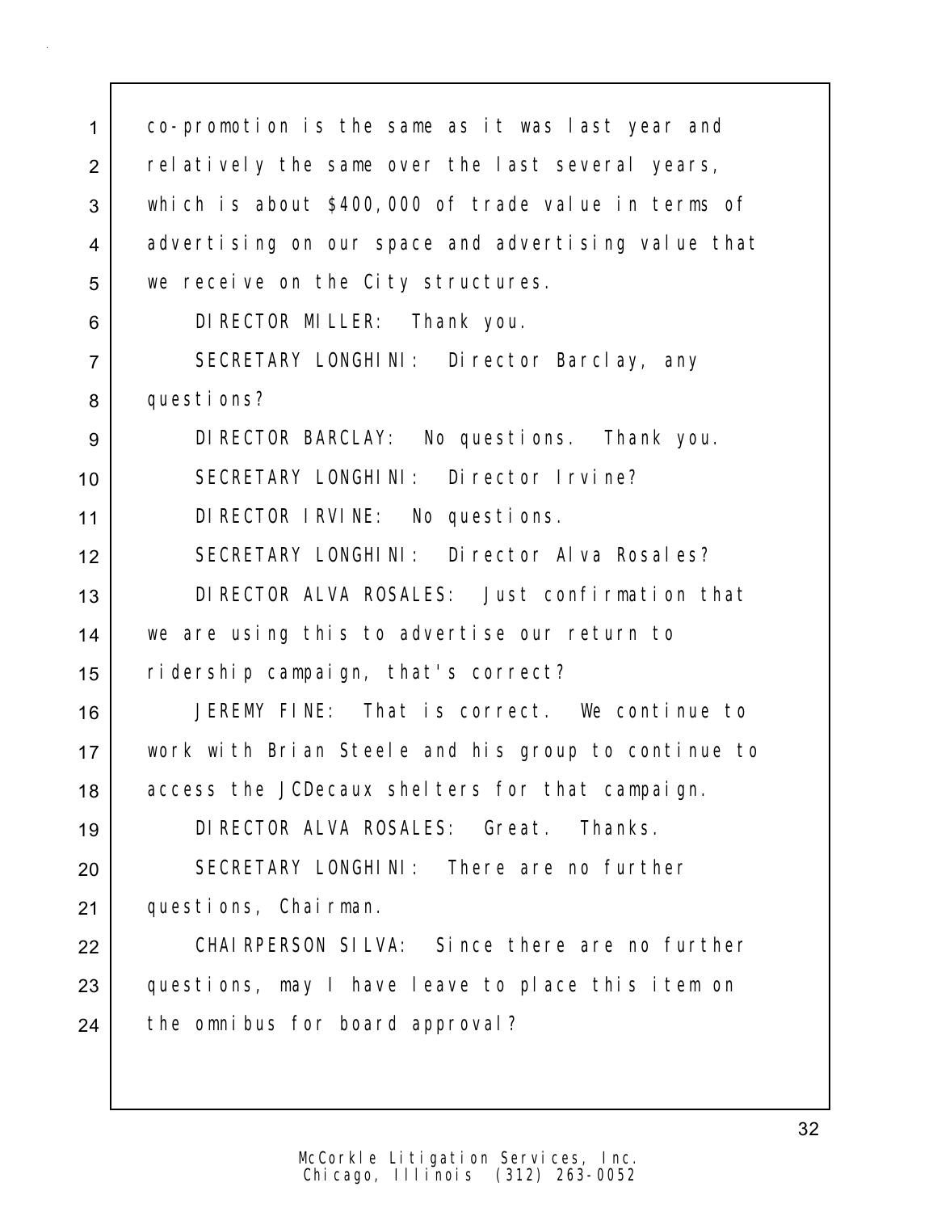co-promotion is the same as it was last year and relatively the same over the last several years, which is about $400,000 of trade value in terms of advertising on our space and advertising value that we receive on the City structures.

DIRECTOR MILLER: Thank you.

SECRETARY LONGHINI: Director Barclay, any questions?

DIRECTOR BARCLAY: No questions. Thank you.

SECRETARY LONGHINI: Director Irvine?

DIRECTOR IRVINE: No questions.

SECRETARY LONGHINI: Director Alva Rosales?

DIRECTOR ALVA ROSALES: Just confirmation that we are using this to advertise our return to ridership campaign, that's correct?

JEREMY FINE: That is correct. We continue to work with Brian Steele and his group to continue to access the JCDecaux shelters for that campaign.

DIRECTOR ALVA ROSALES: Great. Thanks.

SECRETARY LONGHINI: There are no further questions, Chairman.

CHAIRPERSON SILVA: Since there are no further questions, may I have leave to place this item on the omnibus for board approval?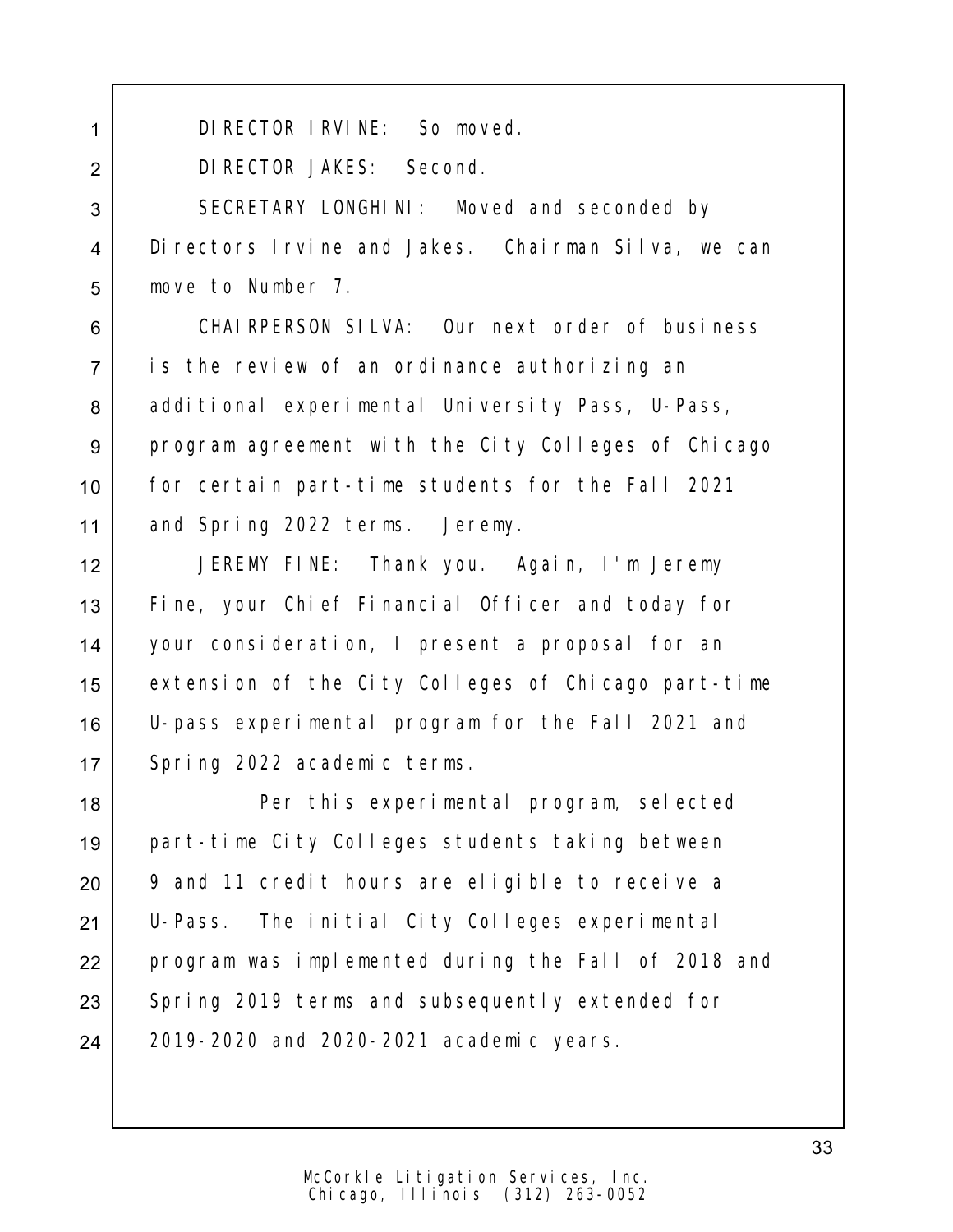DIRECTOR IRVINE: So moved.

DIRECTOR JAKES: Second.

SECRETARY LONGHINI: Moved and seconded by Directors Irvine and Jakes. Chairman Silva, we can move to Number 7.

CHAIRPERSON SILVA: Our next order of business is the review of an ordinance authorizing an additional experimental University Pass, U-Pass, program agreement with the City Colleges of Chicago for certain part-time students for the Fall 2021 and Spring 2022 terms. Jeremy.

JEREMY FINE: Thank you. Again, I'm Jeremy Fine, your Chief Financial Officer and today for your consideration, I present a proposal for an extension of the City Colleges of Chicago part-time U-pass experimental program for the Fall 2021 and Spring 2022 academic terms.

Per this experimental program, selected part-time City Colleges students taking between 9 and 11 credit hours are eligible to receive a U-Pass. The initial City Colleges experimental program was implemented during the Fall of 2018 and Spring 2019 terms and subsequently extended for 2019-2020 and 2020-2021 academic years.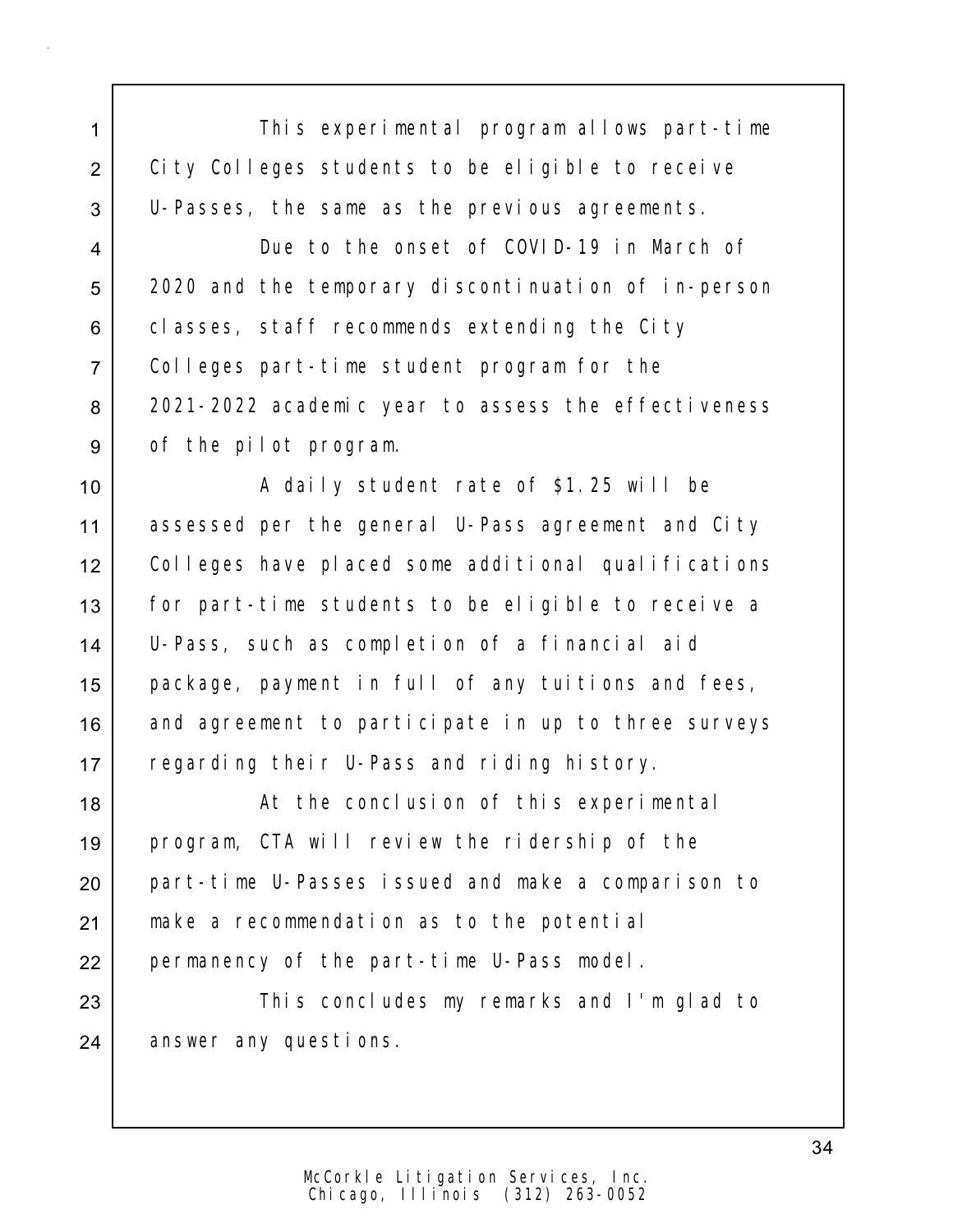This experimental program allows part-time City Colleges students to be eligible to receive U-Passes, the same as the previous agreements.

Due to the onset of COVID-19 in March of 2020 and the temporary discontinuation of in-person classes, staff recommends extending the City Colleges part-time student program for the 2021-2022 academic year to assess the effectiveness of the pilot program.

A daily student rate of $1.25 will be assessed per the general U-Pass agreement and City Colleges have placed some additional qualifications for part-time students to be eligible to receive a U-Pass, such as completion of a financial aid package, payment in full of any tuitions and fees, and agreement to participate in up to three surveys regarding their U-Pass and riding history.

At the conclusion of this experimental program, CTA will review the ridership of the part-time U-Passes issued and make a comparison to make a recommendation as to the potential permanency of the part-time U-Pass model.

This concludes my remarks and I'm glad to answer any questions.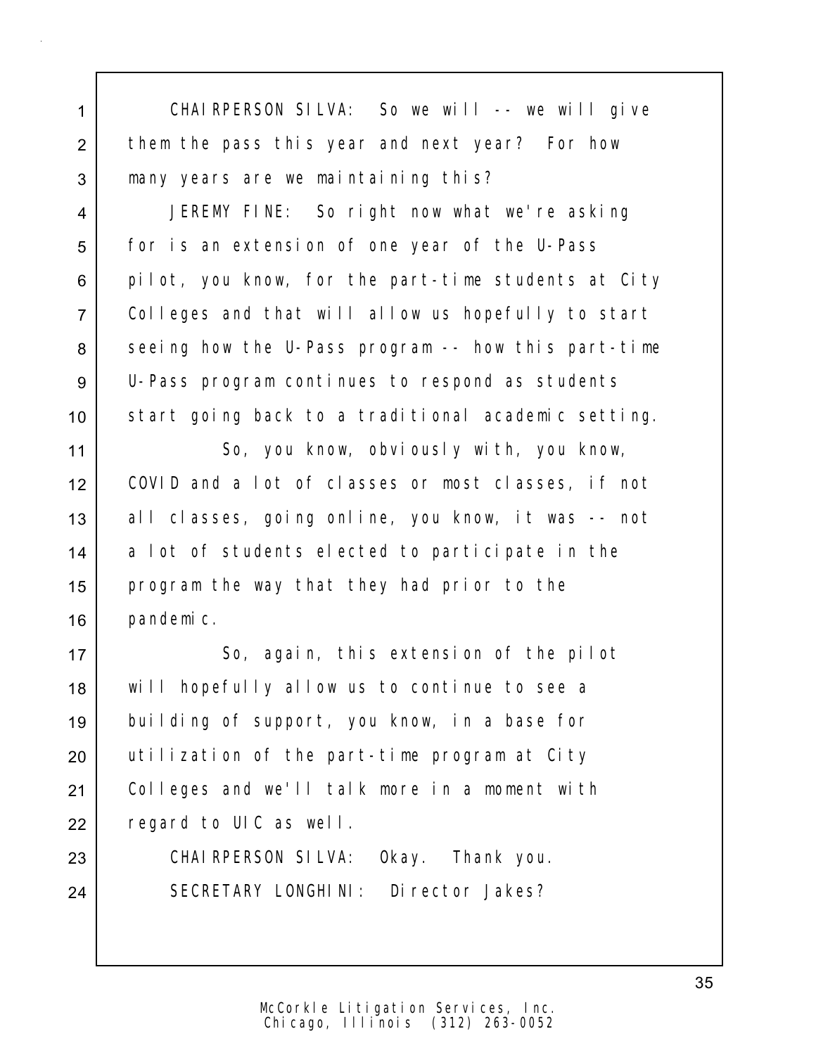CHAIRPERSON SILVA: So we will -- we will give them the pass this year and next year? For how many years are we maintaining this?

JEREMY FINE: So right now what we're asking for is an extension of one year of the U-Pass pilot, you know, for the part-time students at City Colleges and that will allow us hopefully to start seeing how the U-Pass program -- how this part-time U-Pass program continues to respond as students start going back to a traditional academic setting.

So, you know, obviously with, you know, COVID and a lot of classes or most classes, if not all classes, going online, you know, it was -- not a lot of students elected to participate in the program the way that they had prior to the pandemic.

So, again, this extension of the pilot will hopefully allow us to continue to see a building of support, you know, in a base for utilization of the part-time program at City Colleges and we'll talk more in a moment with regard to UIC as well.

CHAIRPERSON SILVA: Okay. Thank you.

SECRETARY LONGHINI: Director Jakes?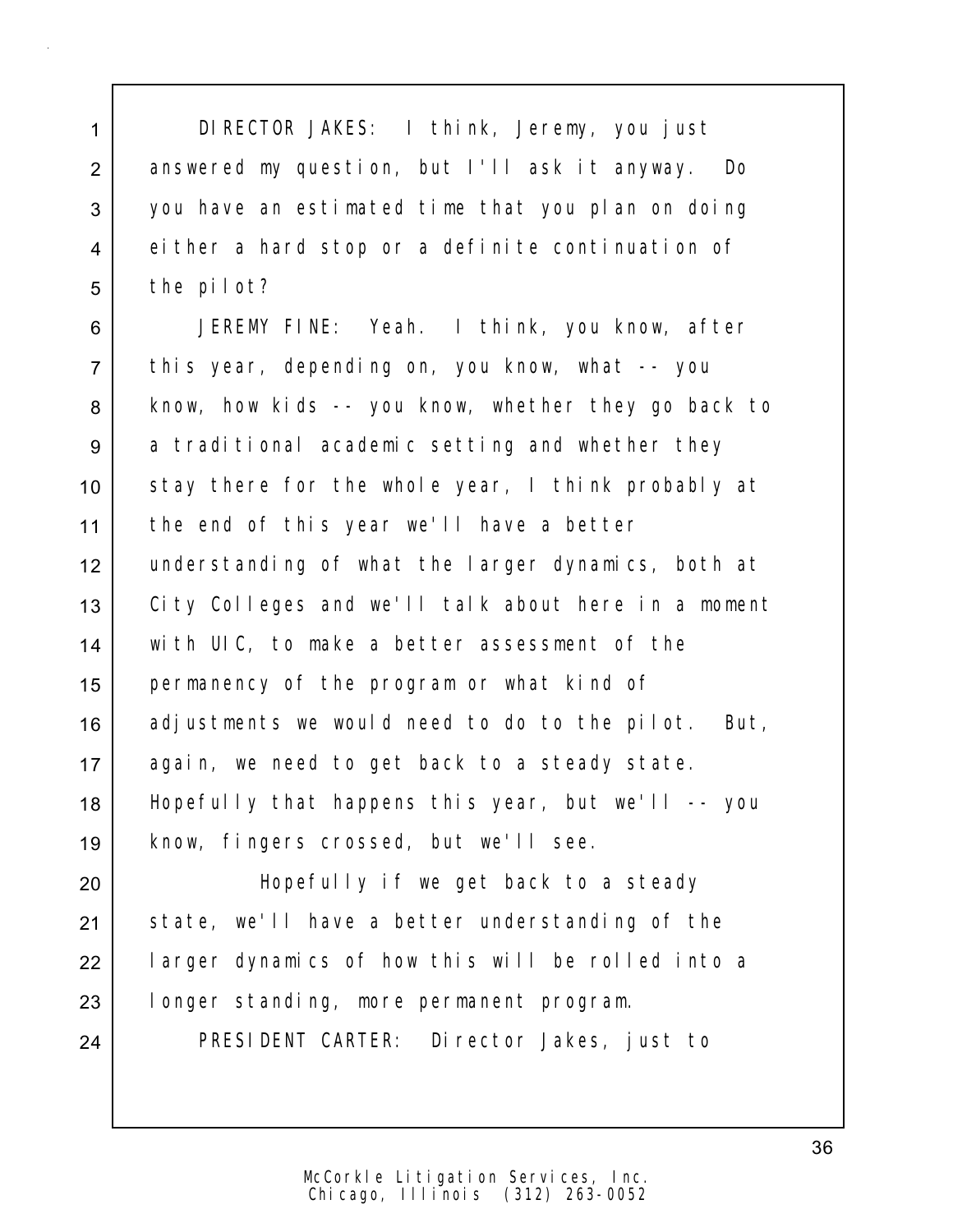DIRECTOR JAKES: I think, Jeremy, you just answered my question, but I'll ask it anyway. Do you have an estimated time that you plan on doing either a hard stop or a definite continuation of the pilot?

JEREMY FINE: Yeah. I think, you know, after this year, depending on, you know, what -- you know, how kids -- you know, whether they go back to a traditional academic setting and whether they stay there for the whole year, I think probably at the end of this year we'll have a better understanding of what the larger dynamics, both at City Colleges and we'll talk about here in a moment with UIC, to make a better assessment of the permanency of the program or what kind of adjustments we would need to do to the pilot. But, again, we need to get back to a steady state. Hopefully that happens this year, but we'll -- you know, fingers crossed, but we'll see.

Hopefully if we get back to a steady state, we'll have a better understanding of the larger dynamics of how this will be rolled into a longer standing, more permanent program.

PRESIDENT CARTER: Director Jakes, just to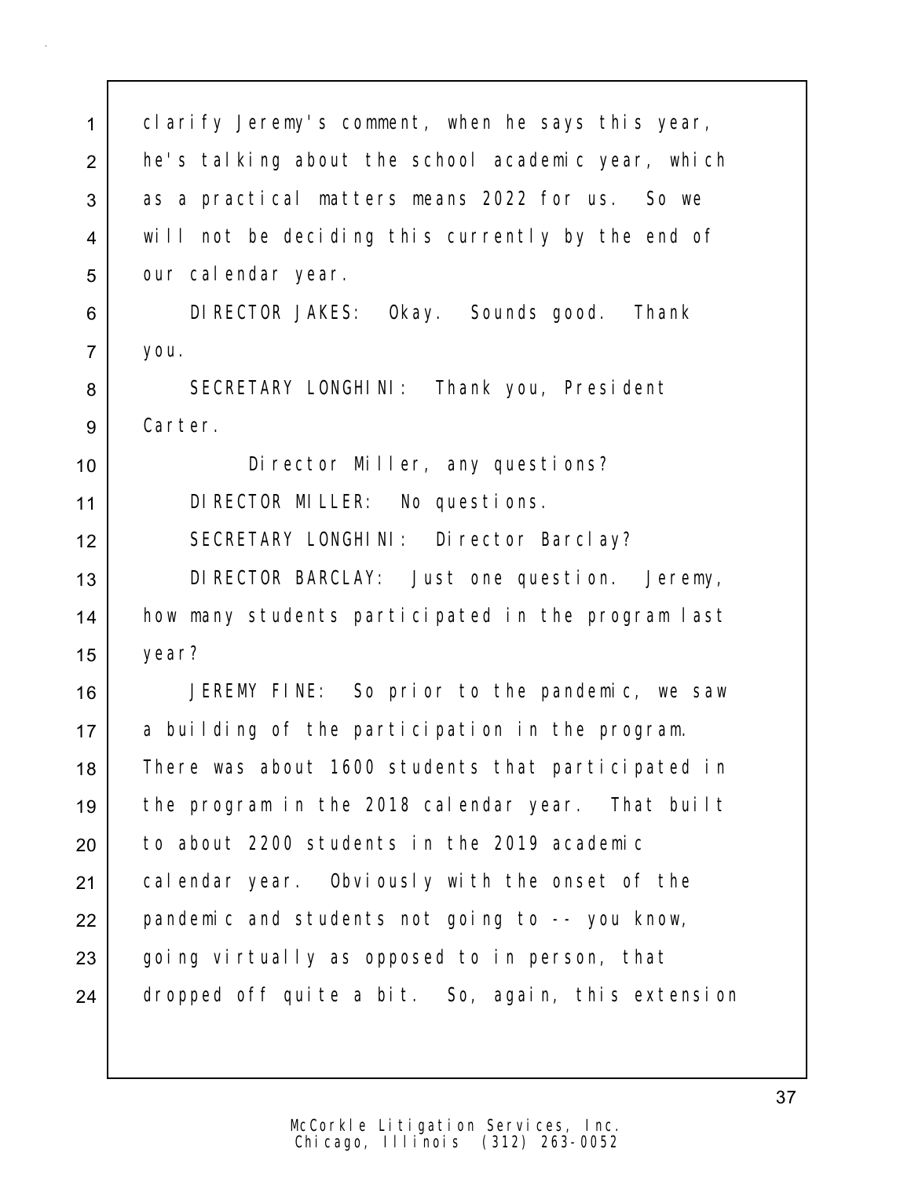clarify Jeremy's comment, when he says this year, he's talking about the school academic year, which as a practical matters means 2022 for us. So we will not be deciding this currently by the end of our calendar year.

DIRECTOR JAKES: Okay. Sounds good. Thank you.

SECRETARY LONGHINI: Thank you, President Carter.

Director Miller, any questions?

DIRECTOR MILLER: No questions.

SECRETARY LONGHINI: Director Barclay?

DIRECTOR BARCLAY: Just one question. Jeremy, how many students participated in the program last year?

JEREMY FINE: So prior to the pandemic, we saw a building of the participation in the program. There was about 1600 students that participated in the program in the 2018 calendar year. That built to about 2200 students in the 2019 academic calendar year. Obviously with the onset of the pandemic and students not going to -- you know, going virtually as opposed to in person, that dropped off quite a bit. So, again, this extension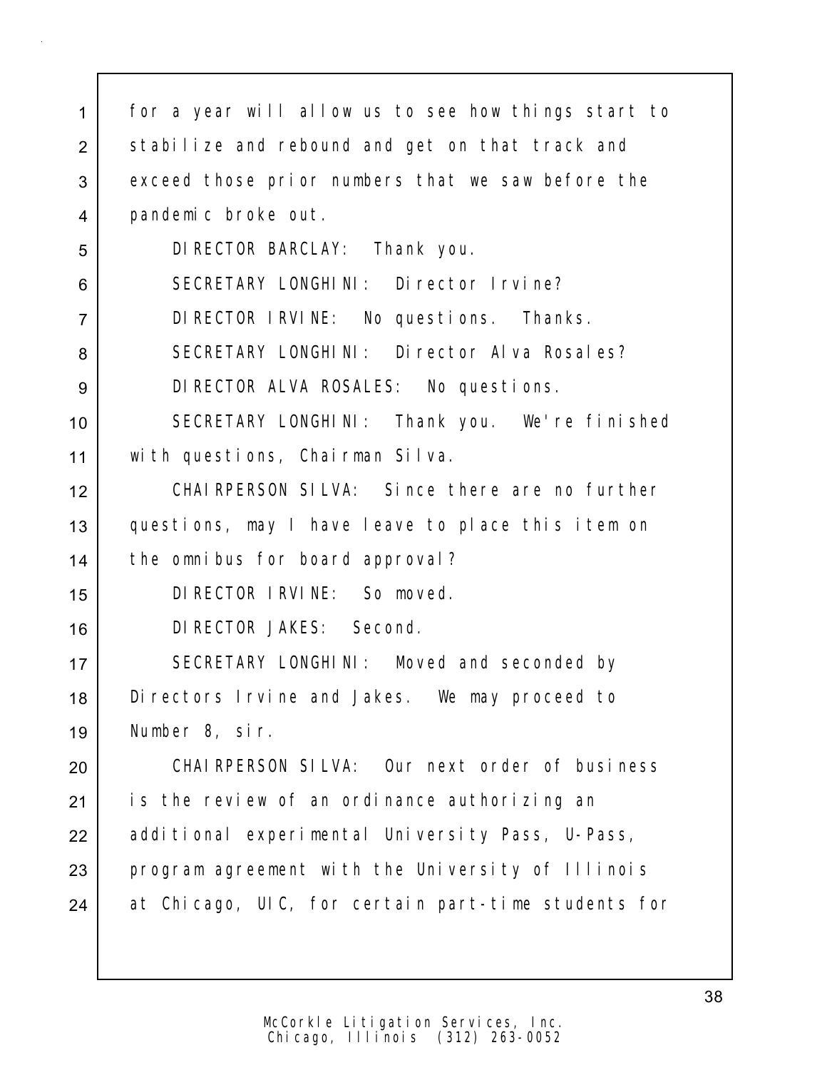for a year will allow us to see how things start to stabilize and rebound and get on that track and exceed those prior numbers that we saw before the pandemic broke out.

DIRECTOR BARCLAY: Thank you.

SECRETARY LONGHINI: Director Irvine?

DIRECTOR IRVINE: No questions. Thanks.

SECRETARY LONGHINI: Director Alva Rosales?

DIRECTOR ALVA ROSALES: No questions.

SECRETARY LONGHINI: Thank you. We're finished with questions, Chairman Silva.

CHAIRPERSON SILVA: Since there are no further questions, may I have leave to place this item on the omnibus for board approval?

DIRECTOR IRVINE: So moved.

DIRECTOR JAKES: Second.

SECRETARY LONGHINI: Moved and seconded by Directors Irvine and Jakes. We may proceed to Number 8, sir.

CHAIRPERSON SILVA: Our next order of business is the review of an ordinance authorizing an additional experimental University Pass, U-Pass, program agreement with the University of Illinois at Chicago, UIC, for certain part-time students for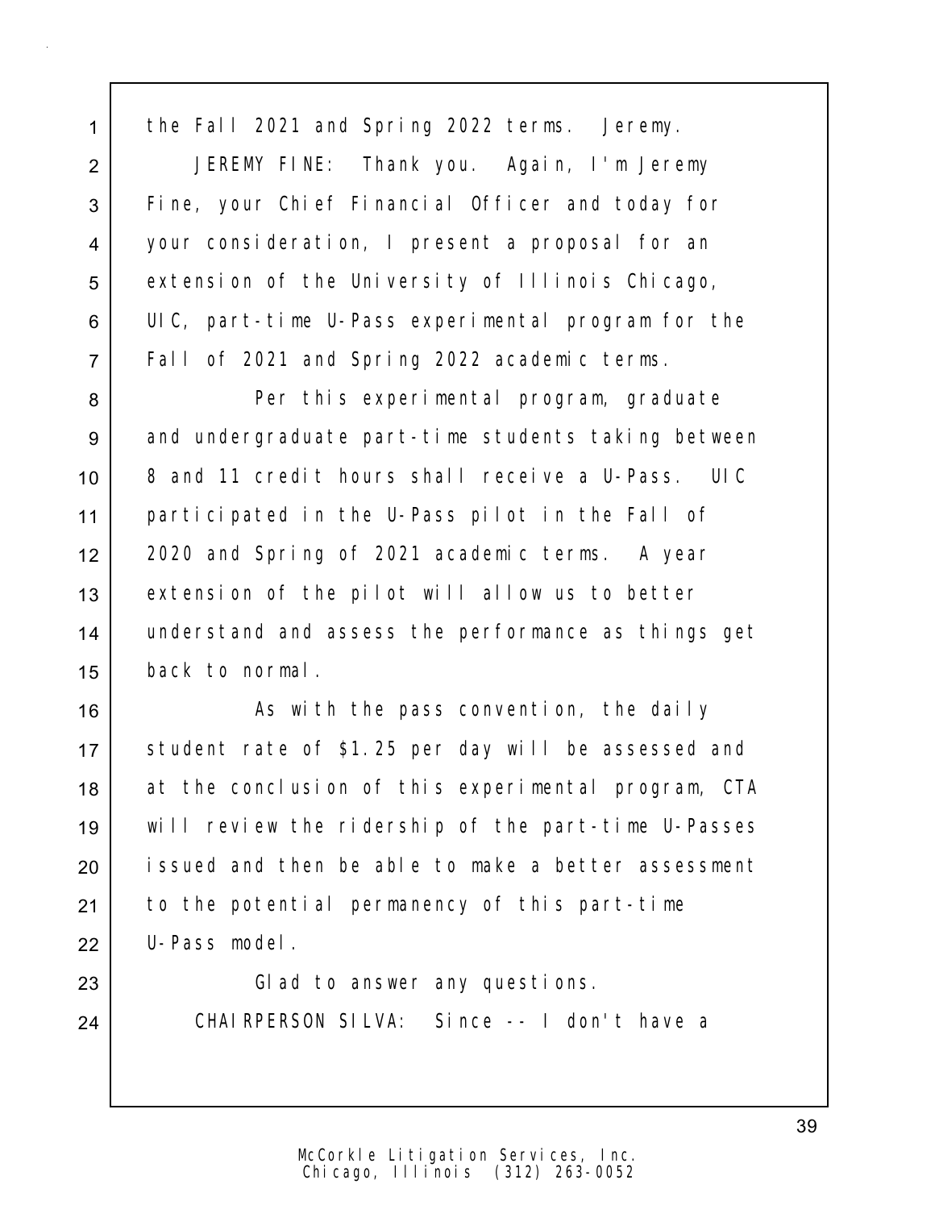the Fall 2021 and Spring 2022 terms. Jeremy.

JEREMY FINE: Thank you. Again, I'm Jeremy Fine, your Chief Financial Officer and today for your consideration, I present a proposal for an extension of the University of Illinois Chicago, UIC, part-time U-Pass experimental program for the Fall of 2021 and Spring 2022 academic terms.

Per this experimental program, graduate and undergraduate part-time students taking between 8 and 11 credit hours shall receive a U-Pass. UIC participated in the U-Pass pilot in the Fall of 2020 and Spring of 2021 academic terms. A year extension of the pilot will allow us to better understand and assess the performance as things get back to normal.

As with the pass convention, the daily student rate of $1.25 per day will be assessed and at the conclusion of this experimental program, CTA will review the ridership of the part-time U-Passes issued and then be able to make a better assessment to the potential permanency of this part-time U-Pass model.

Glad to answer any questions.

CHAIRPERSON SILVA: Since -- I don't have a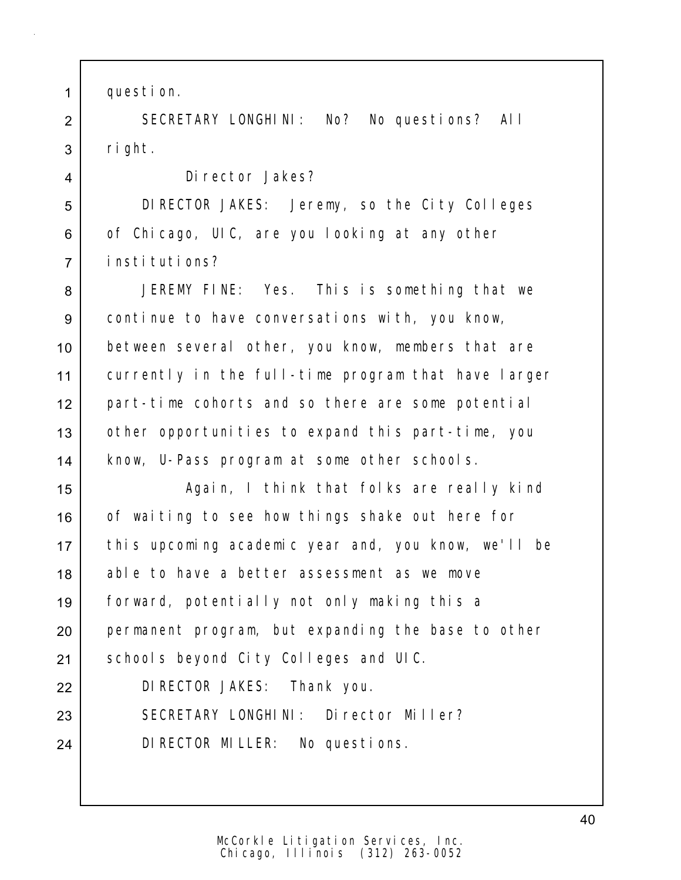question.

SECRETARY LONGHINI: No? No questions? All right.

Director Jakes?

DIRECTOR JAKES: Jeremy, so the City Colleges of Chicago, UIC, are you looking at any other institutions?

JEREMY FINE: Yes. This is something that we continue to have conversations with, you know, between several other, you know, members that are currently in the full-time program that have larger part-time cohorts and so there are some potential other opportunities to expand this part-time, you know, U-Pass program at some other schools.

Again, I think that folks are really kind of waiting to see how things shake out here for this upcoming academic year and, you know, we'll be able to have a better assessment as we move forward, potentially not only making this a permanent program, but expanding the base to other schools beyond City Colleges and UIC.

DIRECTOR JAKES: Thank you.

SECRETARY LONGHINI: Director Miller?

DIRECTOR MILLER: No questions.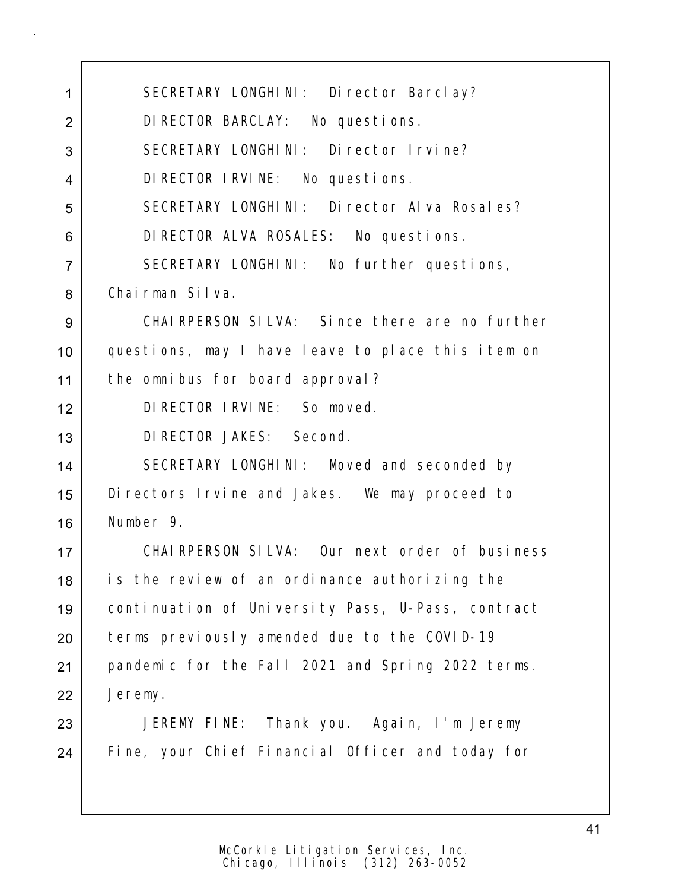SECRETARY LONGHINI: Director Barclay?

DIRECTOR BARCLAY: No questions.

SECRETARY LONGHINI: Director Irvine?

DIRECTOR IRVINE: No questions.

SECRETARY LONGHINI: Director Alva Rosales?

DIRECTOR ALVA ROSALES: No questions.

SECRETARY LONGHINI: No further questions, Chairman Silva.

CHAIRPERSON SILVA: Since there are no further questions, may I have leave to place this item on the omnibus for board approval?

DIRECTOR IRVINE: So moved.

DIRECTOR JAKES: Second.

SECRETARY LONGHINI: Moved and seconded by Directors Irvine and Jakes. We may proceed to Number 9.

CHAIRPERSON SILVA: Our next order of business is the review of an ordinance authorizing the continuation of University Pass, U-Pass, contract terms previously amended due to the COVID-19 pandemic for the Fall 2021 and Spring 2022 terms. Jeremy.

JEREMY FINE: Thank you. Again, I'm Jeremy Fine, your Chief Financial Officer and today for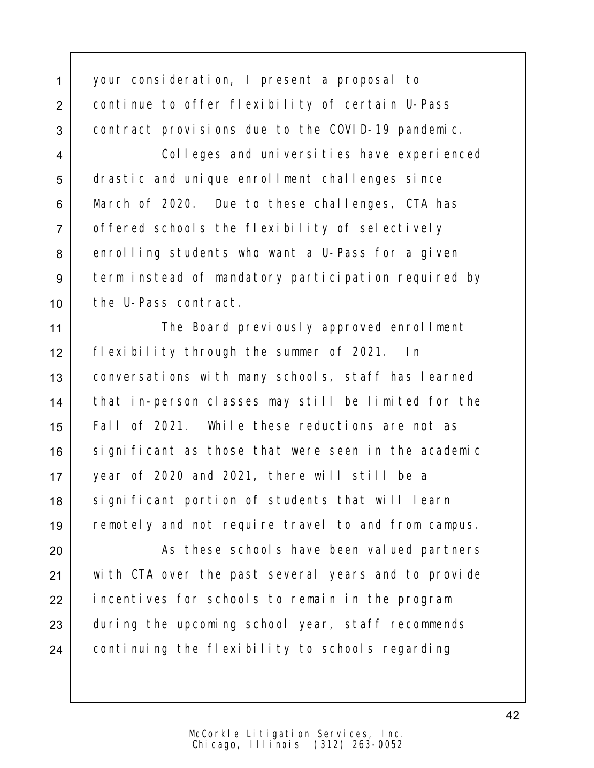your consideration, I present a proposal to continue to offer flexibility of certain U-Pass contract provisions due to the COVID-19 pandemic.

Colleges and universities have experienced drastic and unique enrollment challenges since March of 2020. Due to these challenges, CTA has offered schools the flexibility of selectively enrolling students who want a U-Pass for a given term instead of mandatory participation required by the U-Pass contract.

The Board previously approved enrollment flexibility through the summer of 2021. In conversations with many schools, staff has learned that in-person classes may still be limited for the Fall of 2021. While these reductions are not as significant as those that were seen in the academic year of 2020 and 2021, there will still be a significant portion of students that will learn remotely and not require travel to and from campus.

As these schools have been valued partners with CTA over the past several years and to provide incentives for schools to remain in the program during the upcoming school year, staff recommends continuing the flexibility to schools regarding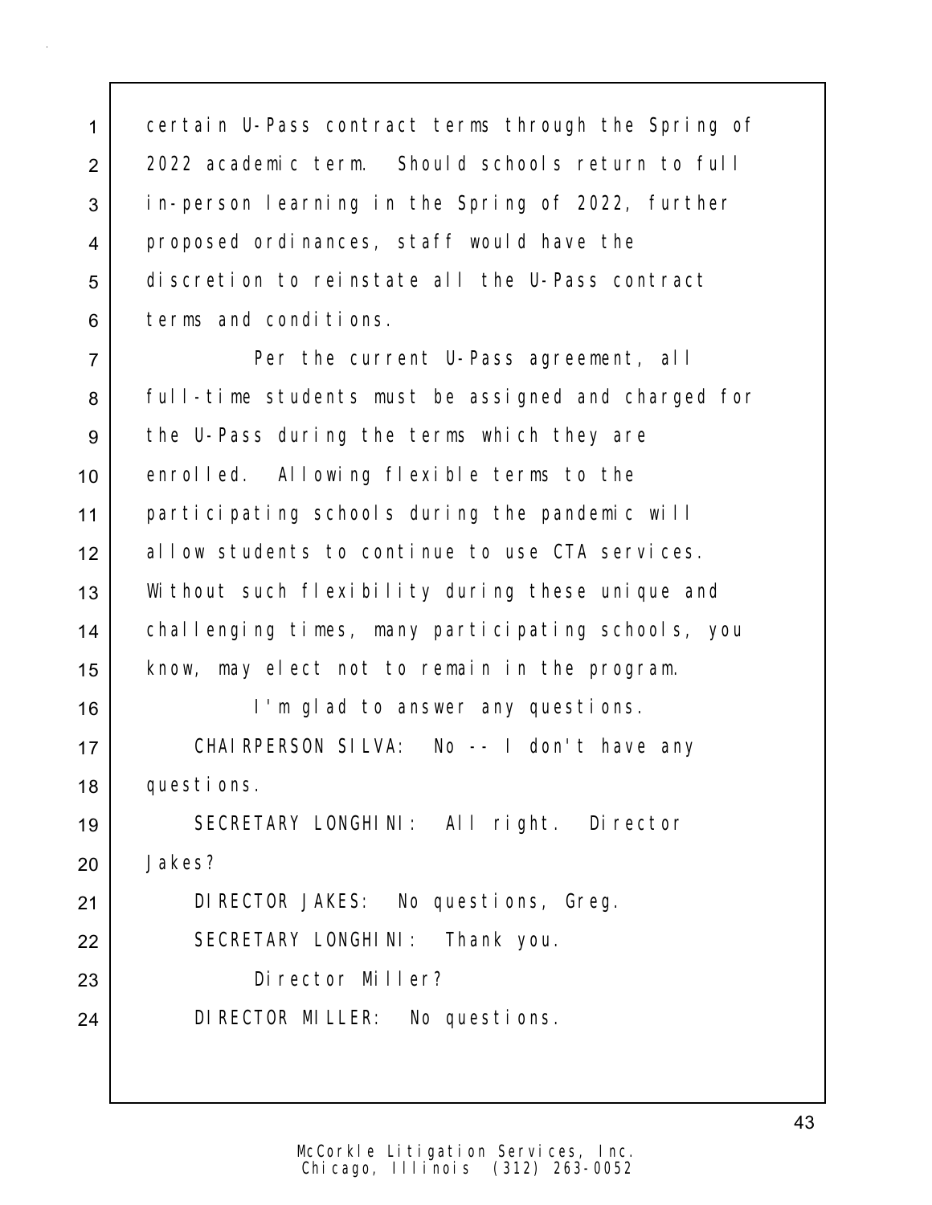certain U-Pass contract terms through the Spring of 2022 academic term. Should schools return to full in-person learning in the Spring of 2022, further proposed ordinances, staff would have the discretion to reinstate all the U-Pass contract terms and conditions.

Per the current U-Pass agreement, all full-time students must be assigned and charged for the U-Pass during the terms which they are enrolled. Allowing flexible terms to the participating schools during the pandemic will allow students to continue to use CTA services. Without such flexibility during these unique and challenging times, many participating schools, you know, may elect not to remain in the program.

I'm glad to answer any questions.

CHAIRPERSON SILVA: No -- I don't have any questions.

SECRETARY LONGHINI: All right. Director Jakes?

DIRECTOR JAKES: No questions, Greg.

SECRETARY LONGHINI: Thank you.

Director Miller?

DIRECTOR MILLER: No questions.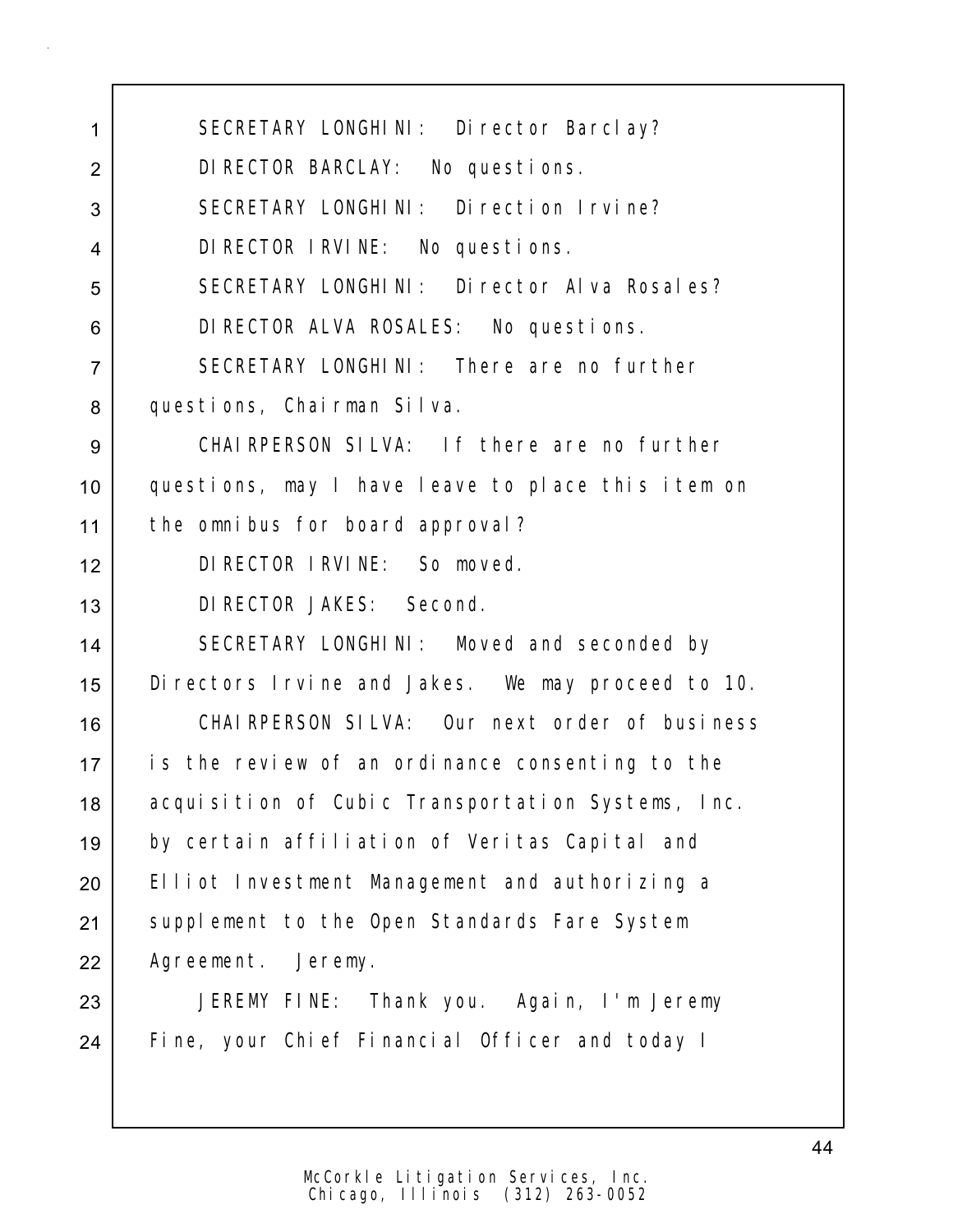SECRETARY LONGHINI: Director Barclay?

DIRECTOR BARCLAY: No questions.

SECRETARY LONGHINI: Direction Irvine?

DIRECTOR IRVINE: No questions.

SECRETARY LONGHINI: Director Alva Rosales?

DIRECTOR ALVA ROSALES: No questions.

SECRETARY LONGHINI: There are no further questions, Chairman Silva.

CHAIRPERSON SILVA: If there are no further questions, may I have leave to place this item on the omnibus for board approval?

DIRECTOR IRVINE: So moved.

DIRECTOR JAKES: Second.

SECRETARY LONGHINI: Moved and seconded by Directors Irvine and Jakes. We may proceed to 10.

CHAIRPERSON SILVA: Our next order of business is the review of an ordinance consenting to the acquisition of Cubic Transportation Systems, Inc. by certain affiliation of Veritas Capital and Elliot Investment Management and authorizing a supplement to the Open Standards Fare System Agreement. Jeremy.

JEREMY FINE: Thank you. Again, I'm Jeremy Fine, your Chief Financial Officer and today I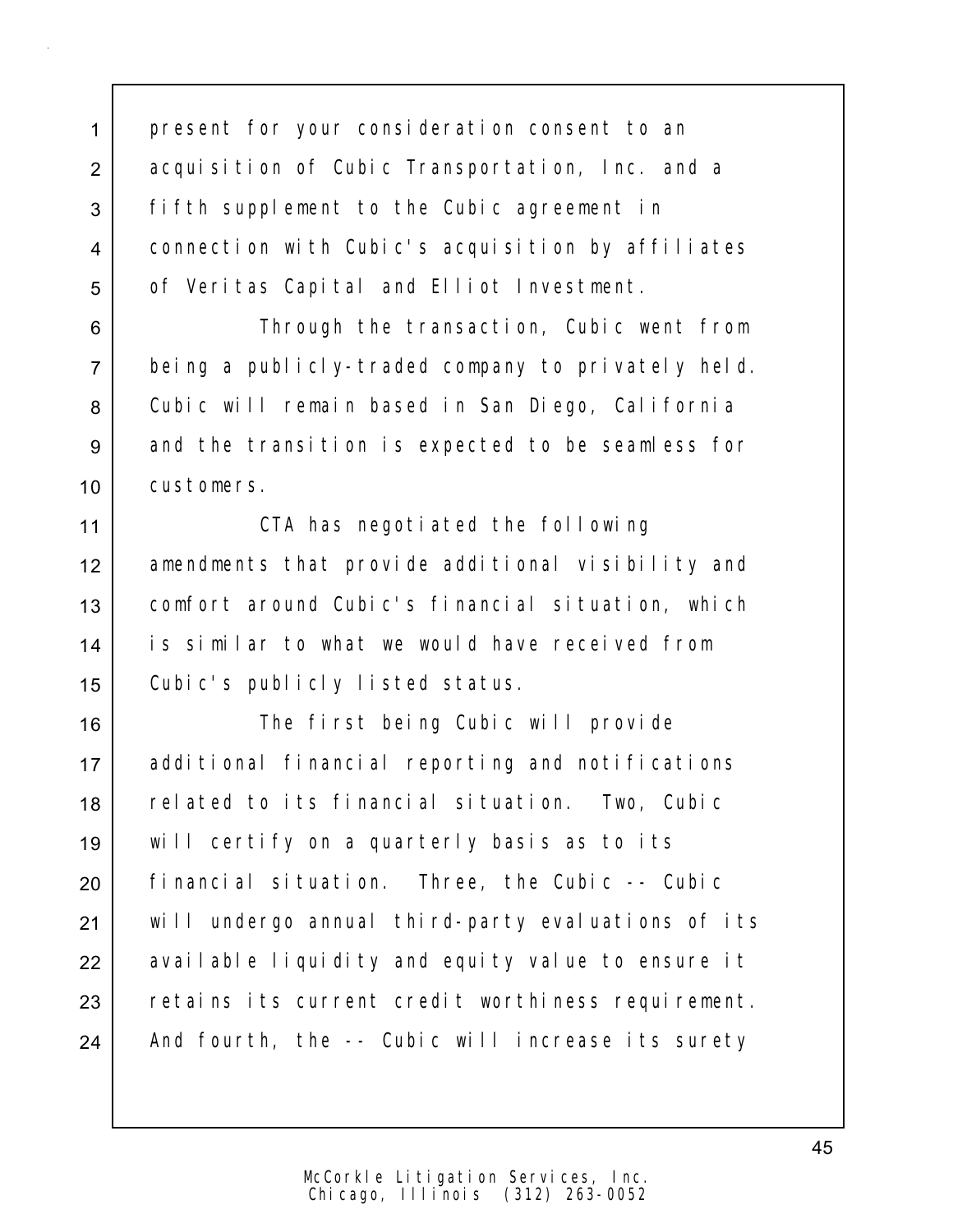present for your consideration consent to an acquisition of Cubic Transportation, Inc. and a fifth supplement to the Cubic agreement in connection with Cubic's acquisition by affiliates of Veritas Capital and Elliot Investment.

Through the transaction, Cubic went from being a publicly-traded company to privately held. Cubic will remain based in San Diego, California and the transition is expected to be seamless for customers.

CTA has negotiated the following amendments that provide additional visibility and comfort around Cubic's financial situation, which is similar to what we would have received from Cubic's publicly listed status.

The first being Cubic will provide additional financial reporting and notifications related to its financial situation. Two, Cubic will certify on a quarterly basis as to its financial situation. Three, the Cubic -- Cubic will undergo annual third-party evaluations of its available liquidity and equity value to ensure it retains its current credit worthiness requirement. And fourth, the -- Cubic will increase its surety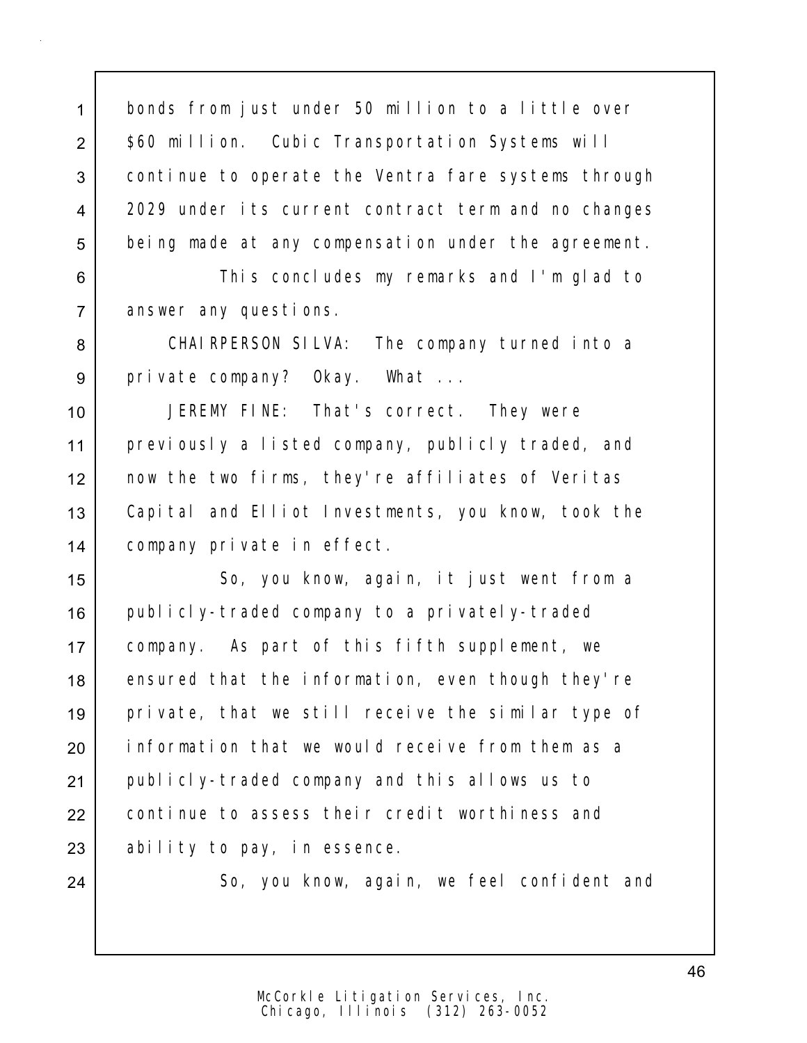bonds from just under 50 million to a little over $60 million. Cubic Transportation Systems will continue to operate the Ventra fare systems through 2029 under its current contract term and no changes being made at any compensation under the agreement.

This concludes my remarks and I'm glad to answer any questions.

CHAIRPERSON SILVA: The company turned into a private company? Okay. What ...

JEREMY FINE: That's correct. They were previously a listed company, publicly traded, and now the two firms, they're affiliates of Veritas Capital and Elliot Investments, you know, took the company private in effect.

So, you know, again, it just went from a publicly-traded company to a privately-traded company. As part of this fifth supplement, we ensured that the information, even though they're private, that we still receive the similar type of information that we would receive from them as a publicly-traded company and this allows us to continue to assess their credit worthiness and ability to pay, in essence.

So, you know, again, we feel confident and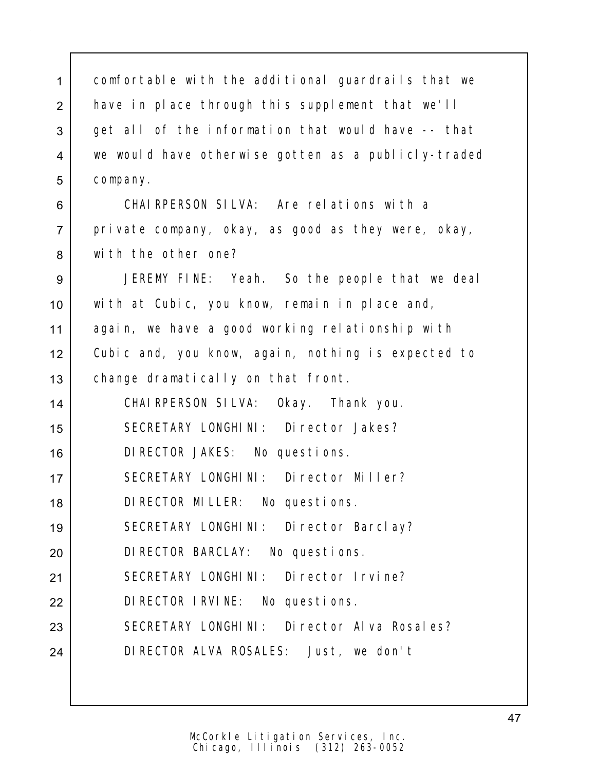comfortable with the additional guardrails that we have in place through this supplement that we'll get all of the information that would have -- that we would have otherwise gotten as a publicly-traded company.

CHAIRPERSON SILVA: Are relations with a private company, okay, as good as they were, okay, with the other one?

JEREMY FINE: Yeah. So the people that we deal with at Cubic, you know, remain in place and, again, we have a good working relationship with Cubic and, you know, again, nothing is expected to change dramatically on that front.

CHAIRPERSON SILVA: Okay. Thank you.

SECRETARY LONGHINI: Director Jakes?

DIRECTOR JAKES: No questions.

SECRETARY LONGHINI: Director Miller?

DIRECTOR MILLER: No questions.

SECRETARY LONGHINI: Director Barclay?

DIRECTOR BARCLAY: No questions.

SECRETARY LONGHINI: Director Irvine?

DIRECTOR IRVINE: No questions.

SECRETARY LONGHINI: Director Alva Rosales?

DIRECTOR ALVA ROSALES: Just, we don't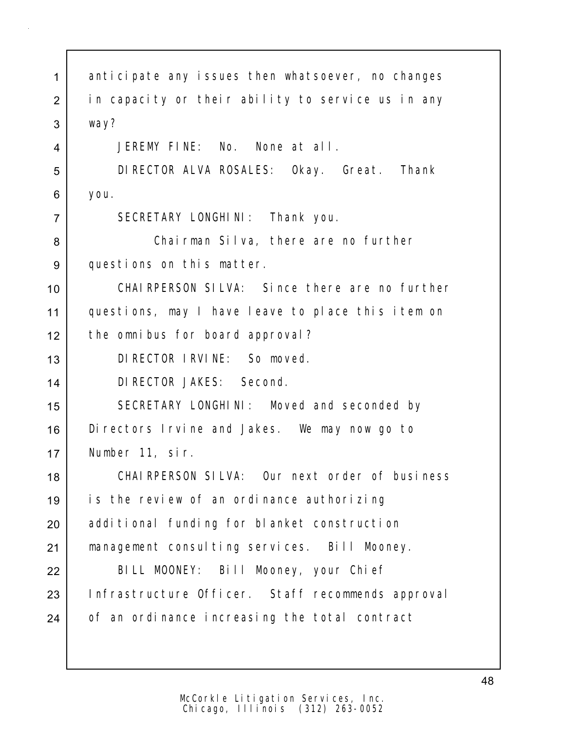anticipate any issues then whatsoever, no changes in capacity or their ability to service us in any way?

JEREMY FINE: No. None at all.

DIRECTOR ALVA ROSALES: Okay. Great. Thank you.

SECRETARY LONGHINI: Thank you.

Chairman Silva, there are no further questions on this matter.

CHAIRPERSON SILVA: Since there are no further questions, may I have leave to place this item on the omnibus for board approval?

DIRECTOR IRVINE: So moved.

DIRECTOR JAKES: Second.

SECRETARY LONGHINI: Moved and seconded by Directors Irvine and Jakes. We may now go to Number 11, sir.

CHAIRPERSON SILVA: Our next order of business is the review of an ordinance authorizing additional funding for blanket construction management consulting services. Bill Mooney.

BILL MOONEY: Bill Mooney, your Chief Infrastructure Officer. Staff recommends approval of an ordinance increasing the total contract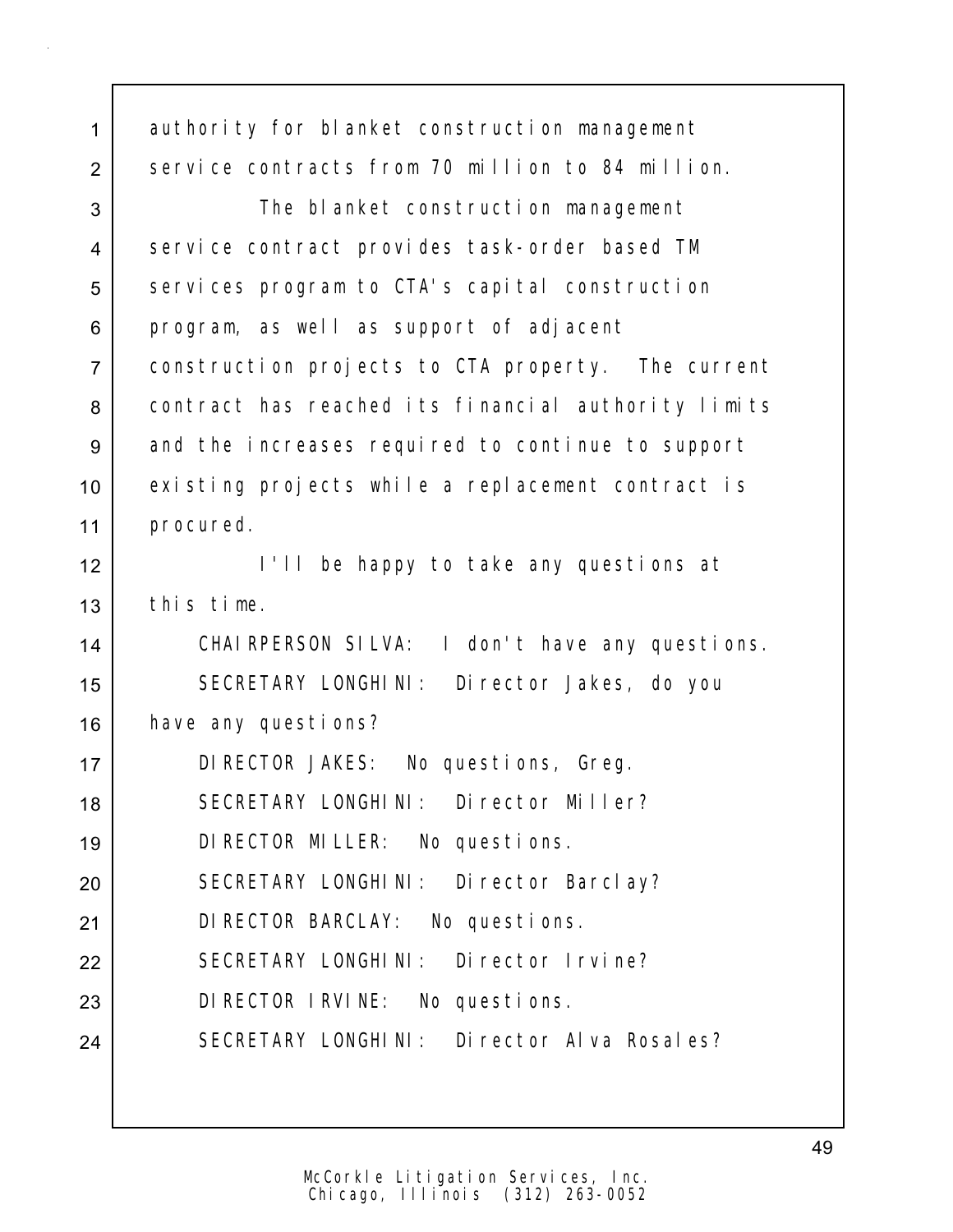authority for blanket construction management service contracts from 70 million to 84 million.

The blanket construction management service contract provides task-order based TM services program to CTA's capital construction program, as well as support of adjacent construction projects to CTA property. The current contract has reached its financial authority limits and the increases required to continue to support existing projects while a replacement contract is procured.

I'll be happy to take any questions at this time.

CHAIRPERSON SILVA: I don't have any questions.

SECRETARY LONGHINI: Director Jakes, do you have any questions?

DIRECTOR JAKES: No questions, Greg.

SECRETARY LONGHINI: Director Miller?

DIRECTOR MILLER: No questions.

SECRETARY LONGHINI: Director Barclay?

DIRECTOR BARCLAY: No questions.

SECRETARY LONGHINI: Director Irvine?

DIRECTOR IRVINE: No questions.

SECRETARY LONGHINI: Director Alva Rosales?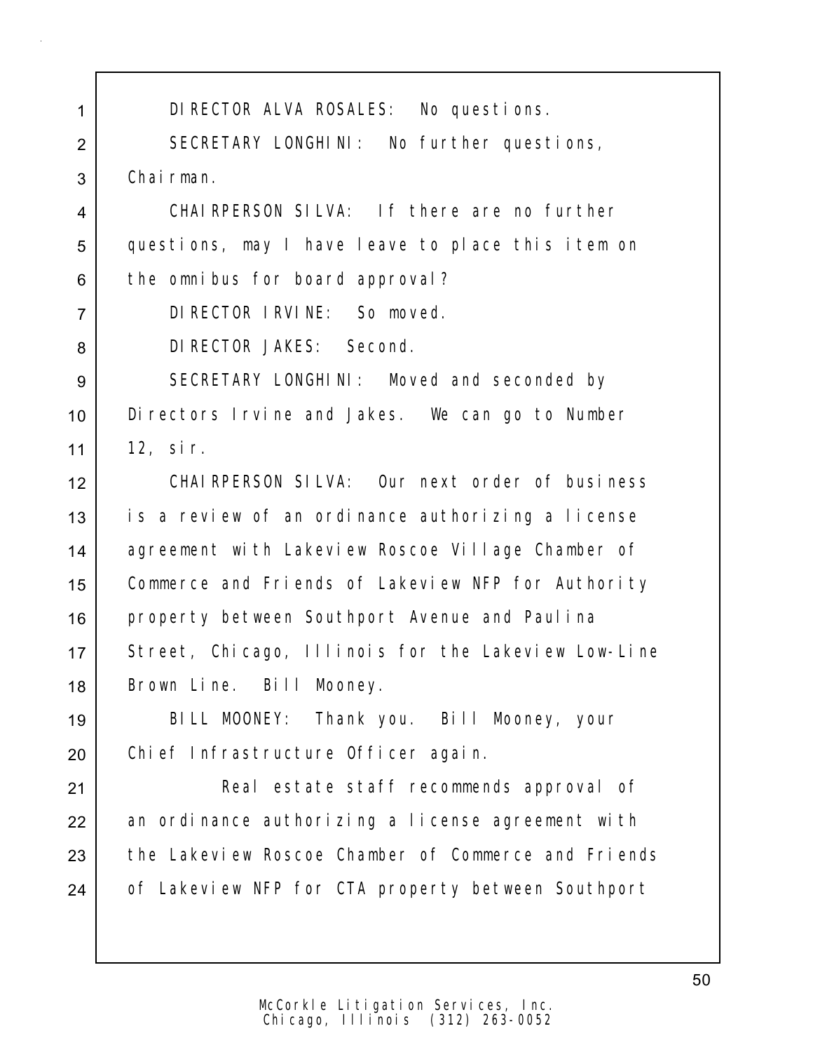DIRECTOR ALVA ROSALES: No questions.

SECRETARY LONGHINI: No further questions, Chairman.

CHAIRPERSON SILVA: If there are no further questions, may I have leave to place this item on the omnibus for board approval?

DIRECTOR IRVINE: So moved.

DIRECTOR JAKES: Second.

SECRETARY LONGHINI: Moved and seconded by Directors Irvine and Jakes. We can go to Number 12, sir.

CHAIRPERSON SILVA: Our next order of business is a review of an ordinance authorizing a license agreement with Lakeview Roscoe Village Chamber of Commerce and Friends of Lakeview NFP for Authority property between Southport Avenue and Paulina Street, Chicago, Illinois for the Lakeview Low-Line Brown Line. Bill Mooney.

BILL MOONEY: Thank you. Bill Mooney, your Chief Infrastructure Officer again.

Real estate staff recommends approval of an ordinance authorizing a license agreement with the Lakeview Roscoe Chamber of Commerce and Friends of Lakeview NFP for CTA property between Southport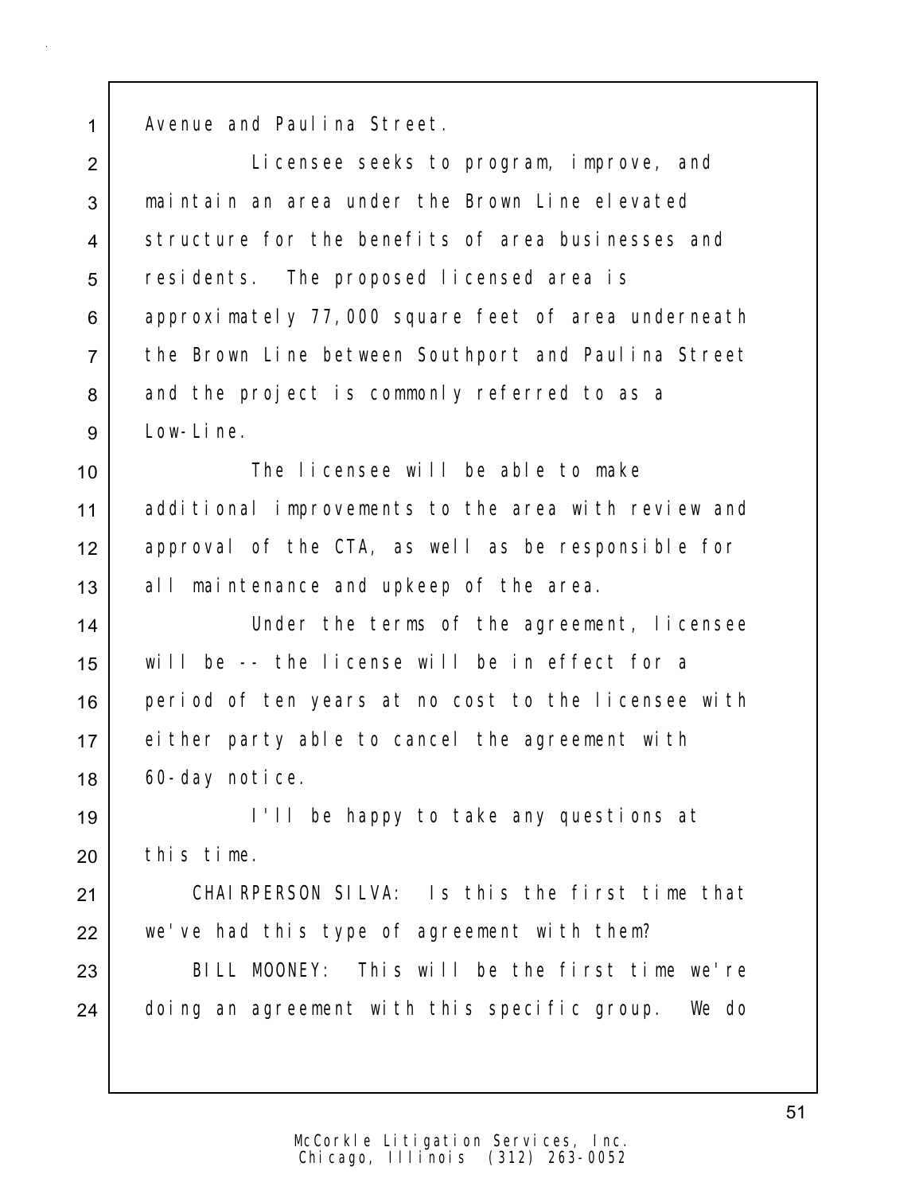Avenue and Paulina Street.

Licensee seeks to program, improve, and maintain an area under the Brown Line elevated structure for the benefits of area businesses and residents. The proposed licensed area is approximately 77,000 square feet of area underneath the Brown Line between Southport and Paulina Street and the project is commonly referred to as a Low-Line.

The licensee will be able to make additional improvements to the area with review and approval of the CTA, as well as be responsible for all maintenance and upkeep of the area.

Under the terms of the agreement, licensee will be -- the license will be in effect for a period of ten years at no cost to the licensee with either party able to cancel the agreement with 60-day notice.

I'll be happy to take any questions at this time.

CHAIRPERSON SILVA: Is this the first time that we've had this type of agreement with them?

BILL MOONEY: This will be the first time we're doing an agreement with this specific group. We do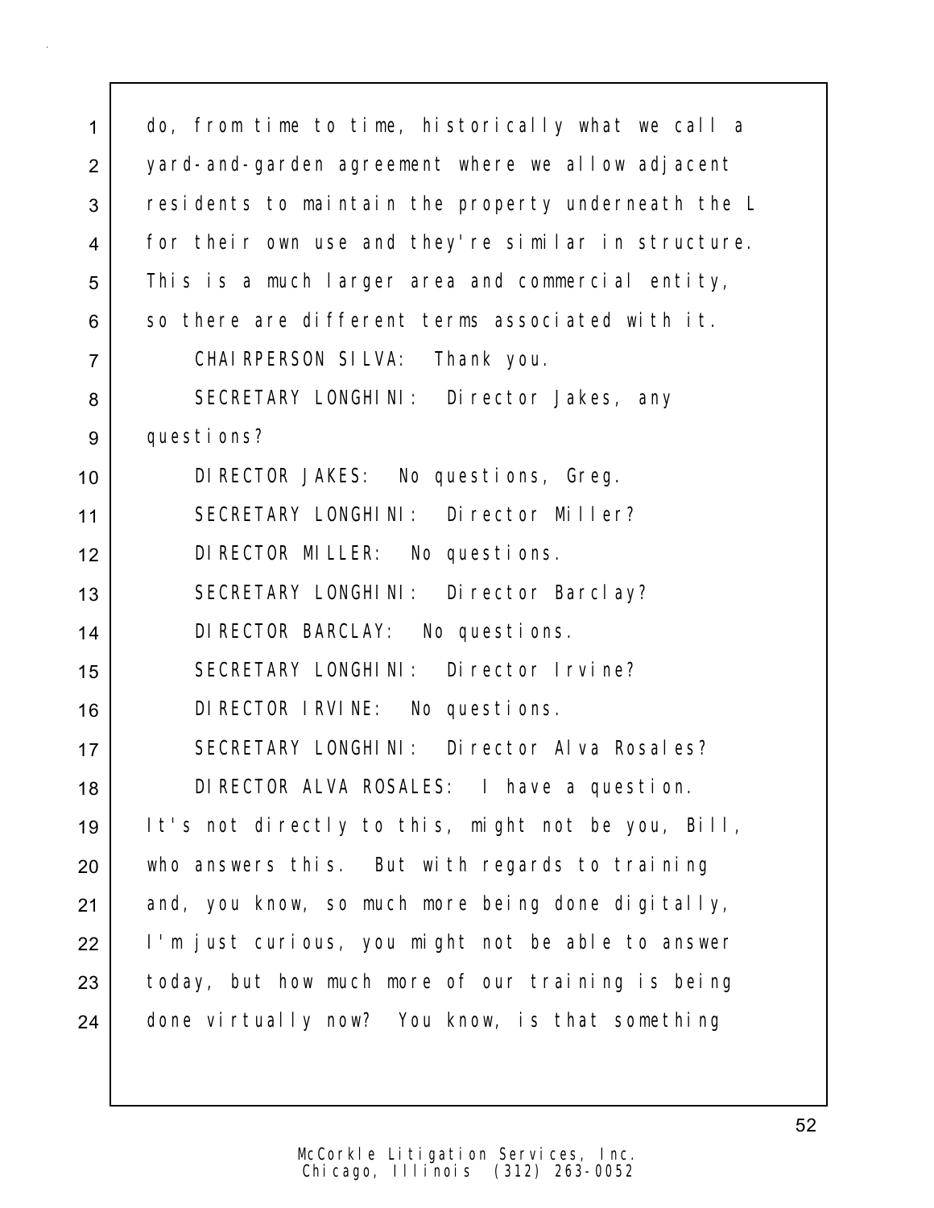do, from time to time, historically what we call a yard-and-garden agreement where we allow adjacent residents to maintain the property underneath the L for their own use and they're similar in structure. This is a much larger area and commercial entity, so there are different terms associated with it.

CHAIRPERSON SILVA: Thank you.

SECRETARY LONGHINI: Director Jakes, any questions?

DIRECTOR JAKES: No questions, Greg.

SECRETARY LONGHINI: Director Miller?

DIRECTOR MILLER: No questions.

SECRETARY LONGHINI: Director Barclay?

DIRECTOR BARCLAY: No questions.

SECRETARY LONGHINI: Director Irvine?

DIRECTOR IRVINE: No questions.

SECRETARY LONGHINI: Director Alva Rosales?

DIRECTOR ALVA ROSALES: I have a question. It's not directly to this, might not be you, Bill, who answers this. But with regards to training and, you know, so much more being done digitally, I'm just curious, you might not be able to answer today, but how much more of our training is being done virtually now? You know, is that something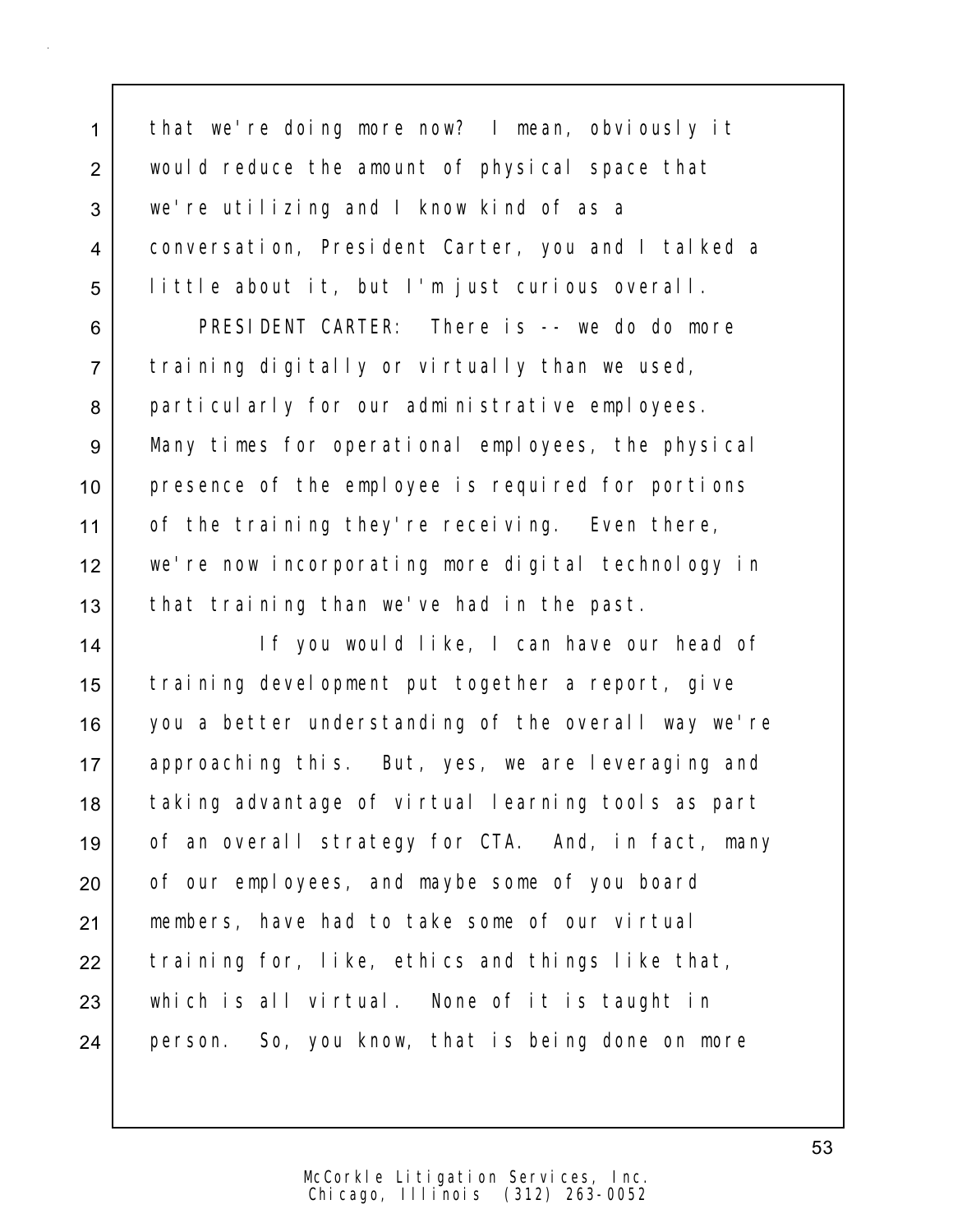that we're doing more now? I mean, obviously it would reduce the amount of physical space that we're utilizing and I know kind of as a conversation, President Carter, you and I talked a little about it, but I'm just curious overall.

PRESIDENT CARTER: There is -- we do do more training digitally or virtually than we used, particularly for our administrative employees. Many times for operational employees, the physical presence of the employee is required for portions of the training they're receiving. Even there, we're now incorporating more digital technology in that training than we've had in the past.

If you would like, I can have our head of training development put together a report, give you a better understanding of the overall way we're approaching this. But, yes, we are leveraging and taking advantage of virtual learning tools as part of an overall strategy for CTA. And, in fact, many of our employees, and maybe some of you board members, have had to take some of our virtual training for, like, ethics and things like that, which is all virtual. None of it is taught in person. So, you know, that is being done on more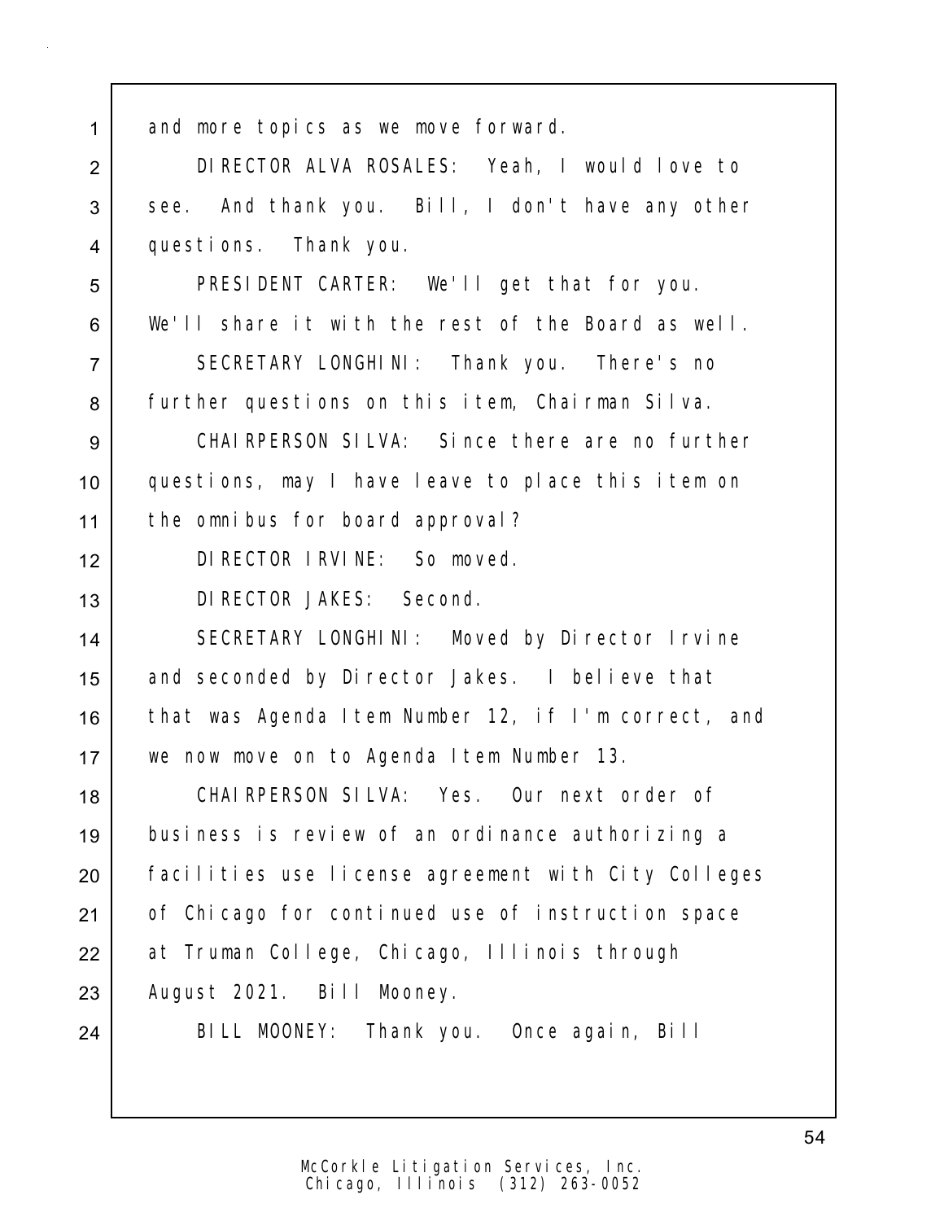and more topics as we move forward.

DIRECTOR ALVA ROSALES: Yeah, I would love to see. And thank you. Bill, I don't have any other questions. Thank you.

PRESIDENT CARTER: We'll get that for you. We'll share it with the rest of the Board as well.

SECRETARY LONGHINI: Thank you. There's no further questions on this item, Chairman Silva.

CHAIRPERSON SILVA: Since there are no further questions, may I have leave to place this item on the omnibus for board approval?

DIRECTOR IRVINE: So moved.

DIRECTOR JAKES: Second.

SECRETARY LONGHINI: Moved by Director Irvine and seconded by Director Jakes. I believe that that was Agenda Item Number 12, if I'm correct, and we now move on to Agenda Item Number 13.

CHAIRPERSON SILVA: Yes. Our next order of business is review of an ordinance authorizing a facilities use license agreement with City Colleges of Chicago for continued use of instruction space at Truman College, Chicago, Illinois through August 2021. Bill Mooney.

BILL MOONEY: Thank you. Once again, Bill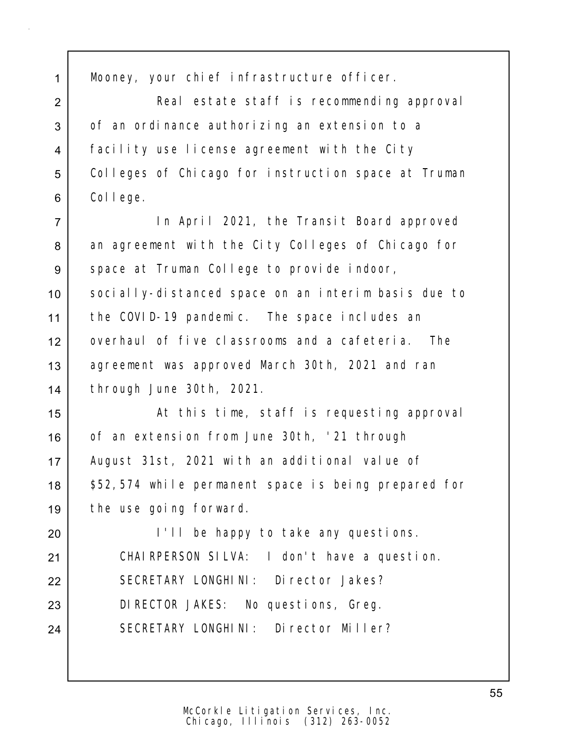Mooney, your chief infrastructure officer.

Real estate staff is recommending approval of an ordinance authorizing an extension to a facility use license agreement with the City Colleges of Chicago for instruction space at Truman College.

In April 2021, the Transit Board approved an agreement with the City Colleges of Chicago for space at Truman College to provide indoor, socially-distanced space on an interim basis due to the COVID-19 pandemic. The space includes an overhaul of five classrooms and a cafeteria. The agreement was approved March 30th, 2021 and ran through June 30th, 2021.

At this time, staff is requesting approval of an extension from June 30th, '21 through August 31st, 2021 with an additional value of $52,574 while permanent space is being prepared for the use going forward.

I'll be happy to take any questions.

CHAIRPERSON SILVA: I don't have a question.

SECRETARY LONGHINI: Director Jakes?

DIRECTOR JAKES: No questions, Greg.

SECRETARY LONGHINI: Director Miller?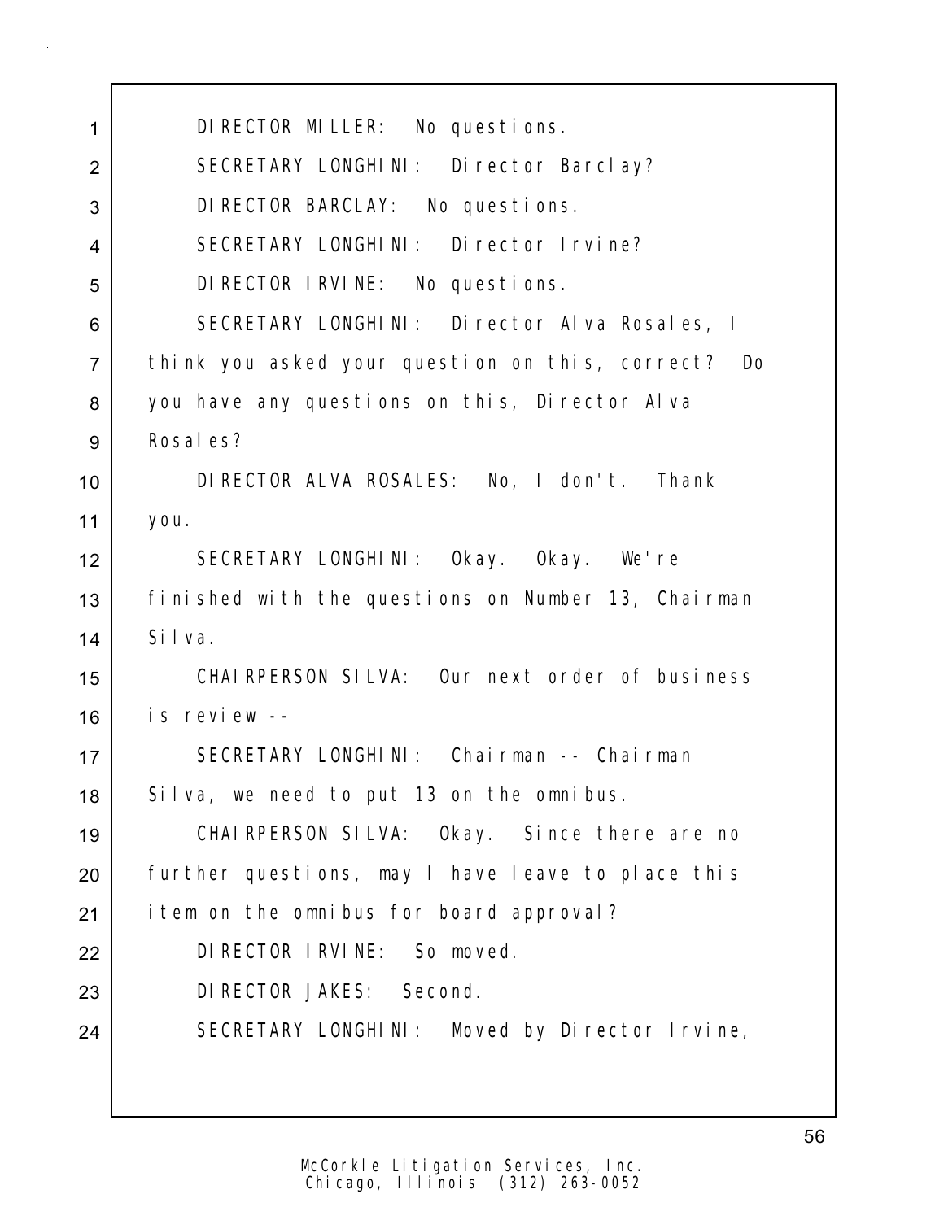DIRECTOR MILLER: No questions.

SECRETARY LONGHINI: Director Barclay?

DIRECTOR BARCLAY: No questions.

SECRETARY LONGHINI: Director Irvine?

DIRECTOR IRVINE: No questions.

SECRETARY LONGHINI: Director Alva Rosales, I think you asked your question on this, correct? Do you have any questions on this, Director Alva Rosales?

DIRECTOR ALVA ROSALES: No, I don't. Thank you.

SECRETARY LONGHINI: Okay. Okay. We're finished with the questions on Number 13, Chairman Silva.

CHAIRPERSON SILVA: Our next order of business is review --

SECRETARY LONGHINI: Chairman -- Chairman Silva, we need to put 13 on the omnibus.

CHAIRPERSON SILVA: Okay. Since there are no further questions, may I have leave to place this item on the omnibus for board approval?

DIRECTOR IRVINE: So moved.

DIRECTOR JAKES: Second.

SECRETARY LONGHINI: Moved by Director Irvine,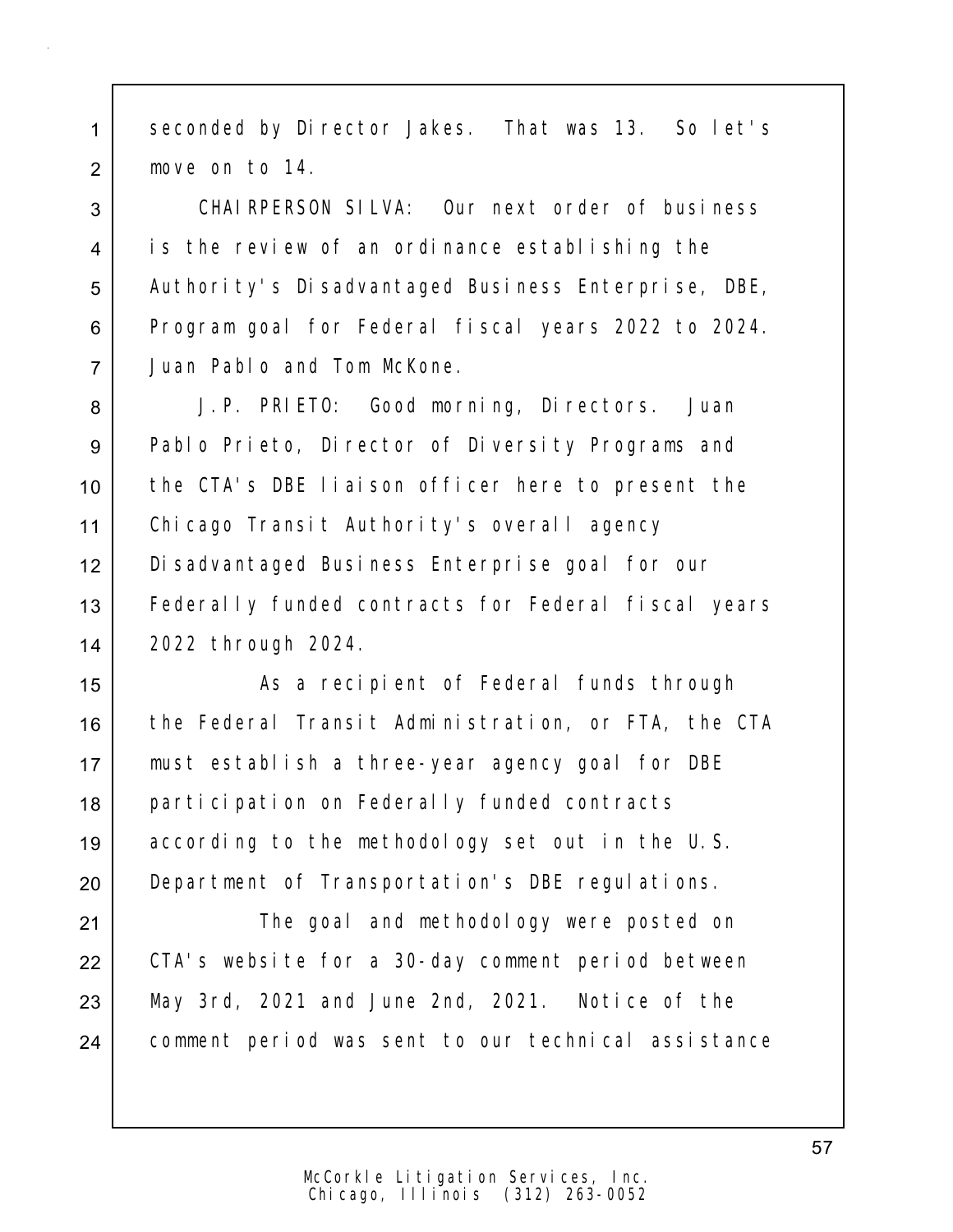seconded by Director Jakes. That was 13. So let's move on to 14.

CHAIRPERSON SILVA: Our next order of business is the review of an ordinance establishing the Authority's Disadvantaged Business Enterprise, DBE, Program goal for Federal fiscal years 2022 to 2024. Juan Pablo and Tom McKone.

J.P. PRIETO: Good morning, Directors. Juan Pablo Prieto, Director of Diversity Programs and the CTA's DBE liaison officer here to present the Chicago Transit Authority's overall agency Disadvantaged Business Enterprise goal for our Federally funded contracts for Federal fiscal years 2022 through 2024.

As a recipient of Federal funds through the Federal Transit Administration, or FTA, the CTA must establish a three-year agency goal for DBE participation on Federally funded contracts according to the methodology set out in the U.S. Department of Transportation's DBE regulations.

The goal and methodology were posted on CTA's website for a 30-day comment period between May 3rd, 2021 and June 2nd, 2021. Notice of the comment period was sent to our technical assistance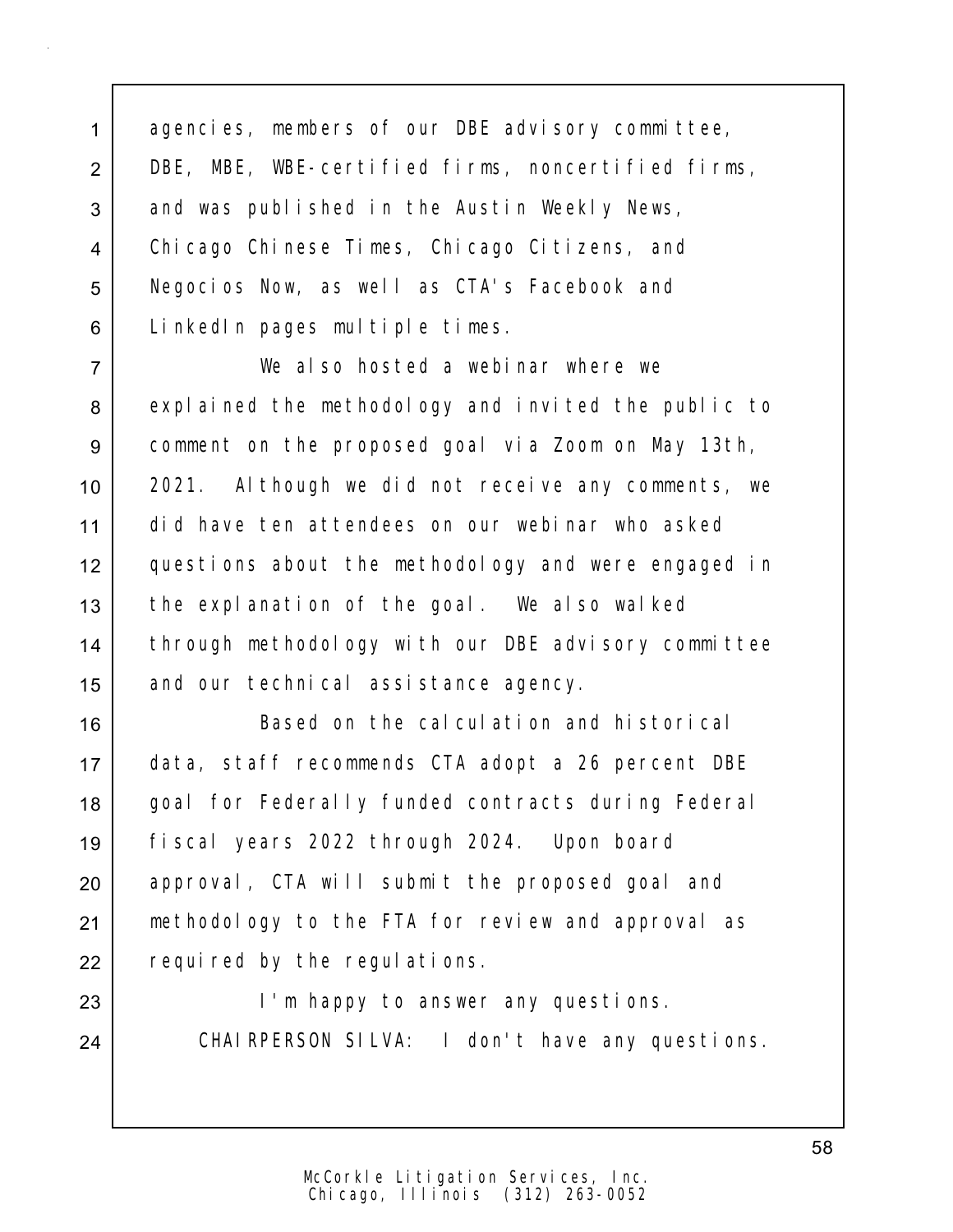agencies, members of our DBE advisory committee, DBE, MBE, WBE-certified firms, noncertified firms, and was published in the Austin Weekly News, Chicago Chinese Times, Chicago Citizens, and Negocios Now, as well as CTA's Facebook and LinkedIn pages multiple times.

We also hosted a webinar where we explained the methodology and invited the public to comment on the proposed goal via Zoom on May 13th, 2021. Although we did not receive any comments, we did have ten attendees on our webinar who asked questions about the methodology and were engaged in the explanation of the goal. We also walked through methodology with our DBE advisory committee and our technical assistance agency.

Based on the calculation and historical data, staff recommends CTA adopt a 26 percent DBE goal for Federally funded contracts during Federal fiscal years 2022 through 2024. Upon board approval, CTA will submit the proposed goal and methodology to the FTA for review and approval as required by the regulations.

I'm happy to answer any questions.

CHAIRPERSON SILVA: I don't have any questions.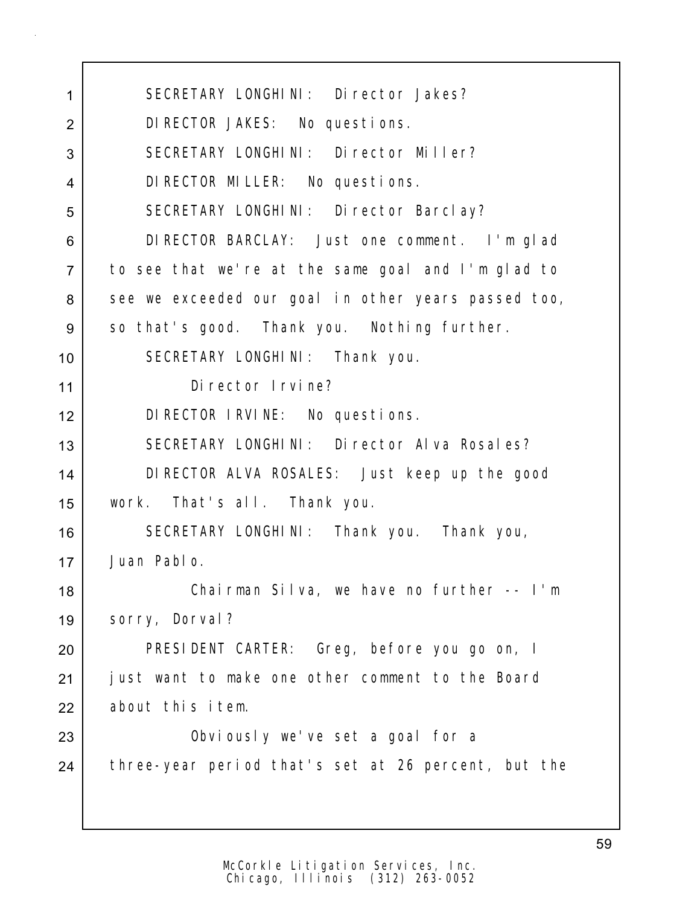1 SECRETARY LONGHINI: Director Jakes?
2 DIRECTOR JAKES: No questions.
3 SECRETARY LONGHINI: Director Miller?
4 DIRECTOR MILLER: No questions.
5 SECRETARY LONGHINI: Director Barclay?
6 DIRECTOR BARCLAY: Just one comment. I'm glad
7 to see that we're at the same goal and I'm glad to
8 see we exceeded our goal in other years passed too,
9 so that's good. Thank you. Nothing further.
10 SECRETARY LONGHINI: Thank you.
11 Director Irvine?
12 DIRECTOR IRVINE: No questions.
13 SECRETARY LONGHINI: Director Alva Rosales?
14 DIRECTOR ALVA ROSALES: Just keep up the good
15 work. That's all. Thank you.
16 SECRETARY LONGHINI: Thank you. Thank you,
17 Juan Pablo.
18 Chairman Silva, we have no further -- I'm
19 sorry, Dorval?
20 PRESIDENT CARTER: Greg, before you go on, I
21 just want to make one other comment to the Board
22 about this item.
23 Obviously we've set a goal for a
24 three-year period that's set at 26 percent, but the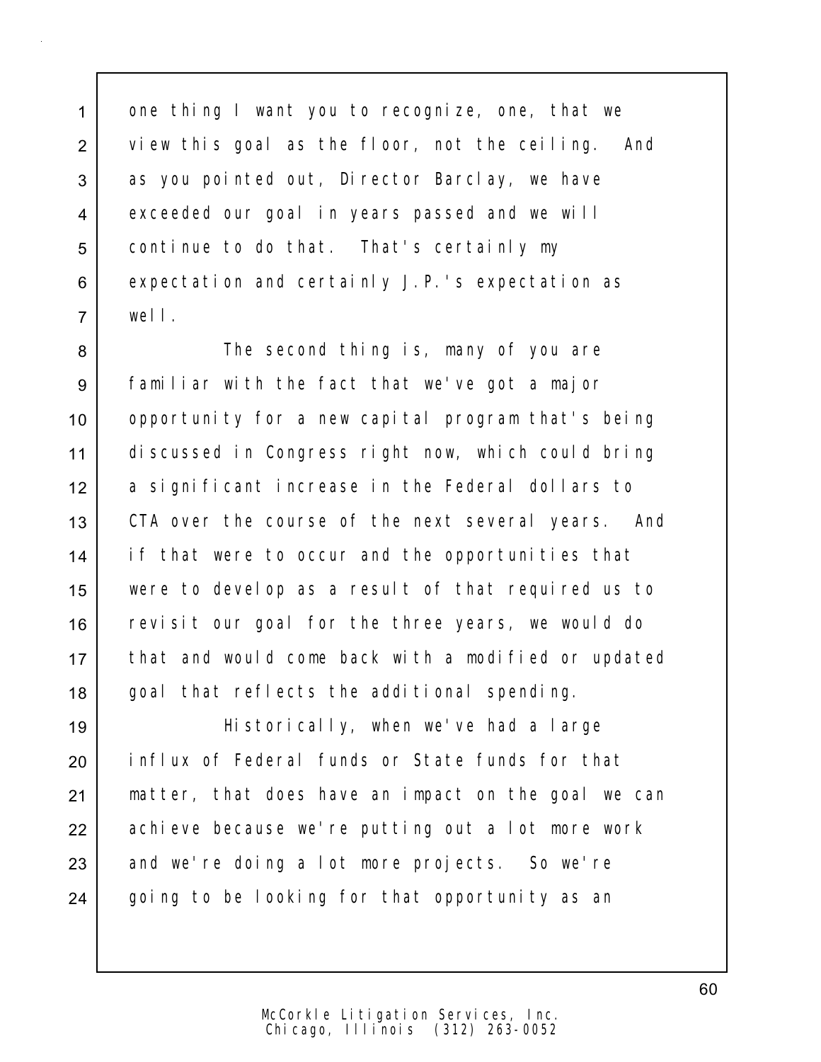one thing I want you to recognize, one, that we view this goal as the floor, not the ceiling. And as you pointed out, Director Barclay, we have exceeded our goal in years passed and we will continue to do that. That's certainly my expectation and certainly J.P.'s expectation as well.

The second thing is, many of you are familiar with the fact that we've got a major opportunity for a new capital program that's being discussed in Congress right now, which could bring a significant increase in the Federal dollars to CTA over the course of the next several years. And if that were to occur and the opportunities that were to develop as a result of that required us to revisit our goal for the three years, we would do that and would come back with a modified or updated goal that reflects the additional spending.

Historically, when we've had a large influx of Federal funds or State funds for that matter, that does have an impact on the goal we can achieve because we're putting out a lot more work and we're doing a lot more projects. So we're going to be looking for that opportunity as an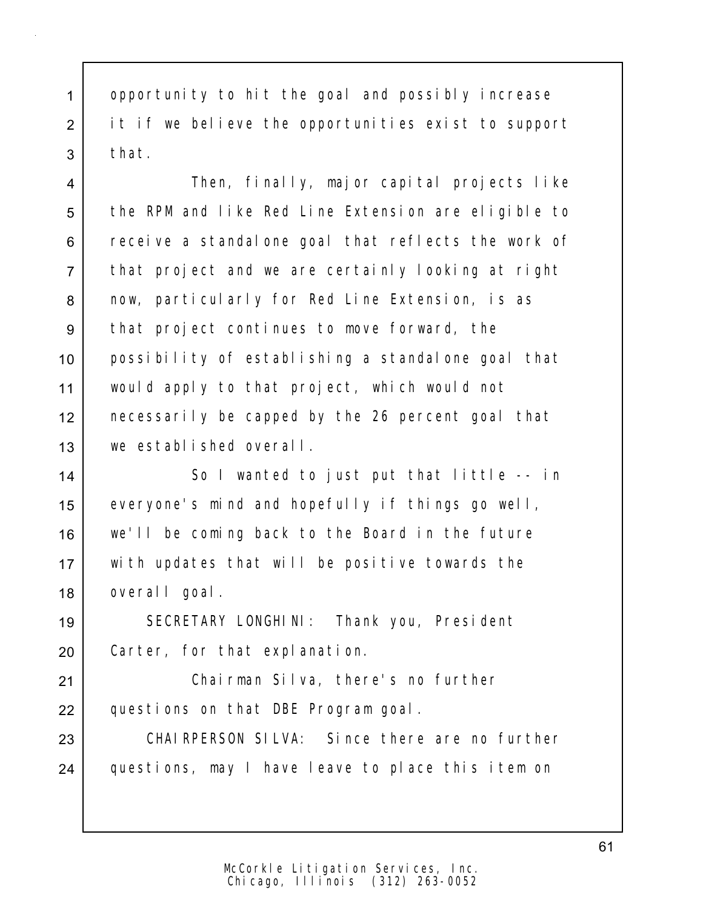opportunity to hit the goal and possibly increase it if we believe the opportunities exist to support that.

Then, finally, major capital projects like the RPM and like Red Line Extension are eligible to receive a standalone goal that reflects the work of that project and we are certainly looking at right now, particularly for Red Line Extension, is as that project continues to move forward, the possibility of establishing a standalone goal that would apply to that project, which would not necessarily be capped by the 26 percent goal that we established overall.

So I wanted to just put that little -- in everyone's mind and hopefully if things go well, we'll be coming back to the Board in the future with updates that will be positive towards the overall goal.

SECRETARY LONGHINI: Thank you, President Carter, for that explanation.

Chairman Silva, there's no further questions on that DBE Program goal.

CHAIRPERSON SILVA: Since there are no further questions, may I have leave to place this item on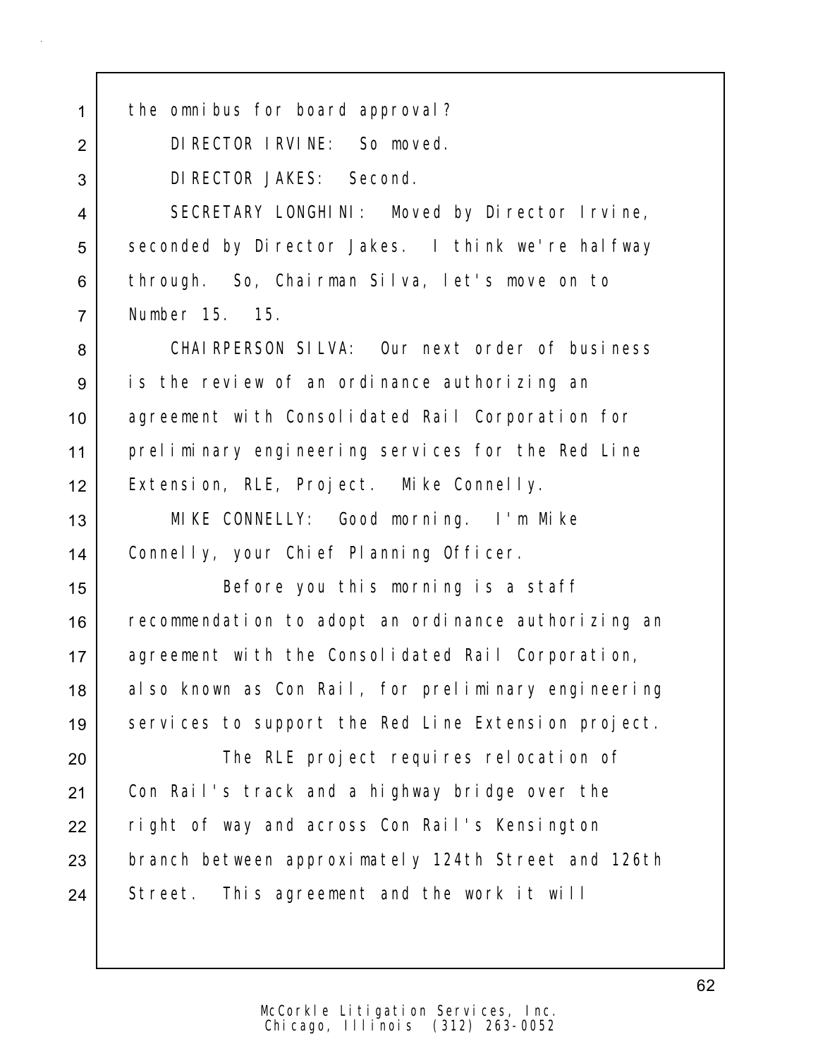the omnibus for board approval?

DIRECTOR IRVINE: So moved.

DIRECTOR JAKES: Second.

SECRETARY LONGHINI: Moved by Director Irvine, seconded by Director Jakes. I think we're halfway through. So, Chairman Silva, let's move on to Number 15. 15.

CHAIRPERSON SILVA: Our next order of business is the review of an ordinance authorizing an agreement with Consolidated Rail Corporation for preliminary engineering services for the Red Line Extension, RLE, Project. Mike Connelly.

MIKE CONNELLY: Good morning. I'm Mike Connelly, your Chief Planning Officer.

Before you this morning is a staff recommendation to adopt an ordinance authorizing an agreement with the Consolidated Rail Corporation, also known as Con Rail, for preliminary engineering services to support the Red Line Extension project.

The RLE project requires relocation of Con Rail's track and a highway bridge over the right of way and across Con Rail's Kensington branch between approximately 124th Street and 126th Street. This agreement and the work it will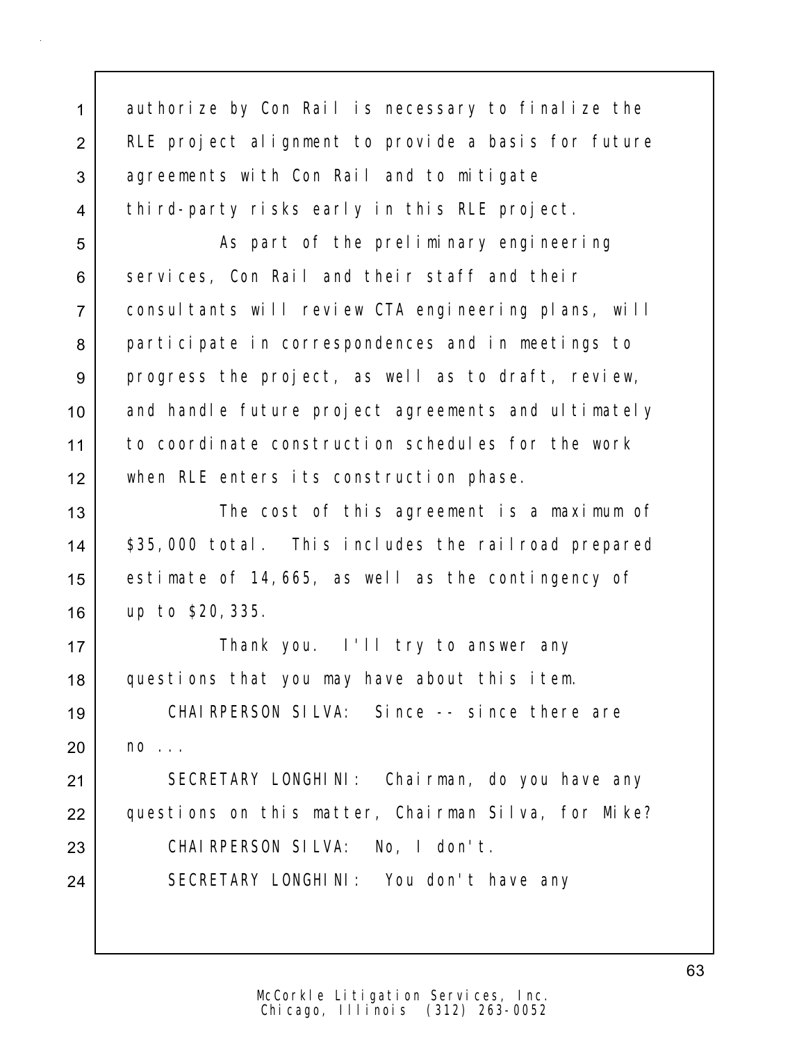authorize by Con Rail is necessary to finalize the RLE project alignment to provide a basis for future agreements with Con Rail and to mitigate third-party risks early in this RLE project.

As part of the preliminary engineering services, Con Rail and their staff and their consultants will review CTA engineering plans, will participate in correspondences and in meetings to progress the project, as well as to draft, review, and handle future project agreements and ultimately to coordinate construction schedules for the work when RLE enters its construction phase.

The cost of this agreement is a maximum of $35,000 total. This includes the railroad prepared estimate of 14,665, as well as the contingency of up to $20,335.

Thank you. I'll try to answer any questions that you may have about this item.

CHAIRPERSON SILVA: Since -- since there are no ...

SECRETARY LONGHINI: Chairman, do you have any questions on this matter, Chairman Silva, for Mike?

CHAIRPERSON SILVA: No, I don't.

SECRETARY LONGHINI: You don't have any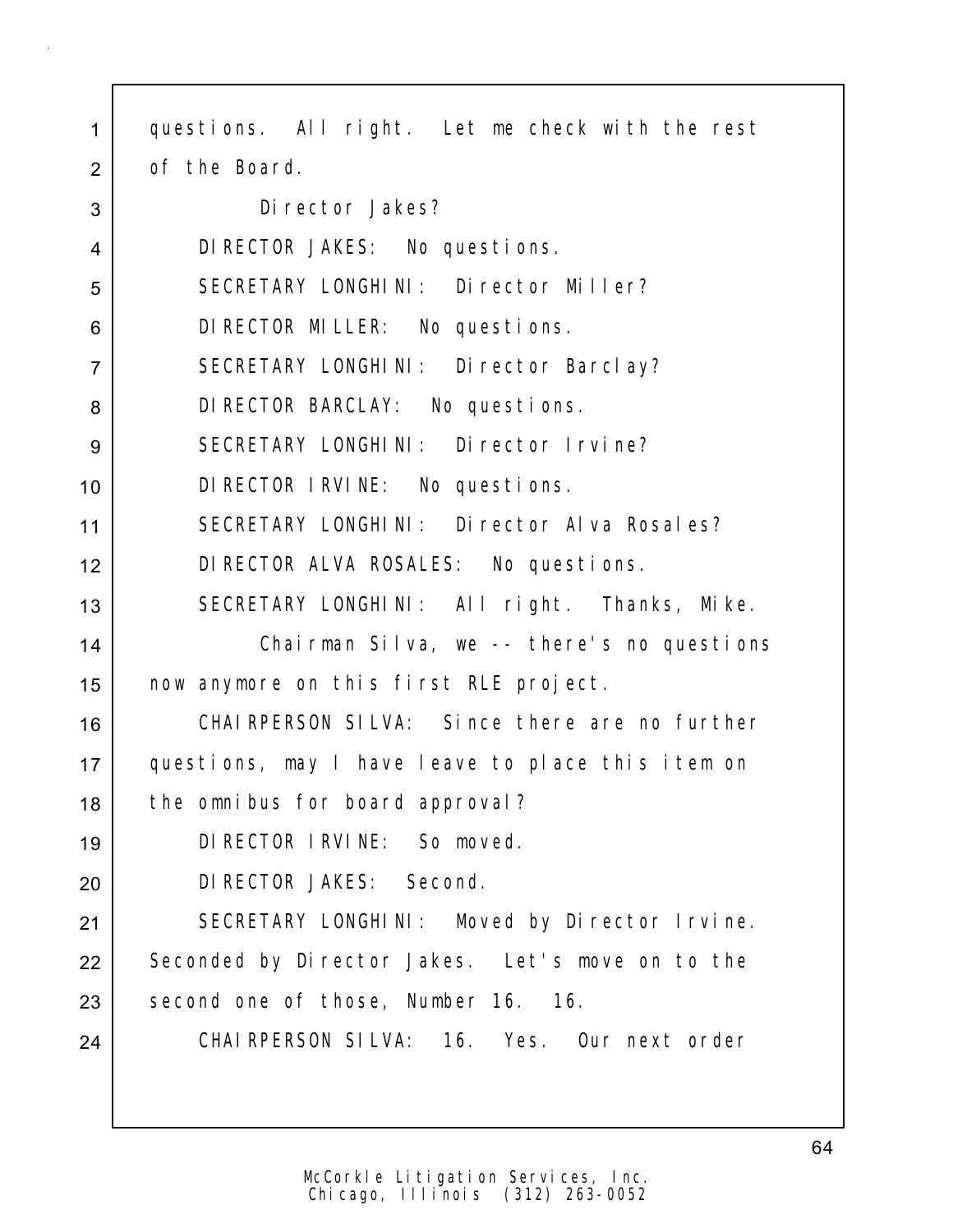questions. All right. Let me check with the rest of the Board.

Director Jakes?

DIRECTOR JAKES: No questions.

SECRETARY LONGHINI: Director Miller?

DIRECTOR MILLER: No questions.

SECRETARY LONGHINI: Director Barclay?

DIRECTOR BARCLAY: No questions.

SECRETARY LONGHINI: Director Irvine?

DIRECTOR IRVINE: No questions.

SECRETARY LONGHINI: Director Alva Rosales?

DIRECTOR ALVA ROSALES: No questions.

SECRETARY LONGHINI: All right. Thanks, Mike.

Chairman Silva, we -- there's no questions now anymore on this first RLE project.

CHAIRPERSON SILVA: Since there are no further questions, may I have leave to place this item on the omnibus for board approval?

DIRECTOR IRVINE: So moved.

DIRECTOR JAKES: Second.

SECRETARY LONGHINI: Moved by Director Irvine. Seconded by Director Jakes. Let's move on to the second one of those, Number 16. 16.

CHAIRPERSON SILVA: 16. Yes. Our next order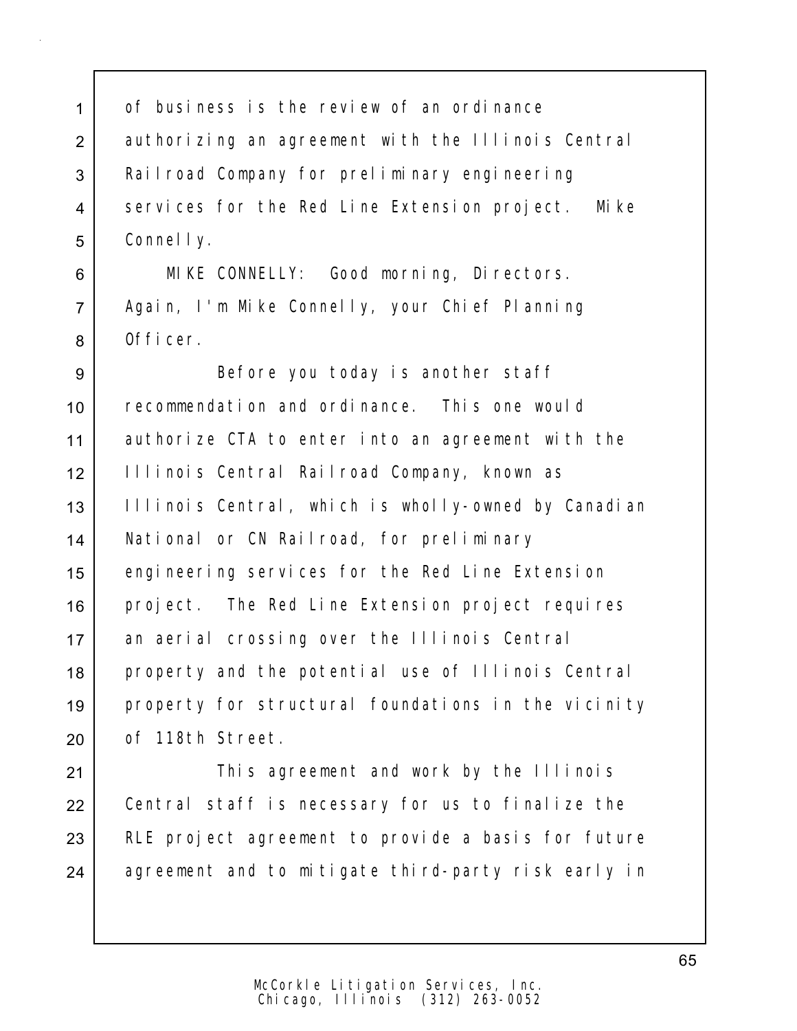of business is the review of an ordinance authorizing an agreement with the Illinois Central Railroad Company for preliminary engineering services for the Red Line Extension project. Mike Connelly.

MIKE CONNELLY: Good morning, Directors. Again, I'm Mike Connelly, your Chief Planning Officer.

Before you today is another staff recommendation and ordinance. This one would authorize CTA to enter into an agreement with the Illinois Central Railroad Company, known as Illinois Central, which is wholly-owned by Canadian National or CN Railroad, for preliminary engineering services for the Red Line Extension project. The Red Line Extension project requires an aerial crossing over the Illinois Central property and the potential use of Illinois Central property for structural foundations in the vicinity of 118th Street.

This agreement and work by the Illinois Central staff is necessary for us to finalize the RLE project agreement to provide a basis for future agreement and to mitigate third-party risk early in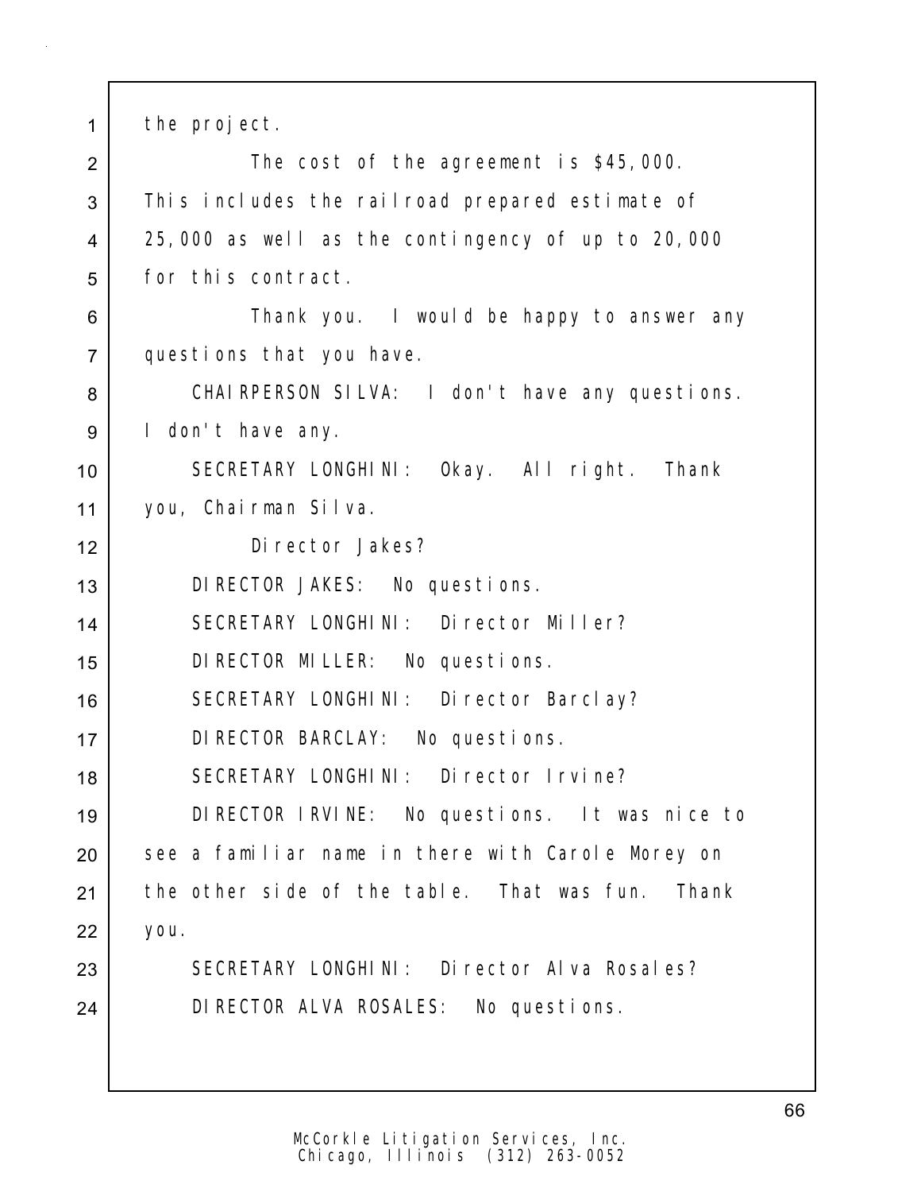the project.

The cost of the agreement is $45,000. This includes the railroad prepared estimate of 25,000 as well as the contingency of up to 20,000 for this contract.

Thank you. I would be happy to answer any questions that you have.

CHAIRPERSON SILVA: I don't have any questions. I don't have any.

SECRETARY LONGHINI: Okay. All right. Thank you, Chairman Silva.

Director Jakes?

DIRECTOR JAKES: No questions.

SECRETARY LONGHINI: Director Miller?

DIRECTOR MILLER: No questions.

SECRETARY LONGHINI: Director Barclay?

DIRECTOR BARCLAY: No questions.

SECRETARY LONGHINI: Director Irvine?

DIRECTOR IRVINE: No questions. It was nice to see a familiar name in there with Carole Morey on the other side of the table. That was fun. Thank you.

SECRETARY LONGHINI: Director Alva Rosales?

DIRECTOR ALVA ROSALES: No questions.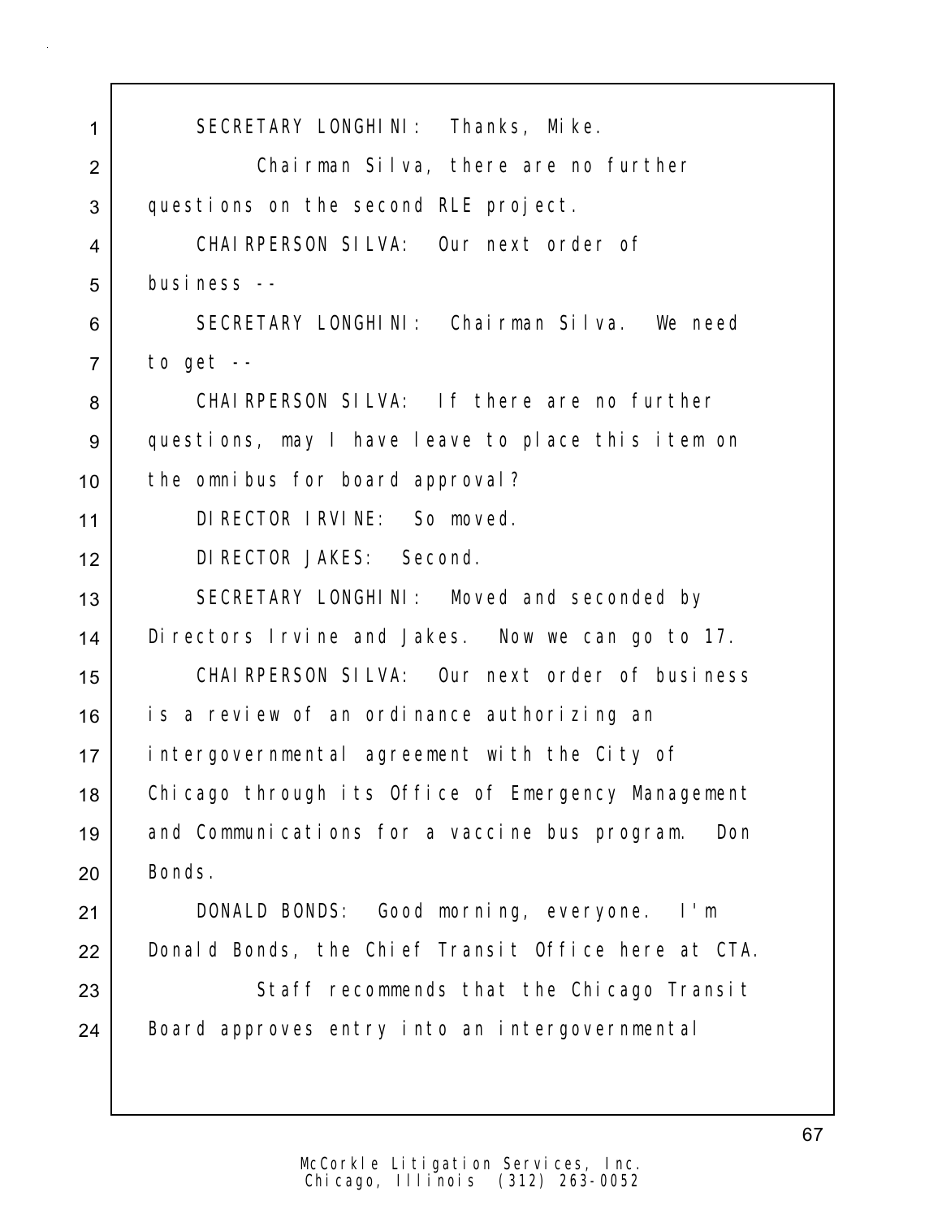SECRETARY LONGHINI: Thanks, Mike.

Chairman Silva, there are no further questions on the second RLE project.

CHAIRPERSON SILVA: Our next order of business --

SECRETARY LONGHINI: Chairman Silva. We need to get --

CHAIRPERSON SILVA: If there are no further questions, may I have leave to place this item on the omnibus for board approval?

DIRECTOR IRVINE: So moved.

DIRECTOR JAKES: Second.

SECRETARY LONGHINI: Moved and seconded by Directors Irvine and Jakes. Now we can go to 17.

CHAIRPERSON SILVA: Our next order of business is a review of an ordinance authorizing an intergovernmental agreement with the City of Chicago through its Office of Emergency Management and Communications for a vaccine bus program. Don Bonds.

DONALD BONDS: Good morning, everyone. I'm Donald Bonds, the Chief Transit Office here at CTA.

Staff recommends that the Chicago Transit Board approves entry into an intergovernmental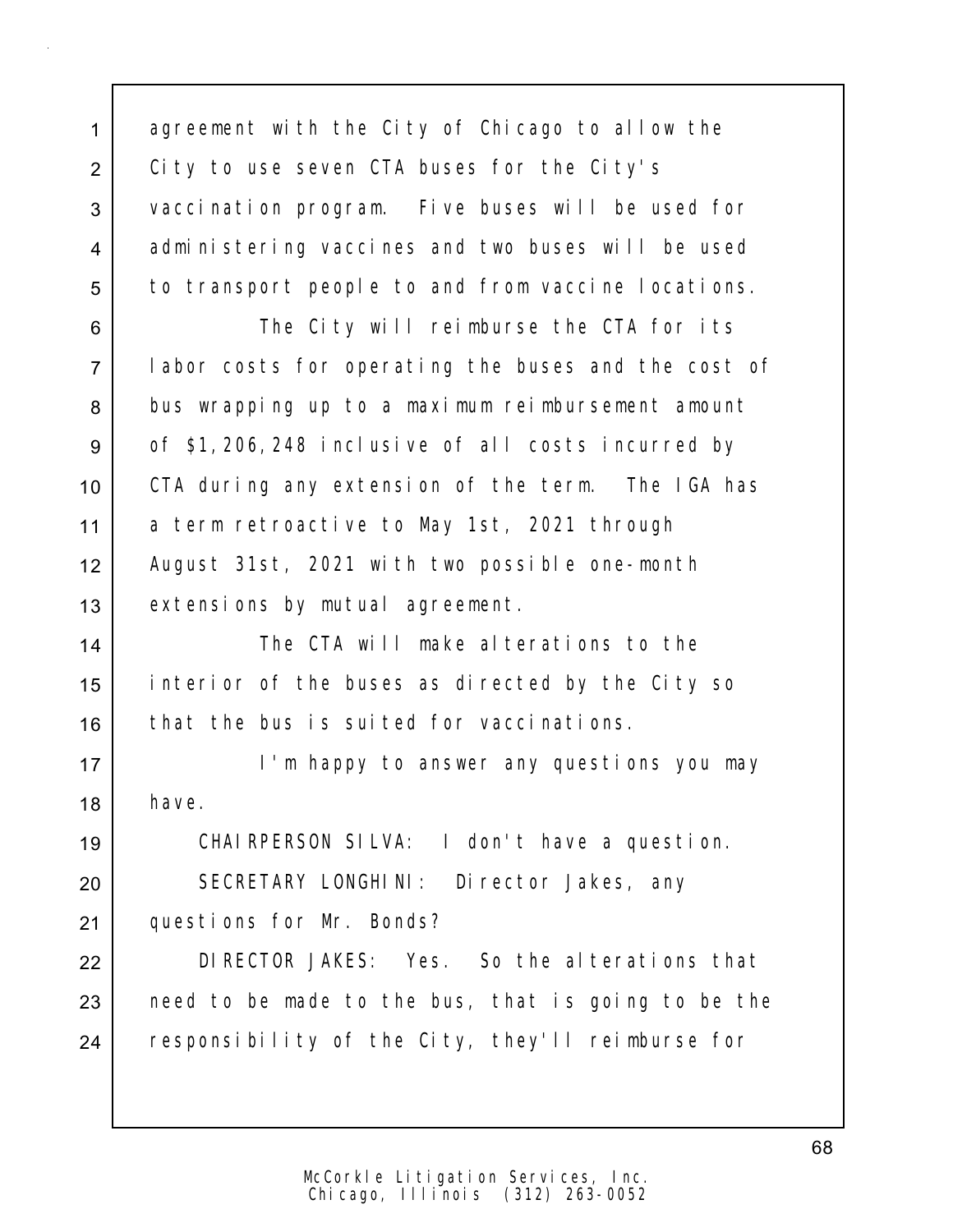agreement with the City of Chicago to allow the City to use seven CTA buses for the City's vaccination program. Five buses will be used for administering vaccines and two buses will be used to transport people to and from vaccine locations.

The City will reimburse the CTA for its labor costs for operating the buses and the cost of bus wrapping up to a maximum reimbursement amount of $1,206,248 inclusive of all costs incurred by CTA during any extension of the term. The IGA has a term retroactive to May 1st, 2021 through August 31st, 2021 with two possible one-month extensions by mutual agreement.

The CTA will make alterations to the interior of the buses as directed by the City so that the bus is suited for vaccinations.

I'm happy to answer any questions you may have.

CHAIRPERSON SILVA: I don't have a question.

SECRETARY LONGHINI: Director Jakes, any questions for Mr. Bonds?

DIRECTOR JAKES: Yes. So the alterations that need to be made to the bus, that is going to be the responsibility of the City, they'll reimburse for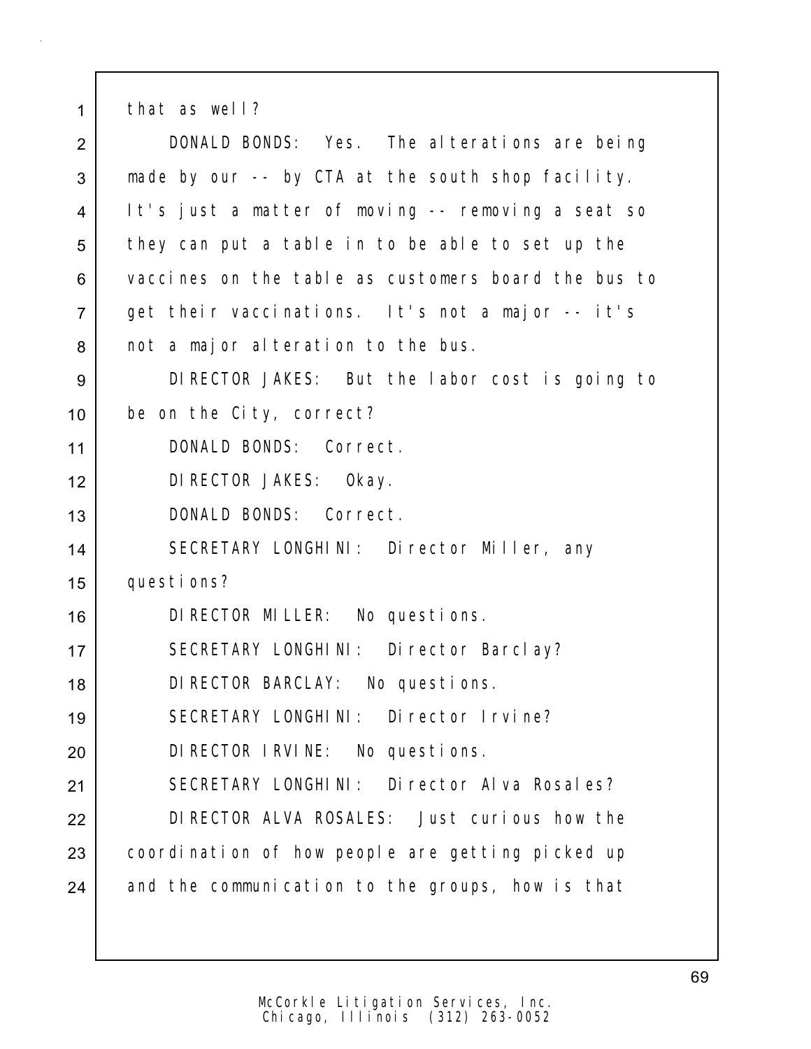that as well?

DONALD BONDS: Yes. The alterations are being made by our -- by CTA at the south shop facility. It's just a matter of moving -- removing a seat so they can put a table in to be able to set up the vaccines on the table as customers board the bus to get their vaccinations. It's not a major -- it's not a major alteration to the bus.

DIRECTOR JAKES: But the labor cost is going to be on the City, correct?

DONALD BONDS: Correct.

DIRECTOR JAKES: Okay.

DONALD BONDS: Correct.

SECRETARY LONGHINI: Director Miller, any questions?

DIRECTOR MILLER: No questions.

SECRETARY LONGHINI: Director Barclay?

DIRECTOR BARCLAY: No questions.

SECRETARY LONGHINI: Director Irvine?

DIRECTOR IRVINE: No questions.

SECRETARY LONGHINI: Director Alva Rosales?

DIRECTOR ALVA ROSALES: Just curious how the coordination of how people are getting picked up and the communication to the groups, how is that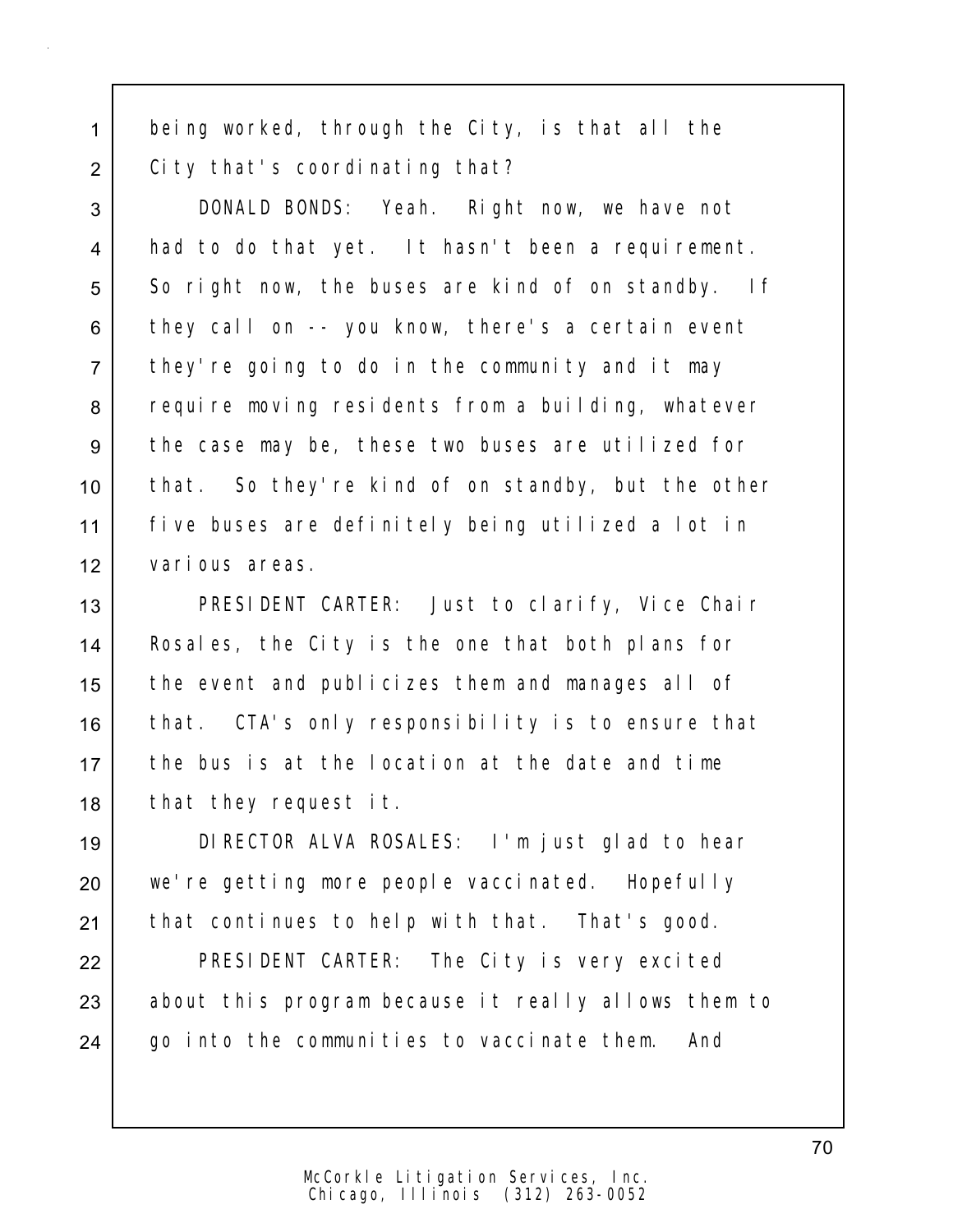being worked, through the City, is that all the City that's coordinating that?

DONALD BONDS: Yeah. Right now, we have not had to do that yet. It hasn't been a requirement. So right now, the buses are kind of on standby. If they call on -- you know, there's a certain event they're going to do in the community and it may require moving residents from a building, whatever the case may be, these two buses are utilized for that. So they're kind of on standby, but the other five buses are definitely being utilized a lot in various areas.

PRESIDENT CARTER: Just to clarify, Vice Chair Rosales, the City is the one that both plans for the event and publicizes them and manages all of that. CTA's only responsibility is to ensure that the bus is at the location at the date and time that they request it.

DIRECTOR ALVA ROSALES: I'm just glad to hear we're getting more people vaccinated. Hopefully that continues to help with that. That's good.

PRESIDENT CARTER: The City is very excited about this program because it really allows them to go into the communities to vaccinate them. And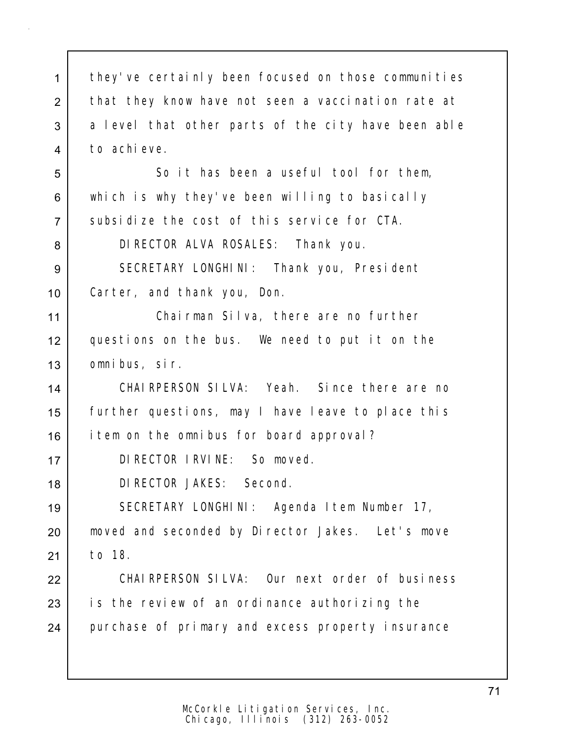they've certainly been focused on those communities that they know have not seen a vaccination rate at a level that other parts of the city have been able to achieve.

So it has been a useful tool for them, which is why they've been willing to basically subsidize the cost of this service for CTA.

DIRECTOR ALVA ROSALES: Thank you.

SECRETARY LONGHINI: Thank you, President Carter, and thank you, Don.

Chairman Silva, there are no further questions on the bus. We need to put it on the omnibus, sir.

CHAIRPERSON SILVA: Yeah. Since there are no further questions, may I have leave to place this item on the omnibus for board approval?

DIRECTOR IRVINE: So moved.

DIRECTOR JAKES: Second.

SECRETARY LONGHINI: Agenda Item Number 17, moved and seconded by Director Jakes. Let's move to 18.

CHAIRPERSON SILVA: Our next order of business is the review of an ordinance authorizing the purchase of primary and excess property insurance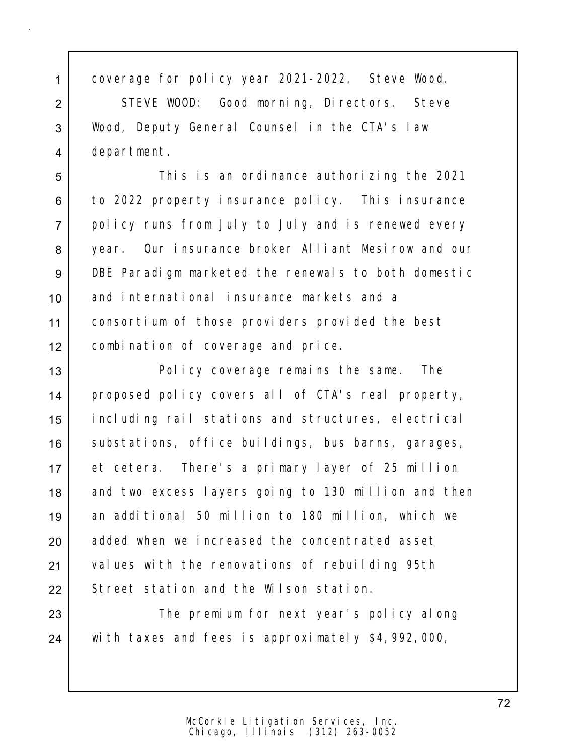coverage for policy year 2021-2022. Steve Wood.

STEVE WOOD: Good morning, Directors. Steve Wood, Deputy General Counsel in the CTA's law department.

This is an ordinance authorizing the 2021 to 2022 property insurance policy. This insurance policy runs from July to July and is renewed every year. Our insurance broker Alliant Mesirow and our DBE Paradigm marketed the renewals to both domestic and international insurance markets and a consortium of those providers provided the best combination of coverage and price.

Policy coverage remains the same. The proposed policy covers all of CTA's real property, including rail stations and structures, electrical substations, office buildings, bus barns, garages, et cetera. There's a primary layer of 25 million and two excess layers going to 130 million and then an additional 50 million to 180 million, which we added when we increased the concentrated asset values with the renovations of rebuilding 95th Street station and the Wilson station.

The premium for next year's policy along with taxes and fees is approximately $4,992,000,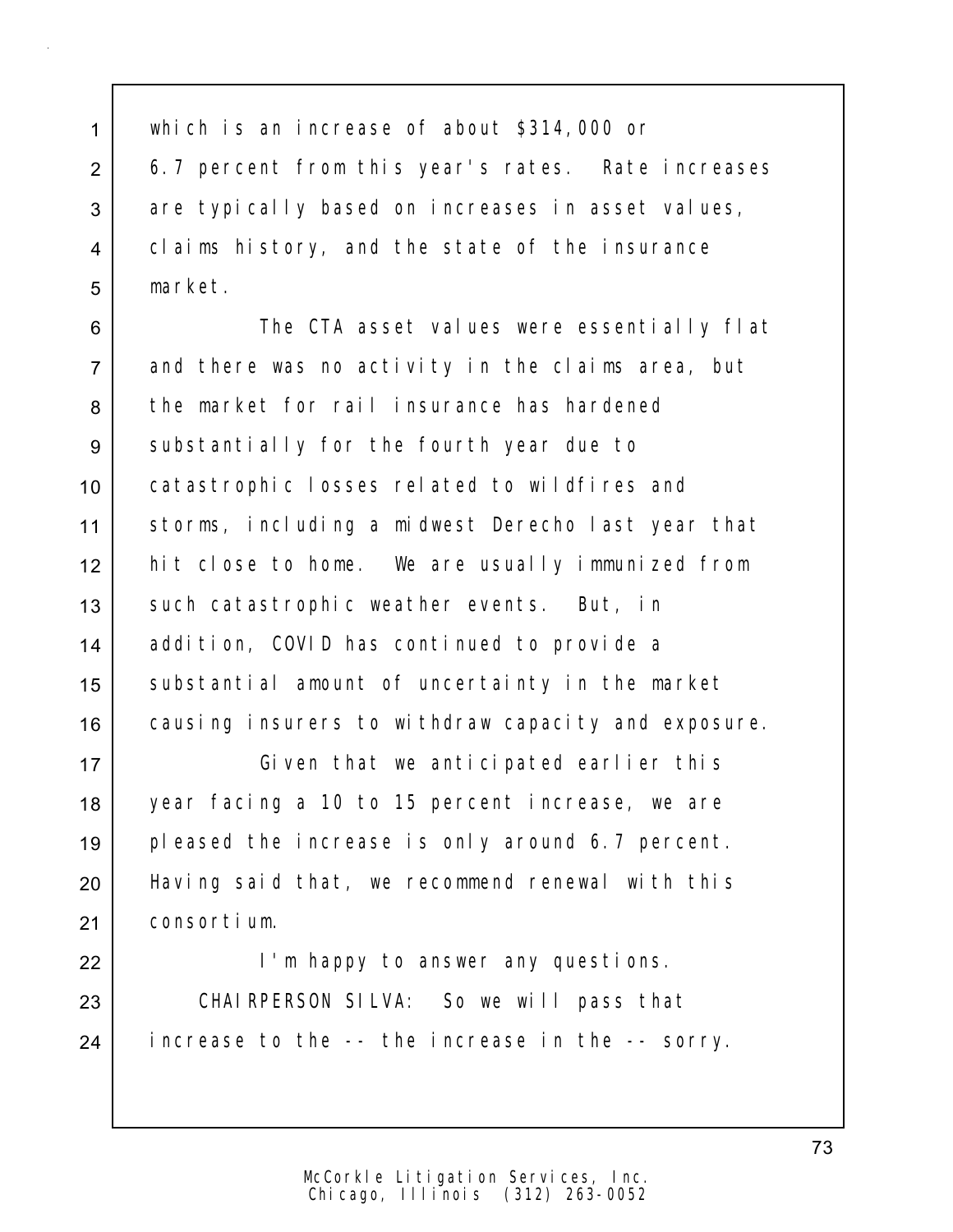which is an increase of about $314,000 or 6.7 percent from this year's rates. Rate increases are typically based on increases in asset values, claims history, and the state of the insurance market.

The CTA asset values were essentially flat and there was no activity in the claims area, but the market for rail insurance has hardened substantially for the fourth year due to catastrophic losses related to wildfires and storms, including a midwest Derecho last year that hit close to home. We are usually immunized from such catastrophic weather events. But, in addition, COVID has continued to provide a substantial amount of uncertainty in the market causing insurers to withdraw capacity and exposure.

Given that we anticipated earlier this year facing a 10 to 15 percent increase, we are pleased the increase is only around 6.7 percent. Having said that, we recommend renewal with this consortium.

I'm happy to answer any questions.

CHAIRPERSON SILVA: So we will pass that increase to the -- the increase in the -- sorry.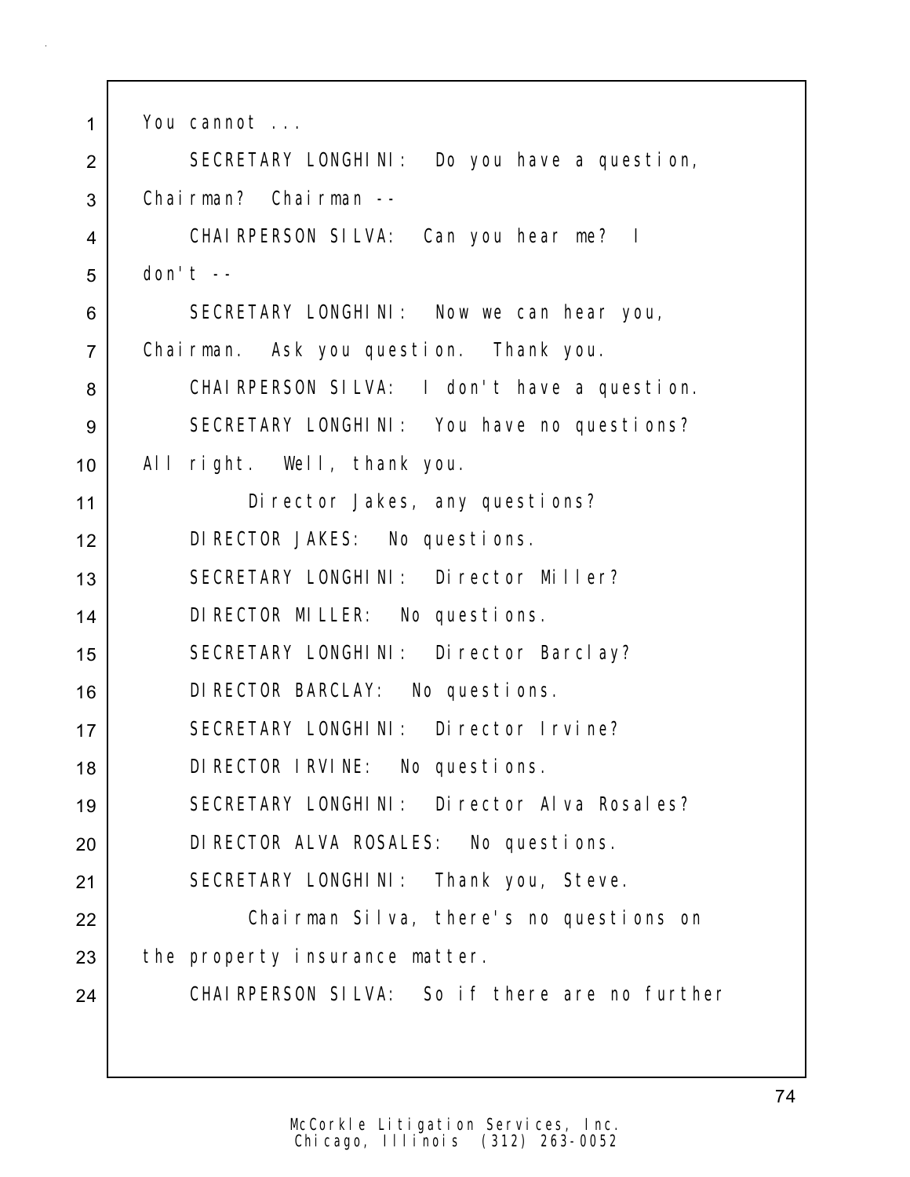You cannot ...

SECRETARY LONGHINI: Do you have a question, Chairman? Chairman --

CHAIRPERSON SILVA: Can you hear me? I don't --

SECRETARY LONGHINI: Now we can hear you, Chairman. Ask you question. Thank you.

CHAIRPERSON SILVA: I don't have a question.

SECRETARY LONGHINI: You have no questions? All right. Well, thank you.

Director Jakes, any questions?

DIRECTOR JAKES: No questions.

SECRETARY LONGHINI: Director Miller?

DIRECTOR MILLER: No questions.

SECRETARY LONGHINI: Director Barclay?

DIRECTOR BARCLAY: No questions.

SECRETARY LONGHINI: Director Irvine?

DIRECTOR IRVINE: No questions.

SECRETARY LONGHINI: Director Alva Rosales?

DIRECTOR ALVA ROSALES: No questions.

SECRETARY LONGHINI: Thank you, Steve.

Chairman Silva, there's no questions on the property insurance matter.

CHAIRPERSON SILVA: So if there are no further

McCorkle Litigation Services, Inc.
Chicago, Illinois (312) 263-0052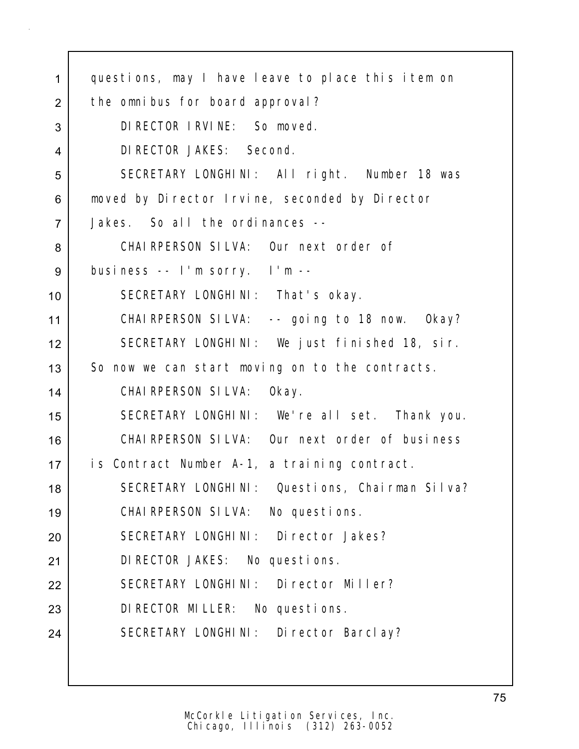questions, may I have leave to place this item on the omnibus for board approval?

DIRECTOR IRVINE: So moved.

DIRECTOR JAKES: Second.

SECRETARY LONGHINI: All right. Number 18 was moved by Director Irvine, seconded by Director Jakes. So all the ordinances --

CHAIRPERSON SILVA: Our next order of business -- I'm sorry. I'm --

SECRETARY LONGHINI: That's okay.

CHAIRPERSON SILVA: -- going to 18 now. Okay?

SECRETARY LONGHINI: We just finished 18, sir. So now we can start moving on to the contracts.

CHAIRPERSON SILVA: Okay.

SECRETARY LONGHINI: We're all set. Thank you.

CHAIRPERSON SILVA: Our next order of business is Contract Number A-1, a training contract.

SECRETARY LONGHINI: Questions, Chairman Silva?

CHAIRPERSON SILVA: No questions.

SECRETARY LONGHINI: Director Jakes?

DIRECTOR JAKES: No questions.

SECRETARY LONGHINI: Director Miller?

DIRECTOR MILLER: No questions.

SECRETARY LONGHINI: Director Barclay?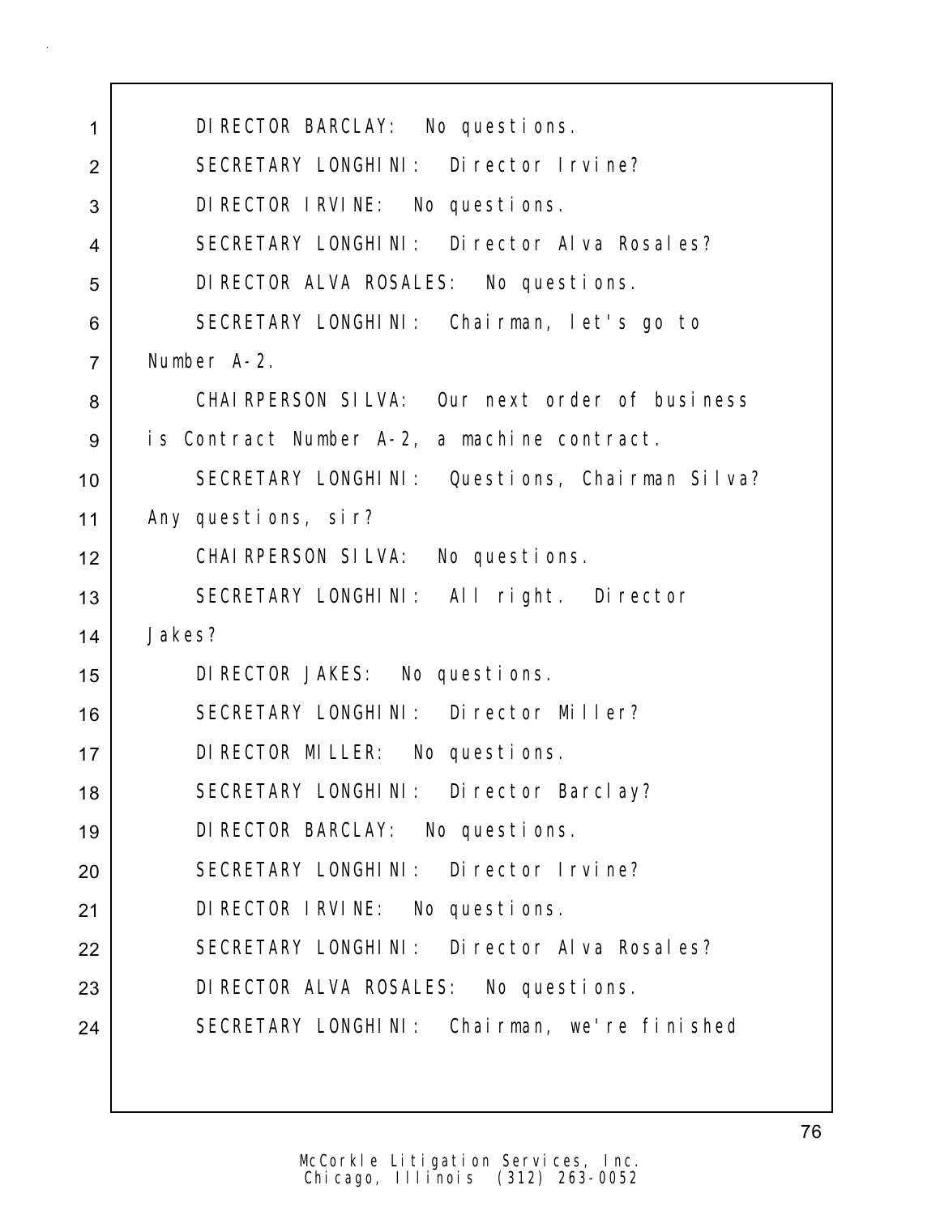DIRECTOR BARCLAY: No questions.

SECRETARY LONGHINI: Director Irvine?

DIRECTOR IRVINE: No questions.

SECRETARY LONGHINI: Director Alva Rosales?

DIRECTOR ALVA ROSALES: No questions.

SECRETARY LONGHINI: Chairman, let's go to Number A-2.

CHAIRPERSON SILVA: Our next order of business is Contract Number A-2, a machine contract.

SECRETARY LONGHINI: Questions, Chairman Silva? Any questions, sir?

CHAIRPERSON SILVA: No questions.

SECRETARY LONGHINI: All right. Director Jakes?

DIRECTOR JAKES: No questions.

SECRETARY LONGHINI: Director Miller?

DIRECTOR MILLER: No questions.

SECRETARY LONGHINI: Director Barclay?

DIRECTOR BARCLAY: No questions.

SECRETARY LONGHINI: Director Irvine?

DIRECTOR IRVINE: No questions.

SECRETARY LONGHINI: Director Alva Rosales?

DIRECTOR ALVA ROSALES: No questions.

SECRETARY LONGHINI: Chairman, we're finished

McCorkle Litigation Services, Inc.
Chicago, Illinois (312) 263-0052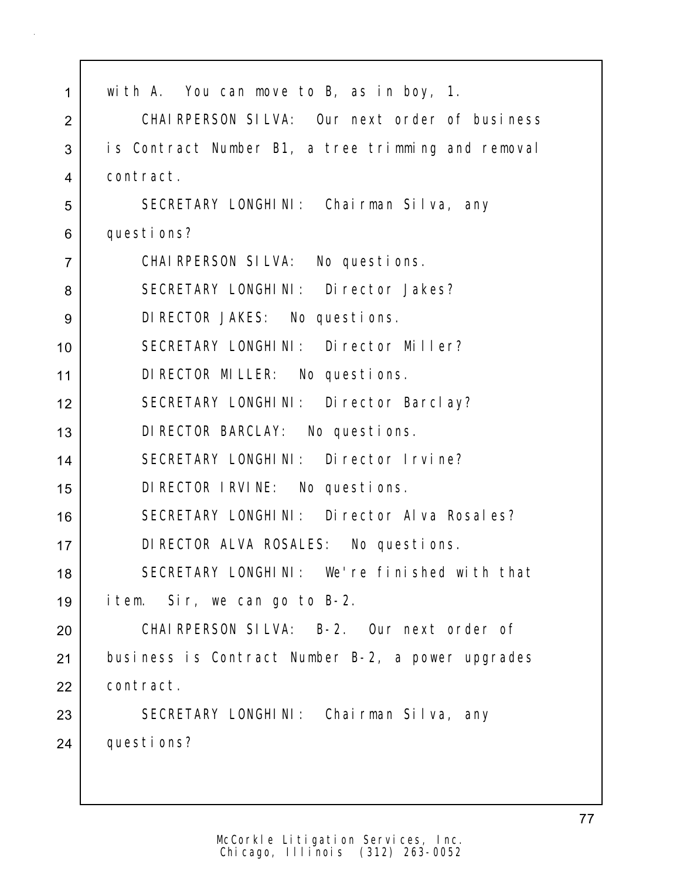with A. You can move to B, as in boy, 1.

CHAIRPERSON SILVA: Our next order of business is Contract Number B1, a tree trimming and removal contract.

SECRETARY LONGHINI: Chairman Silva, any questions?

CHAIRPERSON SILVA: No questions.

SECRETARY LONGHINI: Director Jakes?

DIRECTOR JAKES: No questions.

SECRETARY LONGHINI: Director Miller?

DIRECTOR MILLER: No questions.

SECRETARY LONGHINI: Director Barclay?

DIRECTOR BARCLAY: No questions.

SECRETARY LONGHINI: Director Irvine?

DIRECTOR IRVINE: No questions.

SECRETARY LONGHINI: Director Alva Rosales?

DIRECTOR ALVA ROSALES: No questions.

SECRETARY LONGHINI: We're finished with that item. Sir, we can go to B-2.

CHAIRPERSON SILVA: B-2. Our next order of business is Contract Number B-2, a power upgrades contract.

SECRETARY LONGHINI: Chairman Silva, any questions?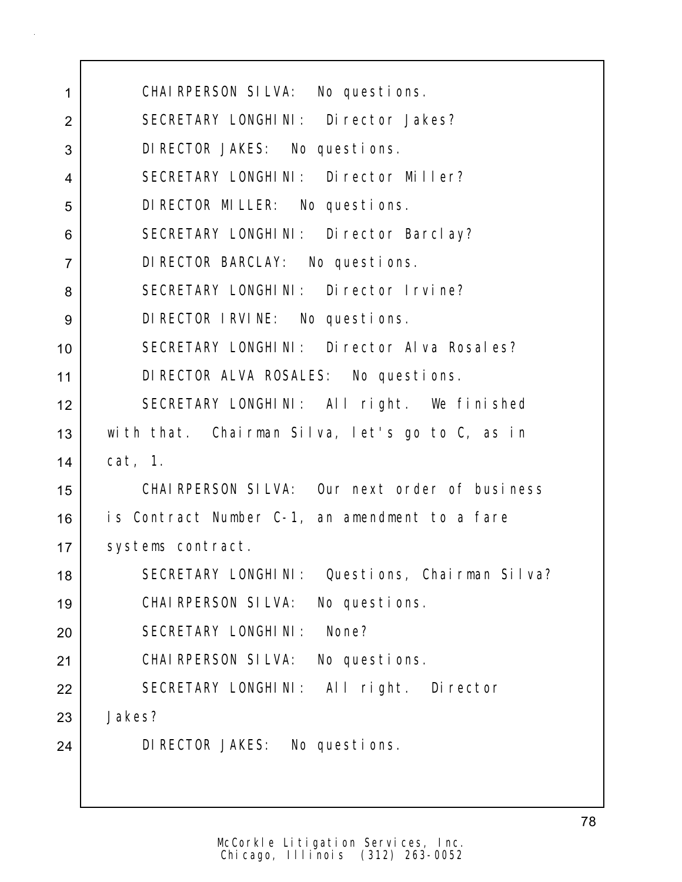CHAIRPERSON SILVA: No questions.

SECRETARY LONGHINI: Director Jakes?

DIRECTOR JAKES: No questions.

SECRETARY LONGHINI: Director Miller?

DIRECTOR MILLER: No questions.

SECRETARY LONGHINI: Director Barclay?

DIRECTOR BARCLAY: No questions.

SECRETARY LONGHINI: Director Irvine?

DIRECTOR IRVINE: No questions.

SECRETARY LONGHINI: Director Alva Rosales?

DIRECTOR ALVA ROSALES: No questions.

SECRETARY LONGHINI: All right. We finished with that. Chairman Silva, let's go to C, as in cat, 1.

CHAIRPERSON SILVA: Our next order of business is Contract Number C-1, an amendment to a fare systems contract.

SECRETARY LONGHINI: Questions, Chairman Silva?

CHAIRPERSON SILVA: No questions.

SECRETARY LONGHINI: None?

CHAIRPERSON SILVA: No questions.

SECRETARY LONGHINI: All right. Director Jakes?

DIRECTOR JAKES: No questions.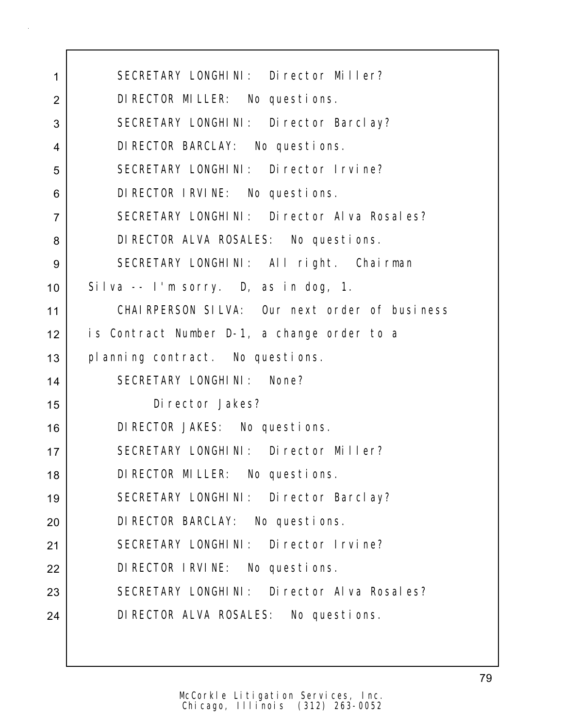1 SECRETARY LONGHINI: Director Miller?

2 DIRECTOR MILLER: No questions.

3 SECRETARY LONGHINI: Director Barclay?

4 DIRECTOR BARCLAY: No questions.

5 SECRETARY LONGHINI: Director Irvine?

6 DIRECTOR IRVINE: No questions.

7 SECRETARY LONGHINI: Director Alva Rosales?

8 DIRECTOR ALVA ROSALES: No questions.

9 SECRETARY LONGHINI: All right. Chairman

10 Silva -- I'm sorry. D, as in dog, 1.

11 CHAIRPERSON SILVA: Our next order of business

12 is Contract Number D-1, a change order to a

13 planning contract. No questions.

14 SECRETARY LONGHINI: None?

15 Director Jakes?

16 DIRECTOR JAKES: No questions.

17 SECRETARY LONGHINI: Director Miller?

18 DIRECTOR MILLER: No questions.

19 SECRETARY LONGHINI: Director Barclay?

20 DIRECTOR BARCLAY: No questions.

21 SECRETARY LONGHINI: Director Irvine?

22 DIRECTOR IRVINE: No questions.

23 SECRETARY LONGHINI: Director Alva Rosales?

24 DIRECTOR ALVA ROSALES: No questions.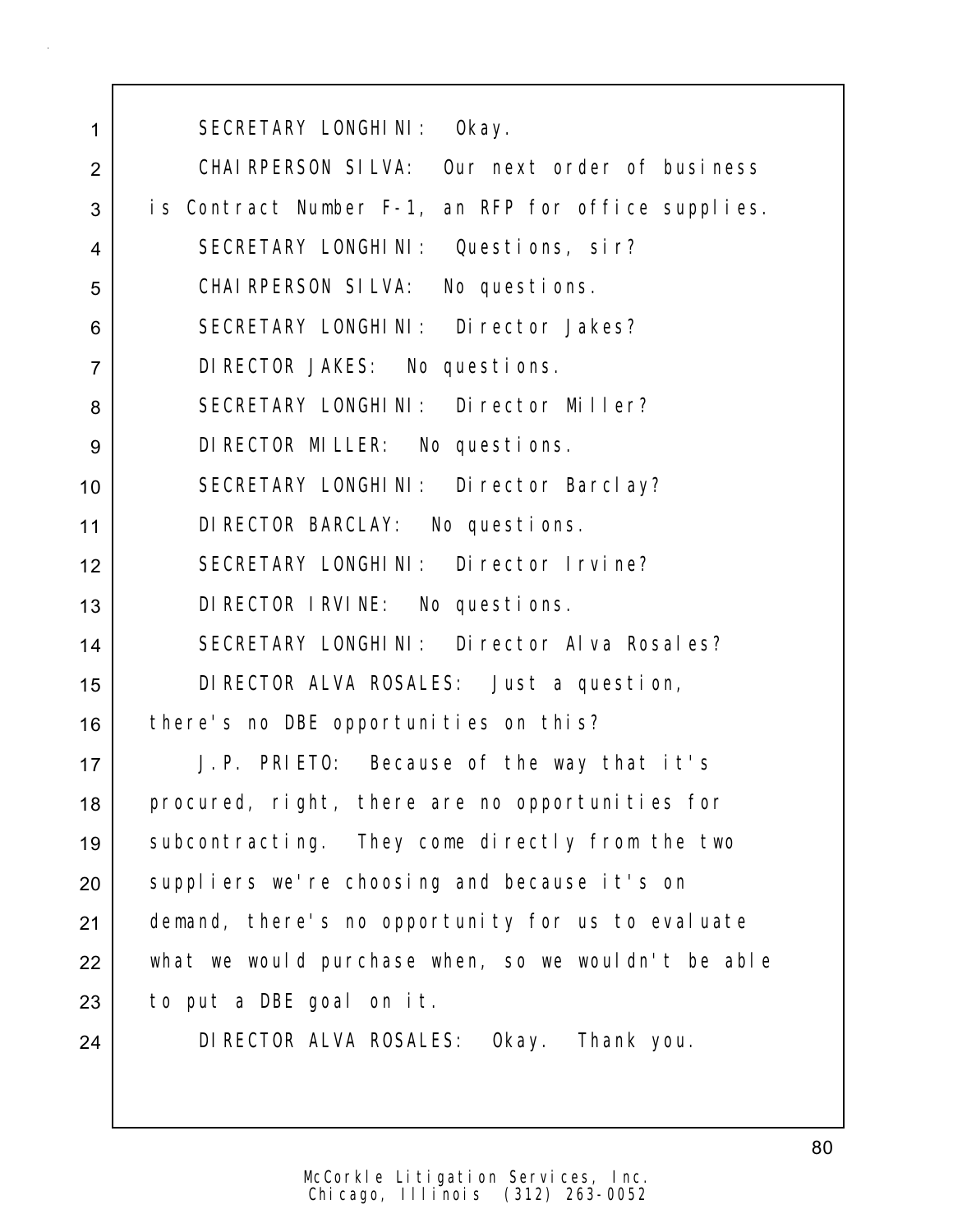SECRETARY LONGHINI: Okay.

CHAIRPERSON SILVA: Our next order of business is Contract Number F-1, an RFP for office supplies.

SECRETARY LONGHINI: Questions, sir?

CHAIRPERSON SILVA: No questions.

SECRETARY LONGHINI: Director Jakes?

DIRECTOR JAKES: No questions.

SECRETARY LONGHINI: Director Miller?

DIRECTOR MILLER: No questions.

SECRETARY LONGHINI: Director Barclay?

DIRECTOR BARCLAY: No questions.

SECRETARY LONGHINI: Director Irvine?

DIRECTOR IRVINE: No questions.

SECRETARY LONGHINI: Director Alva Rosales?

DIRECTOR ALVA ROSALES: Just a question, there's no DBE opportunities on this?

J.P. PRIETO: Because of the way that it's procured, right, there are no opportunities for subcontracting. They come directly from the two suppliers we're choosing and because it's on demand, there's no opportunity for us to evaluate what we would purchase when, so we wouldn't be able to put a DBE goal on it.

DIRECTOR ALVA ROSALES: Okay. Thank you.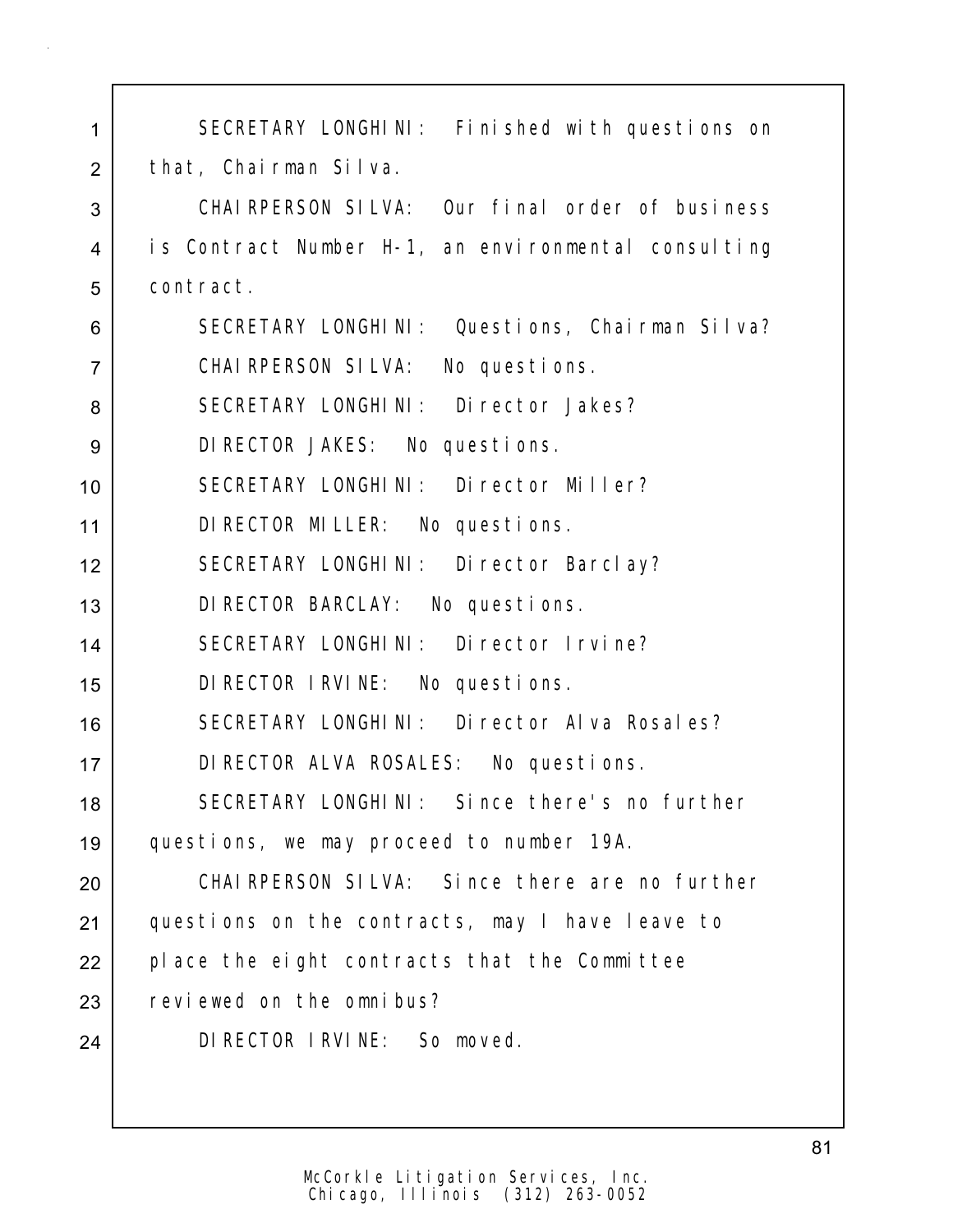SECRETARY LONGHINI: Finished with questions on that, Chairman Silva.

CHAIRPERSON SILVA: Our final order of business is Contract Number H-1, an environmental consulting contract.

SECRETARY LONGHINI: Questions, Chairman Silva?

CHAIRPERSON SILVA: No questions.

SECRETARY LONGHINI: Director Jakes?

DIRECTOR JAKES: No questions.

SECRETARY LONGHINI: Director Miller?

DIRECTOR MILLER: No questions.

SECRETARY LONGHINI: Director Barclay?

DIRECTOR BARCLAY: No questions.

SECRETARY LONGHINI: Director Irvine?

DIRECTOR IRVINE: No questions.

SECRETARY LONGHINI: Director Alva Rosales?

DIRECTOR ALVA ROSALES: No questions.

SECRETARY LONGHINI: Since there's no further questions, we may proceed to number 19A.

CHAIRPERSON SILVA: Since there are no further questions on the contracts, may I have leave to place the eight contracts that the Committee reviewed on the omnibus?

DIRECTOR IRVINE: So moved.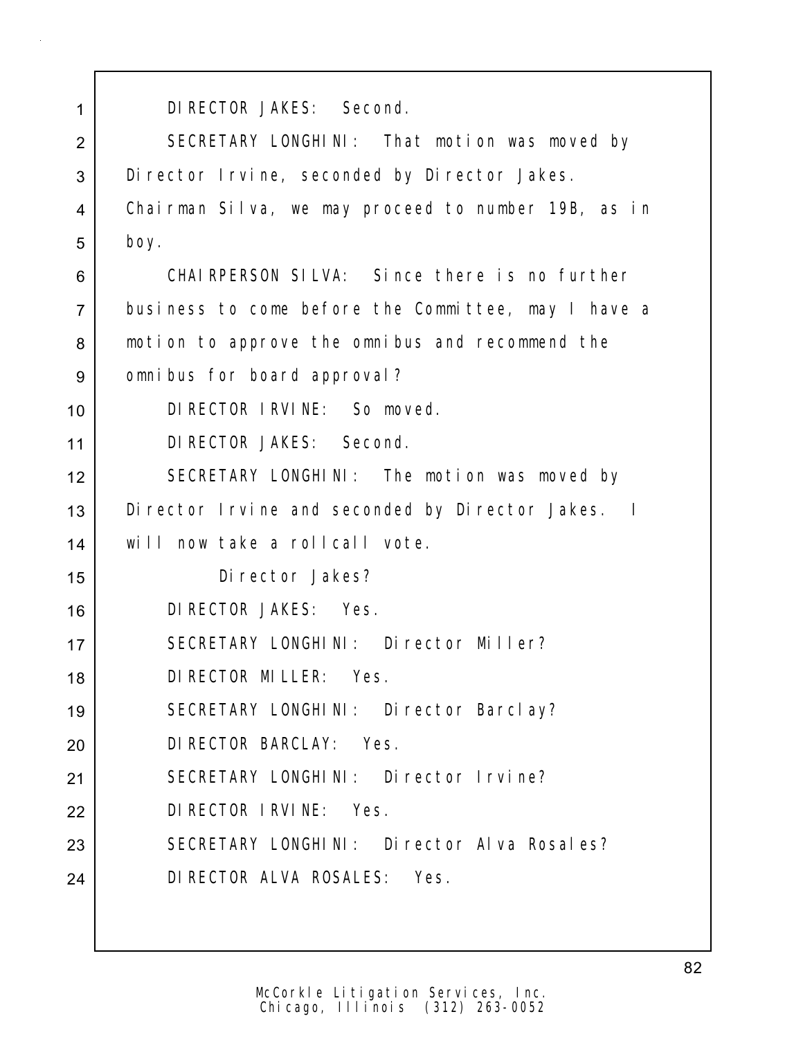DIRECTOR JAKES: Second.

SECRETARY LONGHINI: That motion was moved by Director Irvine, seconded by Director Jakes. Chairman Silva, we may proceed to number 19B, as in boy.

CHAIRPERSON SILVA: Since there is no further business to come before the Committee, may I have a motion to approve the omnibus and recommend the omnibus for board approval?

DIRECTOR IRVINE: So moved.

DIRECTOR JAKES: Second.

SECRETARY LONGHINI: The motion was moved by Director Irvine and seconded by Director Jakes. I will now take a rollcall vote.

Director Jakes?

DIRECTOR JAKES: Yes.

SECRETARY LONGHINI: Director Miller?

DIRECTOR MILLER: Yes.

SECRETARY LONGHINI: Director Barclay?

DIRECTOR BARCLAY: Yes.

SECRETARY LONGHINI: Director Irvine?

DIRECTOR IRVINE: Yes.

SECRETARY LONGHINI: Director Alva Rosales?

DIRECTOR ALVA ROSALES: Yes.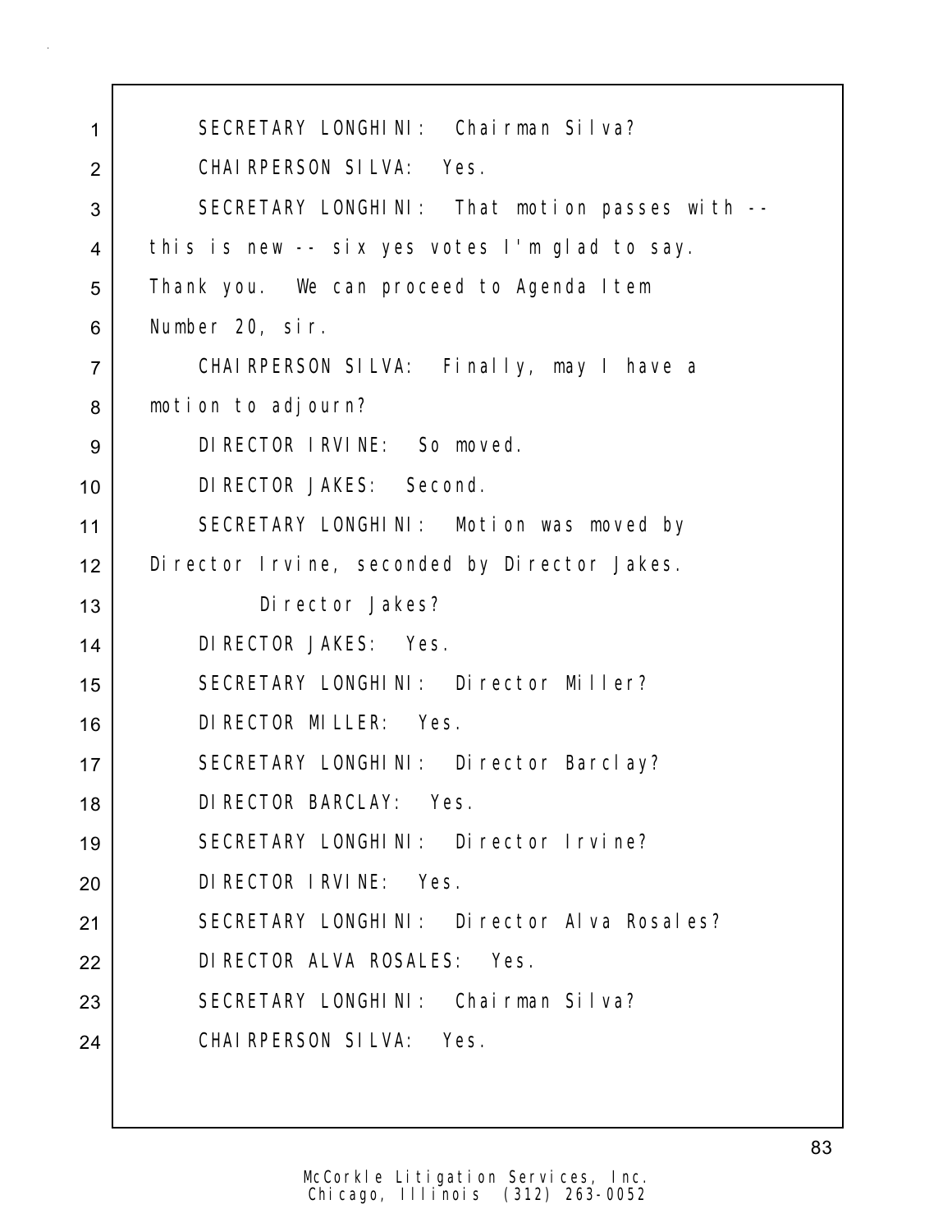1 SECRETARY LONGHINI: Chairman Silva?

2 CHAIRPERSON SILVA: Yes.

3 SECRETARY LONGHINI: That motion passes with --

4 this is new -- six yes votes I'm glad to say.

5 Thank you. We can proceed to Agenda Item

6 Number 20, sir.

7 CHAIRPERSON SILVA: Finally, may I have a

8 motion to adjourn?

9 DIRECTOR IRVINE: So moved.

10 DIRECTOR JAKES: Second.

11 SECRETARY LONGHINI: Motion was moved by

12 Director Irvine, seconded by Director Jakes.

13 Director Jakes?

14 DIRECTOR JAKES: Yes.

15 SECRETARY LONGHINI: Director Miller?

16 DIRECTOR MILLER: Yes.

17 SECRETARY LONGHINI: Director Barclay?

18 DIRECTOR BARCLAY: Yes.

19 SECRETARY LONGHINI: Director Irvine?

20 DIRECTOR IRVINE: Yes.

21 SECRETARY LONGHINI: Director Alva Rosales?

22 DIRECTOR ALVA ROSALES: Yes.

23 SECRETARY LONGHINI: Chairman Silva?

24 CHAIRPERSON SILVA: Yes.

McCorkle Litigation Services, Inc.
Chicago, Illinois (312) 263-0052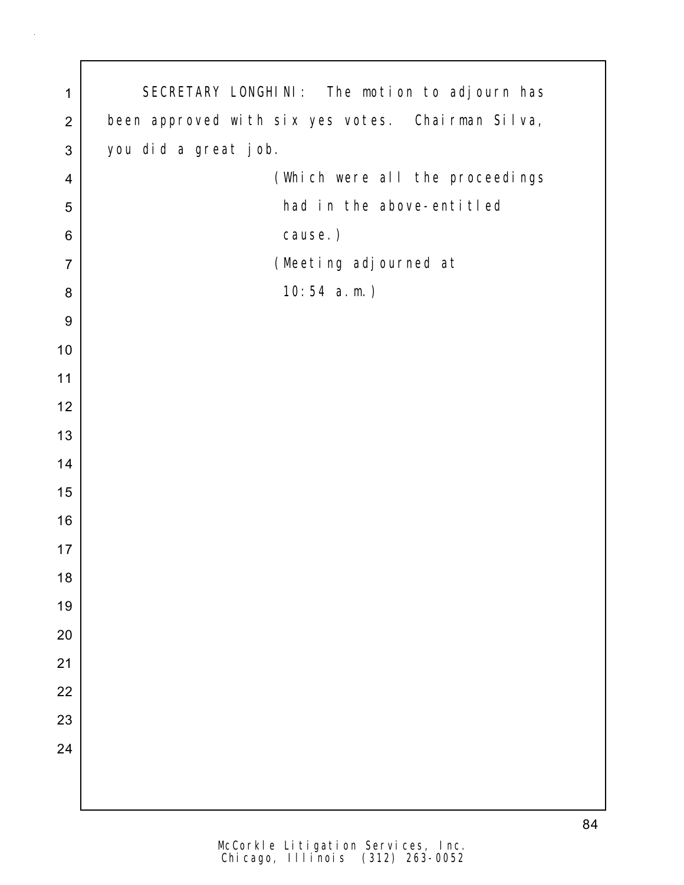SECRETARY LONGHINI: The motion to adjourn has been approved with six yes votes. Chairman Silva, you did a great job.

(Which were all the proceedings had in the above-entitled cause.)

(Meeting adjourned at 10:54 a.m.)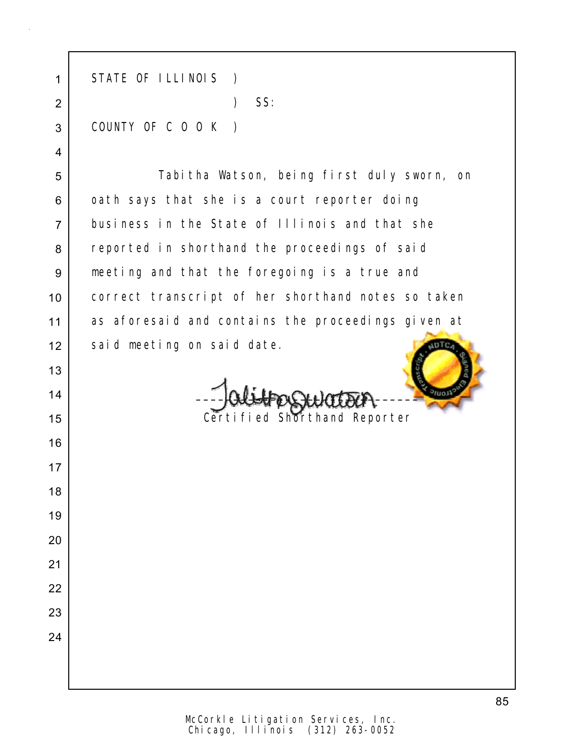STATE OF ILLINOIS )
                  ) SS:
COUNTY OF C O O K )

Tabitha Watson, being first duly sworn, on oath says that she is a court reporter doing business in the State of Illinois and that she reported in shorthand the proceedings of said meeting and that the foregoing is a true and correct transcript of her shorthand notes so taken as aforesaid and contains the proceedings given at said meeting on said date.

Tabitha Watson
------------------------------
Certified Shorthand Reporter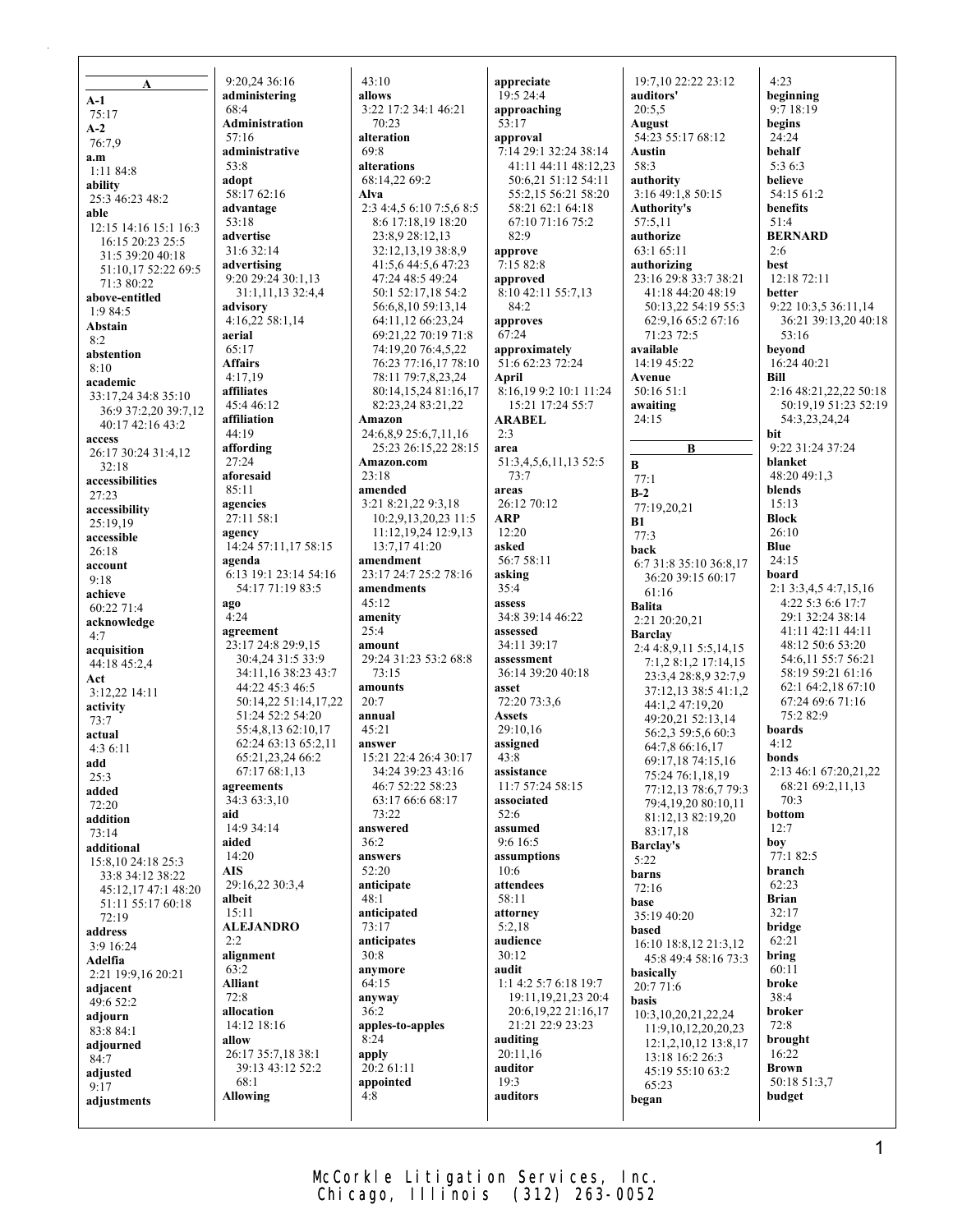**A**

**A-1**
75:17
**A-2**
76:7,9
**a.m**
1:11 84:8
**ability**
25:3 46:23 48:2
**able**
12:15 14:16 15:1 16:3 16:15 20:23 25:5 31:5 39:20 40:18 51:10,17 52:22 69:5 71:3 80:22
**above-entitled**
1:9 84:5
**Abstain**
8:2
**abstention**
8:10
**academic**
33:17,24 34:8 35:10 36:9 37:2,20 39:7,12 40:17 42:16 43:2
**access**
26:17 30:24 31:4,12 32:18
**accessibilities**
27:23
**accessibility**
25:19,19
**accessible**
26:18
**account**
9:18
**achieve**
60:22 71:4
**acknowledge**
4:7
**acquisition**
44:18 45:2,4
**Act**
3:12,22 14:11
**activity**
73:7
**actual**
4:3 6:11
**add**
25:3
**added**
72:20
**addition**
73:14
**additional**
15:8,10 24:18 25:3 33:8 34:12 38:22 45:12,17 47:1 48:20 51:11 55:17 60:18 72:19
**address**
3:9 16:24
**Adelfia**
2:21 19:9,16 20:21
**adjacent**
49:6 52:2
**adjourn**
83:8 84:1
**adjourned**
84:7
**adjusted**
9:17
**adjustments**
9:20,24 36:16
**administering**
68:4
**Administration**
57:16
**administrative**
53:8
**adopt**
58:17 62:16
**advantage**
53:18
**advertise**
31:6 32:14
**advertising**
9:20 29:24 30:1,13 31:1,11,13 32:4,4
**advisory**
4:16,22 58:1,14
**aerial**
65:17
**Affairs**
4:17,19
**affiliates**
45:4 46:12
**affiliation**
44:19
**affording**
27:24
**aforesaid**
85:11
**agencies**
27:11 58:1
**agency**
14:24 57:11,17 58:15
**agenda**
6:13 19:1 23:14 54:16 54:17 71:19 83:5
**ago**
4:24
**agreement**
23:17 24:8 29:9,15 30:4,24 31:5 33:9 34:11,16 38:23 43:7 44:22 45:3 46:5 50:14,22 51:14,17,22 51:24 52:2 54:20 55:4,8,13 62:10,17 62:24 63:13 65:2,11 65:21,23,24 66:2 67:17 68:1,13
**agreements**
34:3 63:3,10
**aid**
14:9 34:14
**aided**
14:20
**AIS**
29:16,22 30:3,4
**albeit**
15:11
**ALEJANDRO**
2:2
**alignment**
63:2
**Alliant**
72:8
**allocation**
14:12 18:16
**allow**
26:17 35:7,18 38:1 39:13 43:12 52:2 68:1
**Allowing**
43:10
**allows**
3:22 17:2 34:1 46:21 70:23
**alteration**
69:8
**alterations**
68:14,22 69:2
**Alva**
2:3 4:4,5 6:10 7:5,6 8:5 8:6 17:18,19 18:20 23:8,9 28:12,13 32:12,13,19 38:8,9 41:5,6 44:5,6 47:23 47:24 48:5 49:24 50:1 52:17,18 54:2 56:6,8,10 59:13,14 64:11,12 66:23,24 69:21,22 70:19 71:8 74:19,20 76:4,5,22 76:23 77:16,17 78:10 78:11 79:7,8,23,24 80:14,15,24 81:16,17 82:23,24 83:21,22
**Amazon**
24:6,8,9 25:6,7,11,16 25:23 26:15,22 28:15
**Amazon.com**
23:18
**amended**
3:21 8:21,22 9:3,18 10:2,9,13,20,23 11:5 11:12,19,24 12:9,13 13:7,17 41:20
**amendment**
23:17 24:7 25:2 78:16
**amendments**
45:12
**amenity**
25:4
**amount**
29:24 31:23 53:2 68:8 73:15
**amounts**
20:7
**annual**
45:21
**answer**
15:21 22:4 26:4 30:17 34:24 39:23 43:16 46:7 52:22 58:23 63:17 66:6 68:17 73:22
**answered**
36:2
**answers**
52:20
**anticipate**
48:1
**anticipated**
73:17
**anticipates**
30:8
**anymore**
64:15
**anyway**
36:2
**apples-to-apples**
8:24
**apply**
20:2 61:11
**appointed**
4:8
**appreciate**
19:5 24:4
**approaching**
53:17
**approval**
7:14 29:1 32:24 38:14 41:11 44:11 48:12,23 50:6,21 51:12 54:11 55:2,15 56:21 58:20 58:21 62:1 64:18 67:10 71:16 75:2 82:9
**approve**
7:15 82:8
**approved**
8:10 42:11 55:7,13 84:2
**approves**
67:24
**approximately**
51:6 62:23 72:24
**April**
8:16,19 9:2 10:1 11:24 15:21 17:24 55:7
**ARABEL**
2:3
**area**
51:3,4,5,6,11,13 52:5 73:7
**areas**
26:12 70:12
**ARP**
12:20
**asked**
56:7 58:11
**asking**
35:4
**assess**
34:8 39:14 46:22
**assessed**
34:11 39:17
**assessment**
36:14 39:20 40:18
**asset**
72:20 73:3,6
**Assets**
29:10,16
**assigned**
43:8
**assistance**
11:7 57:24 58:15
**associated**
52:6
**assumed**
9:6 16:5
**assumptions**
10:6
**attendees**
58:11
**attorney**
5:2,18
**audience**
30:12
**audit**
1:1 4:2 5:7 6:18 19:7 19:11,19,21,23 20:4 20:6,19,22 21:16,17 21:21 22:9 23:23
**auditing**
20:11,16
**auditor**
19:3
**auditors**
19:7,10 22:22 23:12
**auditors'**
20:5,5
**August**
54:23 55:17 68:12
**Austin**
58:3
**authority**
3:16 49:1,8 50:15
**Authority's**
57:5,11
**authorize**
63:1 65:11
**authorizing**
23:16 29:8 33:7 38:21 41:18 44:20 48:19 50:13,22 54:19 55:3 62:9,16 65:2 67:16 71:23 72:5
**available**
14:19 45:22
**Avenue**
50:16 51:1
**awaiting**
24:15

**B**

**B**
77:1
**B-2**
77:19,20,21
**B1**
77:3
**back**
6:7 31:8 35:10 36:8,17 36:20 39:15 60:17 61:16
**Balita**
2:21 20:20,21
**Barclay**
2:4 4:8,9,11 5:5,14,15 7:1,2 8:1,2 17:14,15 23:3,4 28:8,9 32:7,9 37:12,13 38:5 41:1,2 44:1,2 47:19,20 49:20,21 52:13,14 56:2,3 59:5,6 60:3 64:7,8 66:16,17 69:17,18 74:15,16 75:24 76:1,18,19 77:12,13 78:6,7 79:3 79:4,19,20 80:10,11 81:12,13 82:19,20 83:17,18
**Barclay's**
5:22
**barns**
72:16
**base**
35:19 40:20
**based**
16:10 18:8,12 21:3,12 45:8 49:4 58:16 73:3
**basically**
20:7 71:6
**basis**
10:3,10,20,21,22,24 11:9,10,12,20,20,23 12:1,2,10,12 13:8,17 13:18 16:2 26:3 45:19 55:10 63:2 65:23
**began**
4:23
**beginning**
9:7 18:19
**begins**
24:24
**behalf**
5:3 6:3
**believe**
54:15 61:2
**benefits**
51:4
**BERNARD**
2:6
**best**
12:18 72:11
**better**
9:22 10:3,5 36:11,14 36:21 39:13,20 40:18 53:16
**beyond**
16:24 40:21
**Bill**
2:16 48:21,22,22 50:18 50:19,19 51:23 52:19 54:3,23,24,24
**bit**
9:22 31:24 37:24
**blanket**
48:20 49:1,3
**blends**
15:13
**Block**
26:10
**Blue**
24:15
**board**
2:1 3:3,4,5 4:7,15,16 4:22 5:3 6:6 17:7 29:1 32:24 38:14 41:11 42:11 44:11 48:12 50:6 53:20 54:6,11 55:7 56:21 58:19 59:21 61:16 62:1 64:2,18 67:10 67:24 69:6 71:16 75:2 82:9
**boards**
4:12
**bonds**
2:13 46:1 67:20,21,22 68:21 69:2,11,13 70:3
**bottom**
12:7
**boy**
77:1 82:5
**branch**
62:23
**Brian**
32:17
**bridge**
62:21
**bring**
60:11
**broke**
38:4
**broker**
72:8
**brought**
16:22
**Brown**
50:18 51:3,7
**budget**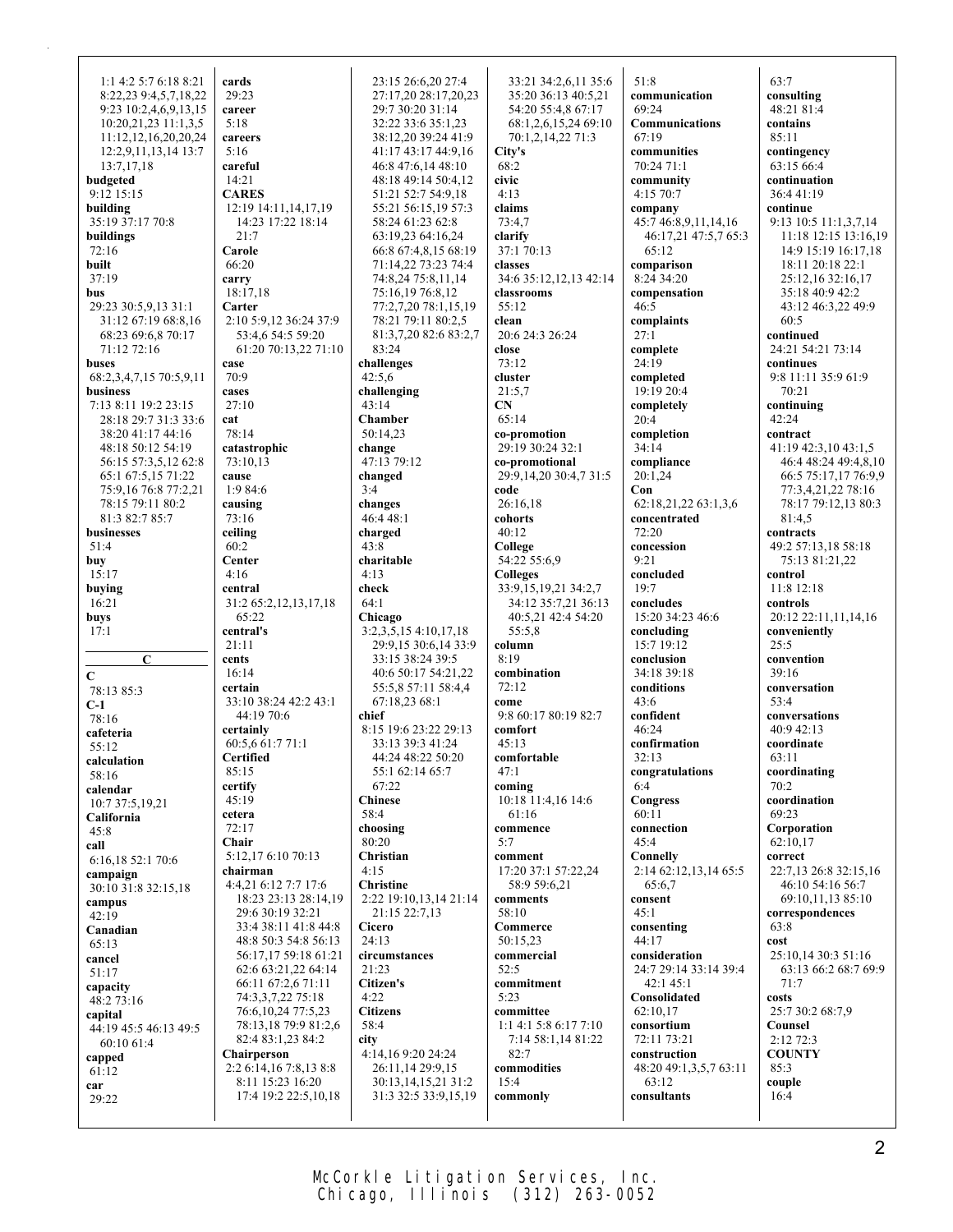1:1 4:2 5:7 6:18 8:21 8:22,23 9:4,5,7,18,22 9:23 10:2,4,6,9,13,15 10:20,21,23 11:1,3,5 11:12,12,16,20,20,24 12:2,9,11,13,14 13:7 13:7,17,18

**budgeted**
9:12 15:15

**building**
35:19 37:17 70:8

**buildings**
72:16

**built**
37:19

**bus**
29:23 30:5,9,13 31:1 31:12 67:19 68:8,16 68:23 69:6,8 70:17 71:12 72:16

**buses**
68:2,3,4,7,15 70:5,9,11

**business**
7:13 8:11 19:2 23:15 28:18 29:7 31:3 33:6 38:20 41:17 44:16 48:18 50:12 54:19 56:15 57:3,5,12 62:8 65:1 67:5,15 71:22 75:9,16 76:8 77:2,21 78:15 79:11 80:2 81:3 82:7 85:7

**businesses**
51:4

**buy**
15:17

**buying**
16:21

**buys**
17:1

**C**

**C**
78:13 85:3

**C-1**
78:16

**cafeteria**
55:12

**calculation**
58:16

**calendar**
10:7 37:5,19,21

**California**
45:8

**call**
6:16,18 52:1 70:6

**campaign**
30:10 31:8 32:15,18

**campus**
42:19

**Canadian**
65:13

**cancel**
51:17

**capacity**
48:2 73:16

**capital**
44:19 45:5 46:13 49:5 60:10 61:4

**capped**
61:12

**car**
29:22

**cards**
29:23

**career**
5:18

**careers**
5:16

**careful**
14:21

**CARES**
12:19 14:11,14,17,19 14:23 17:22 18:14 21:7

**Carole**
66:20

**carry**
18:17,18

**Carter**
2:10 5:9,12 36:24 37:9 53:4,6 54:5 59:20 61:20 70:13,22 71:10

**case**
70:9

**cases**
27:10

**cat**
78:14

**catastrophic**
73:10,13

**cause**
1:9 84:6

**causing**
73:16

**ceiling**
60:2

**Center**
4:16

**central**
31:2 65:2,12,13,17,18 65:22

**central's**
21:11

**cents**
16:14

**certain**
33:10 38:24 42:2 43:1 44:19 70:6

**certainly**
60:5,6 61:7 71:1

**Certified**
85:15

**certify**
45:19

**cetera**
72:17

**Chair**
5:12,17 6:10 70:13

**chairman**
4:4,21 6:12 7:7 17:6 18:23 23:13 28:14,19 29:6 30:19 32:21 33:4 38:11 41:8 44:8 48:8 50:3 54:8 56:13 56:17,17 59:18 61:21 62:6 63:21,22 64:14 66:11 67:2,6 71:11 74:3,3,7,22 75:18 76:6,10,24 77:5,23 78:13,18 79:9 81:2,6 82:4 83:1,23 84:2

**Chairperson**
2:2 6:14,16 7:8,13 8:8 8:11 15:23 16:20 17:4 19:2 22:5,10,18 23:15 26:6,20 27:4 27:17,20 28:17,20,23 29:7 30:20 31:14 32:22 33:6 35:1,23 38:12,20 39:24 41:9 41:17 43:17 44:9,16 46:8 47:6,14 48:10 48:18 49:14 50:4,12 51:21 52:7 54:9,18 55:21 56:15,19 57:3 58:24 61:23 62:8 63:19,23 64:16,24 66:8 67:4,8,15 68:19 71:14,22 73:23 74:4 74:8,24 75:8,11,14 75:16,19 76:8,12 77:2,7,20 78:1,15,19 78:21 79:11 80:2,5 81:3,7,20 82:6 83:2,7 83:24

**challenges**
42:5,6

**challenging**
43:14

**Chamber**
50:14,23

**change**
47:13 79:12

**changed**
3:4

**changes**
46:4 48:1

**charged**
43:8

**charitable**
4:13

**check**
64:1

**Chicago**
3:2,3,5,15 4:10,17,18 29:9,15 30:6,14 33:9 33:15 38:24 39:5 40:6 50:17 54:21,22 55:5,8 57:11 58:4,4 67:18,23 68:1

**chief**
8:15 19:6 23:22 29:13 33:13 39:3 41:24 44:24 48:22 50:20 55:1 62:14 65:7 67:22

**Chinese**
58:4

**choosing**
80:20

**Christian**
4:15

**Christine**
2:22 19:10,13,14 21:14 21:15 22:7,13

**Cicero**
24:13

**circumstances**
21:23

**Citizen's**
4:22

**Citizens**
58:4

**city**
4:14,16 9:20 24:24 26:11,14 29:9,15 30:13,14,15,21 31:2 31:3 32:5 33:9,15,19 33:21 34:2,6,11 35:6 35:20 36:13 40:5,21 54:20 55:4,8 67:17 68:1,2,6,15,24 69:10 70:1,2,14,22 71:3

**City's**
68:2

**civic**
4:13

**claims**
73:4,7

**clarify**
37:1 70:13

**classes**
34:6 35:12,12,13 42:14

**classrooms**
55:12

**clean**
20:6 24:3 26:24

**close**
73:12

**cluster**
21:5,7

**CN**
65:14

**co-promotion**
29:19 30:24 32:1

**co-promotional**
29:9,14,20 30:4,7 31:5

**code**
26:16,18

**cohorts**
40:12

**College**
54:22 55:6,9

**Colleges**
33:9,15,19,21 34:2,7 34:12 35:7,21 36:13 40:5,21 42:4 54:20 55:5,8

**column**
8:19

**combination**
72:12

**come**
9:8 60:17 80:19 82:7

**comfort**
45:13

**comfortable**
47:1

**coming**
10:18 11:4,16 14:6 61:16

**commence**
5:7

**comment**
17:20 37:1 57:22,24 58:9 59:6,21

**comments**
58:10

**Commerce**
50:15,23

**commercial**
52:5

**commitment**
5:23

**committee**
1:1 4:1 5:8 6:17 7:10 7:14 58:1,14 81:22 82:7

**commodities**
15:4

**commonly**
51:8

**communication**
69:24

**Communications**
67:19

**communities**
70:24 71:1

**community**
4:15 70:7

**company**
45:7 46:8,9,11,14,16 46:17,21 47:5,7 65:3 65:12

**comparison**
8:24 34:20

**compensation**
46:5

**complaints**
27:1

**complete**
24:19

**completed**
19:19 20:4

**completely**
20:4

**completion**
34:14

**compliance**
20:1,24

**Con**
62:18,21,22 63:1,3,6

**concentrated**
72:20

**concession**
9:21

**concluded**
19:7

**concludes**
15:20 34:23 46:6

**concluding**
15:7 19:12

**conclusion**
34:18 39:18

**conditions**
43:6

**confident**
46:24

**confirmation**
32:13

**congratulations**
6:4

**Congress**
60:11

**connection**
45:4

**Connelly**
2:14 62:12,13,14 65:5 65:6,7

**consent**
45:1

**consenting**
44:17

**consideration**
24:7 29:14 33:14 39:4 42:1 45:1

**Consolidated**
62:10,17

**consortium**
72:11 73:21

**construction**
48:20 49:1,3,5,7 63:11 63:12

**consultants**
63:7

**consulting**
48:21 81:4

**contains**
85:11

**contingency**
63:15 66:4

**continuation**
36:4 41:19

**continue**
9:13 10:5 11:1,3,7,14 11:18 12:15 13:16,19 14:9 15:19 16:17,18 18:11 20:18 22:1 25:12,16 32:16,17 35:18 40:9 42:2 43:12 46:3,22 49:9 60:5

**continued**
24:21 54:21 73:14

**continues**
9:8 11:11 35:9 61:9 70:21

**continuing**
42:24

**contract**
41:19 42:3,10 43:1,5 46:4 48:24 49:4,8,10 66:5 75:17,17 76:9,9 77:3,4,21,22 78:16 78:17 79:12,13 80:3 81:4,5

**contracts**
49:2 57:13,18 58:18 75:13 81:21,22

**control**
11:8 12:18

**controls**
20:12 22:11,11,14,16

**conveniently**
25:5

**convention**
39:16

**conversation**
53:4

**conversations**
40:9 42:13

**coordinate**
63:11

**coordinating**
70:2

**coordination**
69:23

**Corporation**
62:10,17

**correct**
22:7,13 26:8 32:15,16 46:10 54:16 56:7 69:10,11,13 85:10

**correspondences**
63:8

**cost**
25:10,14 30:3 51:16 63:13 66:2 68:7 69:9 71:7

**costs**
25:7 30:2 68:7,9

**Counsel**
2:12 72:3

**COUNTY**
85:3

**couple**
16:4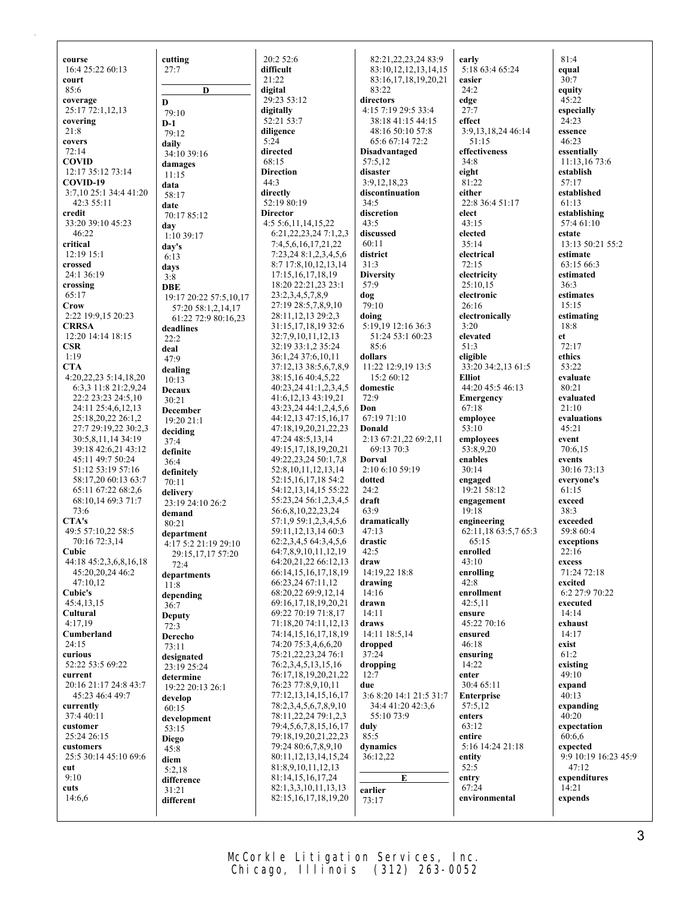**course**
16:4 25:22 60:13
**court**
85:6
**coverage**
25:17 72:1,12,13
**covering**
21:8
**covers**
72:14
**COVID**
12:17 35:12 73:14
**COVID-19**
3:7,10 25:1 34:4 41:20
42:3 55:11
**credit**
33:20 39:10 45:23
46:22
**critical**
12:19 15:1
**crossed**
24:1 36:19
**crossing**
65:17
**Crow**
2:22 19:9,15 20:23
**CRRSA**
12:20 14:14 18:15
**CSR**
1:19
**CTA**
4:20,22,23 5:14,18,20
6:3,3 11:8 21:2,9,24
22:2 23:23 24:5,10
24:11 25:4,6,12,13
25:18,20,22 26:1,2
27:7 29:19,22 30:2,3
30:5,8,11,14 34:19
39:18 42:6,21 43:12
45:11 49:7 50:24
51:12 53:19 57:16
58:17,20 60:13 63:7
65:11 67:22 68:2,6
68:10,14 69:3 71:7
73:6
**CTA's**
49:5 57:10,22 58:5
70:16 72:3,14
**Cubic**
44:18 45:2,3,6,8,16,18
45:20,20,24 46:2
47:10,12
**Cubic's**
45:4,13,15
**Cultural**
4:17,19
**Cumberland**
24:15
**curious**
52:22 53:5 69:22
**current**
20:16 21:17 24:8 43:7
45:23 46:4 49:7
**currently**
37:4 40:11
**customer**
25:24 26:15
**customers**
25:5 30:14 45:10 69:6
**cut**
9:10
**cuts**
14:6,6
**cutting**
27:7

**D**

**D**
79:10
**D-1**
79:12
**daily**
34:10 39:16
**damages**
11:15
**data**
58:17
**date**
70:17 85:12
**day**
1:10 39:17
**day's**
6:13
**days**
3:8
**DBE**
19:17 20:22 57:5,10,17
57:20 58:1,2,14,17
61:22 72:9 80:16,23
**deadlines**
22:2
**deal**
47:9
**dealing**
10:13
**Decaux**
30:21
**December**
19:20 21:1
**deciding**
37:4
**definite**
36:4
**definitely**
70:11
**delivery**
23:19 24:10 26:2
**demand**
80:21
**department**
4:17 5:2 21:19 29:10
29:15,17,17 57:20
72:4
**departments**
11:8
**depending**
36:7
**Deputy**
72:3
**Derecho**
73:11
**designated**
23:19 25:24
**determine**
19:22 20:13 26:1
**develop**
60:15
**development**
53:15
**Diego**
45:8
**diem**
5:2,18
**difference**
31:21
**different**
20:2 52:6
**difficult**
21:22
**digital**
29:23 53:12
**digitally**
52:21 53:7
**diligence**
5:24
**directed**
68:15
**Direction**
44:3
**directly**
52:19 80:19
**Director**
4:5 5:6,11,14,15,22
6:21,22,23,24 7:1,2,3
7:4,5,6,16,17,21,22
7:23,24 8:1,2,3,4,5,6
8:7 17:8,10,12,13,14
17:15,16,17,18,19
18:20 22:21,23 23:1
23:2,3,4,5,7,8,9
27:19 28:5,7,8,9,10
28:11,12,13 29:2,3
31:15,17,18,19 32:6
32:7,9,10,11,12,13
32:19 33:1,2 35:24
36:1,24 37:6,10,11
37:12,13 38:5,6,7,8,9
38:15,16 40:4,5,22
40:23,24 41:1,2,3,4,5
41:6,12,13 43:19,21
43:23,24 44:1,2,4,5,6
44:12,13 47:15,16,17
47:18,19,20,21,22,23
47:24 48:5,13,14
49:15,17,18,19,20,21
49:22,23,24 50:1,7,8
52:8,10,11,12,13,14
52:15,16,17,18 54:2
54:12,13,14,15 55:22
55:23,24 56:1,2,3,4,5
56:6,8,10,22,23,24
57:1,9 59:1,2,3,4,5,6
59:11,12,13,14 60:3
62:2,3,4,5 64:3,4,5,6
64:7,8,9,10,11,12,19
64:20,21,22 66:12,13
66:14,15,16,17,18,19
66:23,24 67:11,12
68:20,22 69:9,12,14
69:16,17,18,19,20,21
69:22 70:19 71:8,17
71:18,20 74:11,12,13
74:14,15,16,17,18,19
74:20 75:3,4,6,6,20
75:21,22,23,24 76:1
76:2,3,4,5,13,15,16
76:17,18,19,20,21,22
76:23 77:8,9,10,11
77:12,13,14,15,16,17
78:2,3,4,5,6,7,8,9,10
78:11,22,24 79:1,2,3
79:4,5,6,7,8,15,16,17
79:18,19,20,21,22,23
79:24 80:6,7,8,9,10
80:11,12,13,14,15,24
81:8,9,10,11,12,13
81:14,15,16,17,24
82:1,3,3,10,11,13,13
82:15,16,17,18,19,20
82:21,22,23,24 83:9
83:10,12,12,13,14,15
83:16,17,18,19,20,21
83:22
**directors**
4:15 7:19 29:5 33:4
38:18 41:15 44:15
48:16 50:10 57:8
65:6 67:14 72:2
**Disadvantaged**
57:5,12
**disaster**
3:9,12,18,23
**discontinuation**
34:5
**discretion**
43:5
**discussed**
60:11
**district**
31:3
**Diversity**
57:9
**dog**
79:10
**doing**
5:19,19 12:16 36:3
51:24 53:1 60:23
85:6
**dollars**
11:22 12:9,19 13:5
15:2 60:12
**domestic**
72:9
**Don**
67:19 71:10
**Donald**
2:13 67:21,22 69:2,11
69:13 70:3
**Dorval**
2:10 6:10 59:19
**dotted**
24:2
**draft**
63:9
**dramatically**
47:13
**drastic**
42:5
**draw**
14:19,22 18:8
**drawing**
14:16
**drawn**
14:11
**draws**
14:11 18:5,14
**dropped**
37:24
**dropping**
12:7
**due**
3:6 8:20 14:1 21:5 31:7
34:4 41:20 42:3,6
55:10 73:9
**duly**
85:5
**dynamics**
36:12,22

**E**

**earlier**
73:17
**early**
5:18 63:4 65:24
**easier**
24:2
**edge**
27:7
**effect**
3:9,13,18,24 46:14
51:15
**effectiveness**
34:8
**eight**
81:22
**either**
22:8 36:4 51:17
**elect**
43:15
**elected**
35:14
**electrical**
72:15
**electricity**
25:10,15
**electronic**
26:16
**electronically**
3:20
**elevated**
51:3
**eligible**
33:20 34:2,13 61:5
**Elliot**
44:20 45:5 46:13
**Emergency**
67:18
**employee**
53:10
**employees**
53:8,9,20
**enables**
30:14
**engaged**
19:21 58:12
**engagement**
19:18
**engineering**
62:11,18 63:5,7 65:3
65:15
**enrolled**
43:10
**enrolling**
42:8
**enrollment**
42:5,11
**ensure**
45:22 70:16
**ensured**
46:18
**ensuring**
14:22
**enter**
30:4 65:11
**Enterprise**
57:5,12
**enters**
63:12
**entire**
5:16 14:24 21:18
**entity**
52:5
**entry**
67:24
**environmental**
81:4
**equal**
30:7
**equity**
45:22
**especially**
24:23
**essence**
46:23
**essentially**
11:13,16 73:6
**establish**
57:17
**established**
61:13
**establishing**
57:4 61:10
**estate**
13:13 50:21 55:2
**estimate**
63:15 66:3
**estimated**
36:3
**estimates**
15:15
**estimating**
18:8
**et**
72:17
**ethics**
53:22
**evaluate**
80:21
**evaluated**
21:10
**evaluations**
45:21
**event**
70:6,15
**events**
30:16 73:13
**everyone's**
61:15
**exceed**
38:3
**exceeded**
59:8 60:4
**exceptions**
22:16
**excess**
71:24 72:18
**excited**
6:2 27:9 70:22
**executed**
14:14
**exhaust**
14:17
**exist**
61:2
**existing**
49:10
**expand**
40:13
**expanding**
40:20
**expectation**
60:6,6
**expected**
9:9 10:19 16:23 45:9
47:12
**expenditures**
14:21
**expends**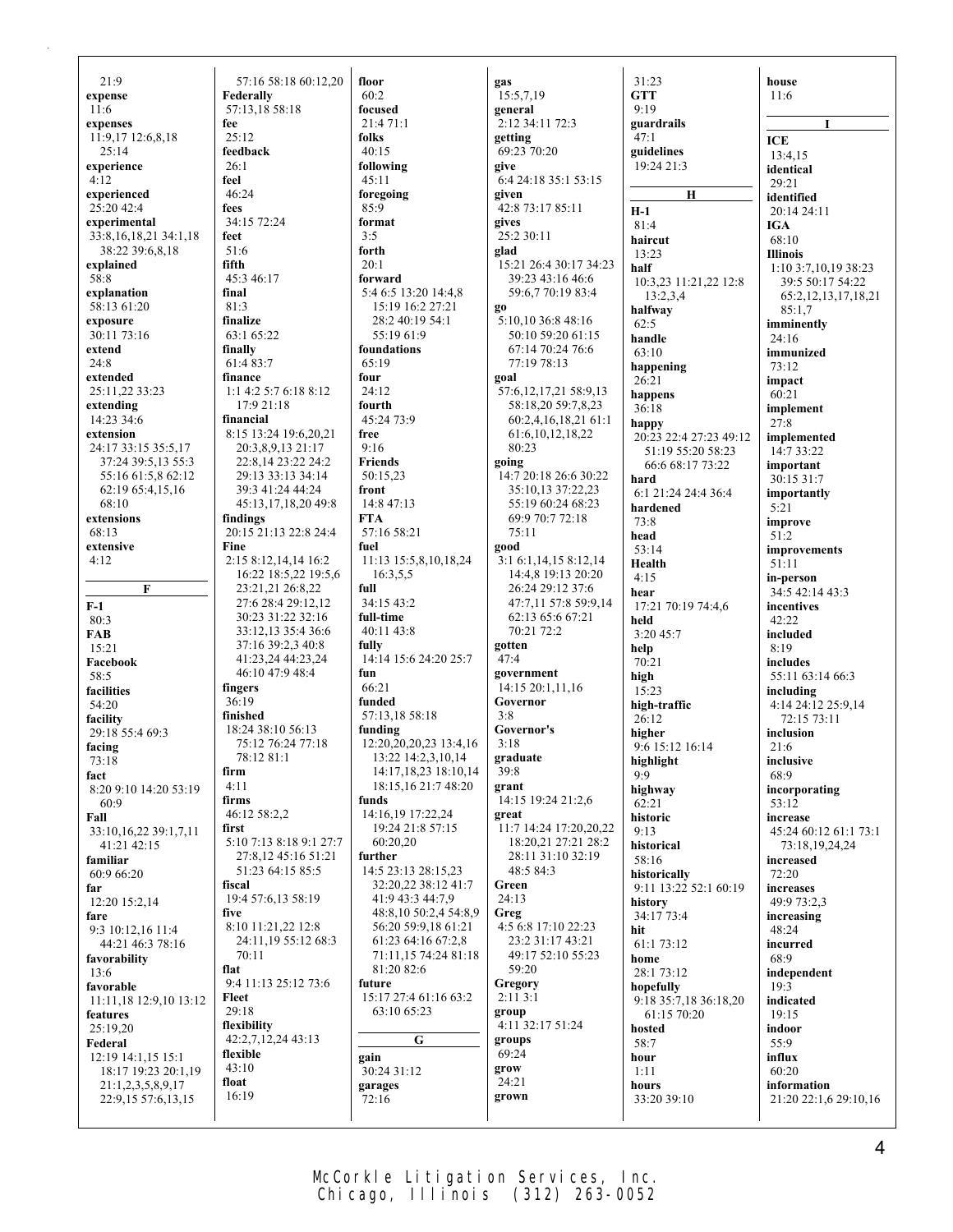21:9
**expense**
11:6
**expenses**
11:9,17 12:6,8,18 25:14
**experience**
4:12
**experienced**
25:20 42:4
**experimental**
33:8,16,18,21 34:1,18 38:22 39:6,8,18
**explained**
58:8
**explanation**
58:13 61:20
**exposure**
30:11 73:16
**extend**
24:8
**extended**
25:11,22 33:23
**extending**
14:23 34:6
**extension**
24:17 33:15 35:5,17 37:24 39:5,13 55:3 55:16 61:5,8 62:12 62:19 65:4,15,16 68:10
**extensions**
68:13
**extensive**
4:12

**F**

**F-1**
80:3
**FAB**
15:21
**Facebook**
58:5
**facilities**
54:20
**facility**
29:18 55:4 69:3
**facing**
73:18
**fact**
8:20 9:10 14:20 53:19 60:9
**Fall**
33:10,16,22 39:1,7,11 41:21 42:15
**familiar**
60:9 66:20
**far**
12:20 15:2,14
**fare**
9:3 10:12,16 11:4 44:21 46:3 78:16
**favorability**
13:6
**favorable**
11:11,18 12:9,10 13:12
**features**
25:19,20
**Federal**
12:19 14:1,15 15:1 18:17 19:23 20:1,19 21:1,2,3,5,8,9,17 22:9,15 57:6,13,15 57:16 58:18 60:12,20
**Federally**
57:13,18 58:18
**fee**
25:12
**feedback**
26:1
**feel**
46:24
**fees**
34:15 72:24
**feet**
51:6
**fifth**
45:3 46:17
**final**
81:3
**finalize**
63:1 65:22
**finally**
61:4 83:7
**finance**
1:1 4:2 5:7 6:18 8:12 17:9 21:18
**financial**
8:15 13:24 19:6,20,21 20:3,8,9,13 21:17 22:8,14 23:22 24:2 29:13 33:13 34:14 39:3 41:24 44:24 45:13,17,18,20 49:8
**findings**
20:15 21:13 22:8 24:4
**Fine**
2:15 8:12,14,14 16:2 16:22 18:5,22 19:5,6 23:21,21 26:8,22 27:6 28:4 29:12,12 30:23 31:22 32:16 33:12,13 35:4 36:6 37:16 39:2,3 40:8 41:23,24 44:23,24 46:10 47:9 48:4
**fingers**
36:19
**finished**
18:24 38:10 56:13 75:12 76:24 77:18 78:12 81:1
**firm**
4:11
**firms**
46:12 58:2,2
**first**
5:10 7:13 8:18 9:1 27:7 27:8,12 45:16 51:21 51:23 64:15 85:5
**fiscal**
19:4 57:6,13 58:19
**five**
8:10 11:21,22 12:8 24:11,19 55:12 68:3 70:11
**flat**
9:4 11:13 25:12 73:6
**Fleet**
29:18
**flexibility**
42:2,7,12,24 43:13
**flexible**
43:10
**float**
16:19
**floor**
60:2
**focused**
21:4 71:1
**folks**
40:15
**following**
45:11
**foregoing**
85:9
**format**
3:5
**forth**
20:1
**forward**
5:4 6:5 13:20 14:4,8 15:19 16:2 27:21 28:2 40:19 54:1 55:19 61:9
**foundations**
65:19
**four**
24:12
**fourth**
45:24 73:9
**free**
9:16
**Friends**
50:15,23
**front**
14:8 47:13
**FTA**
57:16 58:21
**fuel**
11:13 15:5,8,10,18,24 16:3,5,5
**full**
34:15 43:2
**full-time**
40:11 43:8
**fully**
14:14 15:6 24:20 25:7
**fun**
66:21
**funded**
57:13,18 58:18
**funding**
12:20,20,20,23 13:4,16 13:22 14:2,3,10,14 14:17,18,23 18:10,14 18:15,16 21:7 48:20
**funds**
14:16,19 17:22,24 19:24 21:8 57:15 60:20,20
**further**
14:5 23:13 28:15,23 32:20,22 38:12 41:7 41:9 43:3 44:7,9 48:8,10 50:2,4 54:8,9 56:20 59:9,18 61:21 61:23 64:16 67:2,8 71:11,15 74:24 81:18 81:20 82:6
**future**
15:17 27:4 61:16 63:2 63:10 65:23

**G**

**gain**
30:24 31:12
**garages**
72:16
**gas**
15:5,7,19
**general**
2:12 34:11 72:3
**getting**
69:23 70:20
**give**
6:4 24:18 35:1 53:15
**given**
42:8 73:17 85:11
**gives**
25:2 30:11
**glad**
15:21 26:4 30:17 34:23 39:23 43:16 46:6 59:6,7 70:19 83:4
**go**
5:10,10 36:8 48:16 50:10 59:20 61:15 67:14 70:24 76:6 77:19 78:13
**goal**
57:6,12,17,21 58:9,13 58:18,20 59:7,8,23 60:2,4,16,18,21 61:1 61:6,10,12,18,22 80:23
**going**
14:7 20:18 26:6 30:22 35:10,13 37:22,23 55:19 60:24 68:23 69:9 70:7 72:18 75:11
**good**
3:1 6:1,14,15 8:12,14 14:4,8 19:13 20:20 26:24 29:12 37:6 47:7,11 57:8 59:9,14 62:13 65:6 67:21 70:21 72:2
**gotten**
47:4
**government**
14:15 20:1,11,16
**Governor**
3:8
**Governor's**
3:18
**graduate**
39:8
**grant**
14:15 19:24 21:2,6
**great**
11:7 14:24 17:20,22 18:20,21 27:21 28:2 28:11 31:10 32:19 48:5 84:3
**Green**
24:13
**Greg**
4:5 6:8 17:10 22:23 23:2 31:17 43:21 49:17 52:10 55:23 59:20
**Gregory**
2:11 3:1
**group**
4:11 32:17 51:24
**groups**
69:24
**grow**
24:21
**grown**
31:23
**GTT**
9:19
**guardrails**
47:1
**guidelines**
19:24 21:3

**H**

**H-1**
81:4
**haircut**
13:23
**half**
10:3,23 11:21,22 12:8 13:2,3,4
**halfway**
62:5
**handle**
63:10
**happening**
26:21
**happens**
36:18
**happy**
20:23 22:4 27:23 49:12 51:19 55:20 58:23 66:6 68:17 73:22
**hard**
6:1 21:24 24:4 36:4
**hardened**
73:8
**head**
53:14
**Health**
4:15
**hear**
17:21 70:19 74:4,6
**held**
3:20 45:7
**help**
70:21
**high**
15:23
**high-traffic**
26:12
**higher**
9:6 15:12 16:14
**highlight**
9:9
**highway**
62:21
**historic**
9:13
**historical**
58:16
**historically**
9:11 13:22 52:1 60:19
**history**
34:17 73:4
**hit**
61:1 73:12
**home**
28:1 73:12
**hopefully**
9:18 35:7,18 36:18,20 61:15 70:20
**hosted**
58:7
**hour**
1:11
**hours**
33:20 39:10
**house**
11:6

**I**

**ICE**
13:4,15
**identical**
29:21
**identified**
20:14 24:11
**IGA**
68:10
**Illinois**
1:10 3:7,10,19 38:23 39:5 50:17 54:22 65:2,12,13,17,18,21 85:1,7
**imminently**
24:16
**immunized**
73:12
**impact**
60:21
**implement**
27:8
**implemented**
14:7 33:22
**important**
30:15 31:7
**importantly**
5:21
**improve**
51:2
**improvements**
51:11
**in-person**
34:5 42:14 43:3
**incentives**
42:22
**included**
8:19
**includes**
55:11 63:14 66:3
**including**
4:14 24:12 25:9,14 72:15 73:11
**inclusion**
21:6
**inclusive**
68:9
**incorporating**
53:12
**increase**
45:24 60:12 61:1 73:1 73:18,19,24,24
**increased**
72:20
**increases**
49:9 73:2,3
**increasing**
48:24
**incurred**
68:9
**independent**
19:3
**indicated**
19:15
**indoor**
55:9
**influx**
60:20
**information**
21:20 22:1,6 29:10,16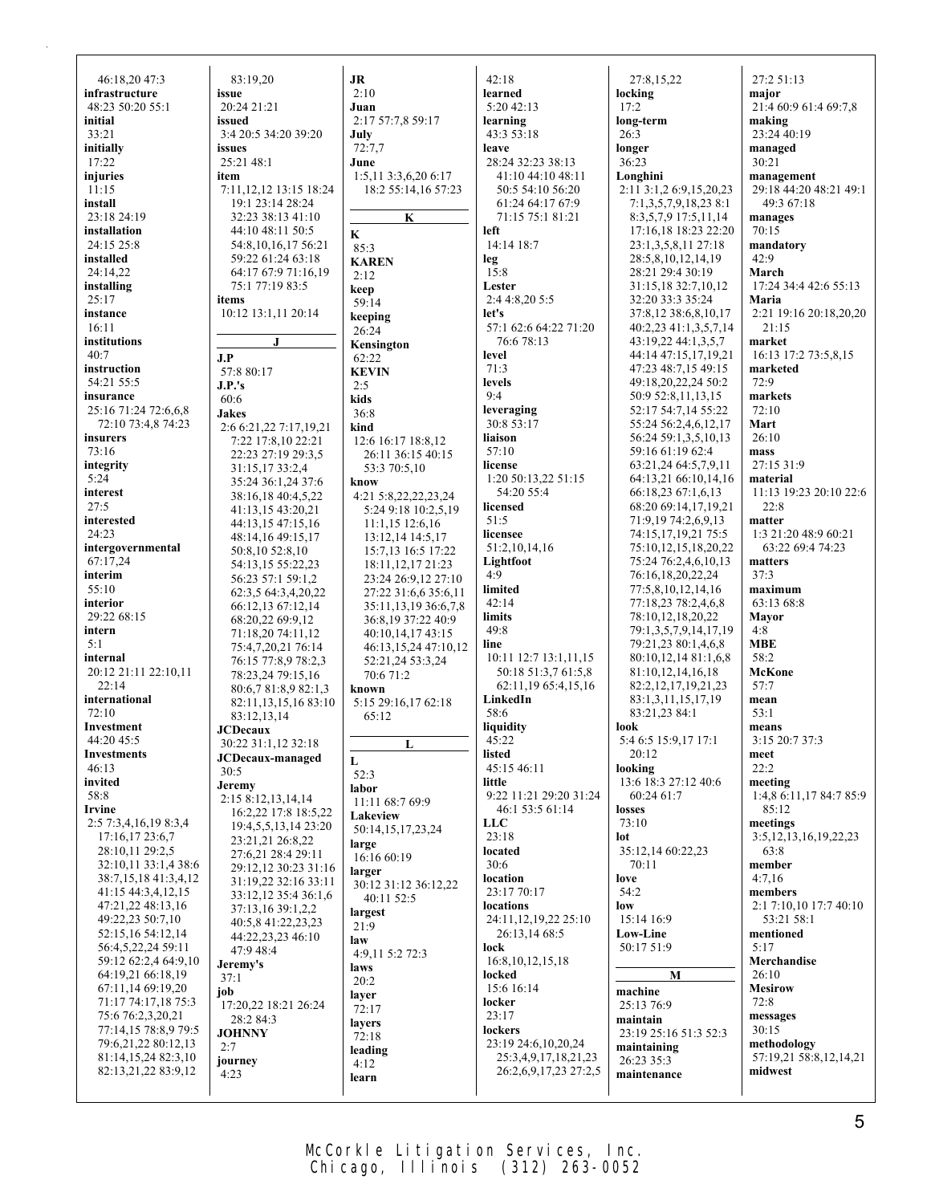46:18,20 47:3
**infrastructure**
48:23 50:20 55:1
**initial**
33:21
**initially**
17:22
**injuries**
11:15
**install**
23:18 24:19
**installation**
24:15 25:8
**installed**
24:14,22
**installing**
25:17
**instance**
16:11
**institutions**
40:7
**instruction**
54:21 55:5
**insurance**
25:16 71:24 72:6,6,8
72:10 73:4,8 74:23
**insurers**
73:16
**integrity**
5:24
**interest**
27:5
**interested**
24:23
**intergovernmental**
67:17,24
**interim**
55:10
**interior**
29:22 68:15
**intern**
5:1
**internal**
20:12 21:11 22:10,11
22:14
**international**
72:10
**Investment**
44:20 45:5
**Investments**
46:13
**invited**
58:8
**Irvine**
2:5 7:3,4,16,19 8:3,4
17:16,17 23:6,7
28:10,11 29:2,5
32:10,11 33:1,4 38:6
38:7,15,18 41:3,4,12
41:15 44:3,4,12,15
47:21,22 48:13,16
49:22,23 50:7,10
52:15,16 54:12,14
56:4,5,22,24 59:11
59:12 62:2,4 64:9,10
64:19,21 66:18,19
67:11,14 69:19,20
71:17 74:17,18 75:3
75:6 76:2,3,20,21
77:14,15 78:8,9 79:5
79:6,21,22 80:12,13
81:14,15,24 82:3,10
82:13,21,22 83:9,12

83:19,20
**issue**
20:24 21:21
**issued**
3:4 20:5 34:20 39:20
**issues**
25:21 48:1
**item**
7:11,12,12 13:15 18:24
19:1 23:14 28:24
32:23 38:13 41:10
44:10 48:11 50:5
54:8,10,16,17 56:21
59:22 61:24 63:18
64:17 67:9 71:16,19
75:1 77:19 83:5
**items**
10:12 13:1,11 20:14

## J

**J.P**
57:8 80:17
**J.P.'s**
60:6
**Jakes**
2:6 6:21,22 7:17,19,21
7:22 17:8,10 22:21
22:23 27:19 29:3,5
31:15,17 33:2,4
35:24 36:1,24 37:6
38:16,18 40:4,5,22
41:13,15 43:20,21
44:13,15 47:15,16
48:14,16 49:15,17
50:8,10 52:8,10
54:13,15 55:22,23
56:23 57:1 59:1,2
62:3,5 64:3,4,20,22
66:12,13 67:12,14
68:20,22 69:9,12
71:18,20 74:11,12
75:4,7,20,21 76:14
76:15 77:8,9 78:2,3
78:23,24 79:15,16
80:6,7 81:8,9 82:1,3
82:11,13,15,16 83:10
83:12,13,14
**JCDecaux**
30:22 31:1,12 32:18
**JCDecaux-managed**
30:5
**Jeremy**
2:15 8:12,13,14,14
16:2,22 17:8 18:5,22
19:4,5,5,13,14 23:20
23:21,21 26:8,22
27:6,21 28:4 29:11
29:12,12 30:23 31:16
31:19,22 32:16 33:11
33:12,12 35:4 36:1,6
37:13,16 39:1,2,2
40:5,8 41:22,23,23
44:22,23,23 46:10
47:9 48:4
**Jeremy's**
37:1
**job**
17:20,22 18:21 26:24
28:2 84:3
**JOHNNY**
2:7
**journey**
4:23

**JR**
2:10
**Juan**
2:17 57:7,8 59:17
**July**
72:7,7
**June**
1:5,11 3:3,6,20 6:17
18:2 55:14,16 57:23

## K

**K**
85:3
**KAREN**
2:12
**keep**
59:14
**keeping**
26:24
**Kensington**
62:22
**KEVIN**
2:5
**kids**
36:8
**kind**
12:6 16:17 18:8,12
26:11 36:15 40:15
53:3 70:5,10
**know**
4:21 5:8,22,22,23,24
5:24 9:18 10:2,5,19
11:1,15 12:6,16
13:12,14 14:5,17
15:7,13 16:5 17:22
18:11,12,17 21:23
23:24 26:9,12 27:10
27:22 31:6,6 35:6,11
35:11,13,19 36:6,7,8
36:8,19 37:22 40:9
40:10,14,17 43:15
46:13,15,24 47:10,12
52:21,24 53:3,24
70:6 71:2
**known**
5:15 29:16,17 62:18
65:12

## L

**L**
52:3
**labor**
11:11 68:7 69:9
**Lakeview**
50:14,15,17,23,24
**large**
16:16 60:19
**larger**
30:12 31:12 36:12,22
40:11 52:5
**largest**
21:9
**law**
4:9,11 5:2 72:3
**laws**
20:2
**layer**
72:17
**layers**
72:18
**leading**
4:12
**learn**

42:18
**learned**
5:20 42:13
**learning**
43:3 53:18
**leave**
28:24 32:23 38:13
41:10 44:10 48:11
50:5 54:10 56:20
61:24 64:17 67:9
71:15 75:1 81:21
**left**
14:14 18:7
**leg**
15:8
**Lester**
2:4 4:8,20 5:5
**let's**
57:1 62:6 64:22 71:20
76:6 78:13
**level**
71:3
**levels**
9:4
**leveraging**
30:8 53:17
**liaison**
57:10
**license**
1:20 50:13,22 51:15
54:20 55:4
**licensed**
51:5
**licensee**
51:2,10,14,16
**Lightfoot**
4:9
**limited**
42:14
**limits**
49:8
**line**
10:11 12:7 13:1,11,15
50:18 51:3,7 61:5,8
62:11,19 65:4,15,16
**LinkedIn**
58:6
**liquidity**
45:22
**listed**
45:15 46:11
**little**
9:22 11:21 29:20 31:24
46:1 53:5 61:14
**LLC**
23:18
**located**
30:6
**location**
23:17 70:17
**locations**
24:11,12,19,22 25:10
26:13,14 68:5
**lock**
16:8,10,12,15,18
**locked**
15:6 16:14
**locker**
23:17
**lockers**
23:19 24:6,10,20,24
25:3,4,9,17,18,21,23
26:2,6,9,17,23 27:2,5

27:8,15,22
**locking**
17:2
**long-term**
26:3
**longer**
36:23
**Longhini**
2:11 3:1,2 6:9,15,20,23
7:1,3,5,7,9,18,23 8:1
8:3,5,7,9 17:5,11,14
17:16,18 18:23 22:20
23:1,3,5,8,11 27:18
28:5,8,10,12,14,19
28:21 29:4 30:19
31:15,18 32:7,10,12
32:20 33:3 35:24
37:8,12 38:6,8,10,17
40:2,23 41:1,3,5,7,14
43:19,22 44:1,3,5,7
44:14 47:15,17,19,21
47:23 48:7,15 49:15
49:18,20,22,24 50:2
50:9 52:8,11,13,15
52:17 54:7,14 55:22
55:24 56:2,4,6,12,17
56:24 59:1,3,5,10,13
59:16 61:19 62:4
63:21,24 64:5,7,9,11
64:13,21 66:10,14,16
66:18,23 67:1,6,13
68:20 69:14,17,19,21
71:9,19 74:2,6,9,13
74:15,17,19,21 75:5
75:10,12,15,18,20,22
75:24 76:2,4,6,10,13
76:16,18,20,22,24
77:5,8,10,12,14,16
77:18,23 78:2,4,6,8
78:10,12,18,20,22
79:1,3,5,7,9,14,17,19
79:21,23 80:1,4,6,8
80:10,12,14 81:1,6,8
81:10,12,14,16,18
82:2,12,17,19,21,23
83:1,3,11,15,17,19
83:21,23 84:1
**look**
5:4 6:5 15:9,17 17:1
20:12
**looking**
13:6 18:3 27:12 40:6
60:24 61:7
**losses**
73:10
**lot**
35:12,14 60:22,23
70:11
**love**
54:2
**low**
15:14 16:9
**Low-Line**
50:17 51:9

## M

**machine**
25:13 76:9
**maintain**
23:19 25:16 51:3 52:3
**maintaining**
26:23 35:3
**maintenance**

27:2 51:13
**major**
21:4 60:9 61:4 69:7,8
**making**
23:24 40:19
**managed**
30:21
**management**
29:18 44:20 48:21 49:1
49:3 67:18
**manages**
70:15
**mandatory**
42:9
**March**
17:24 34:4 42:6 55:13
**Maria**
2:21 19:16 20:18,20,20
21:15
**market**
16:13 17:2 73:5,8,15
**marketed**
72:9
**markets**
72:10
**Mart**
26:10
**mass**
27:15 31:9
**material**
11:13 19:23 20:10 22:6
22:8
**matter**
1:3 21:20 48:9 60:21
63:22 69:4 74:23
**matters**
37:3
**maximum**
63:13 68:8
**Mayor**
4:8
**MBE**
58:2
**McKone**
57:7
**mean**
53:1
**means**
3:15 20:7 37:3
**meet**
22:2
**meeting**
1:4,8 6:11,17 84:7 85:9
85:12
**meetings**
3:5,12,13,16,19,22,23
63:8
**member**
4:7,16
**members**
2:1 7:10,10 17:7 40:10
53:21 58:1
**mentioned**
5:17
**Merchandise**
26:10
**Mesirow**
72:8
**messages**
30:15
**methodology**
57:19,21 58:8,12,14,21
**midwest**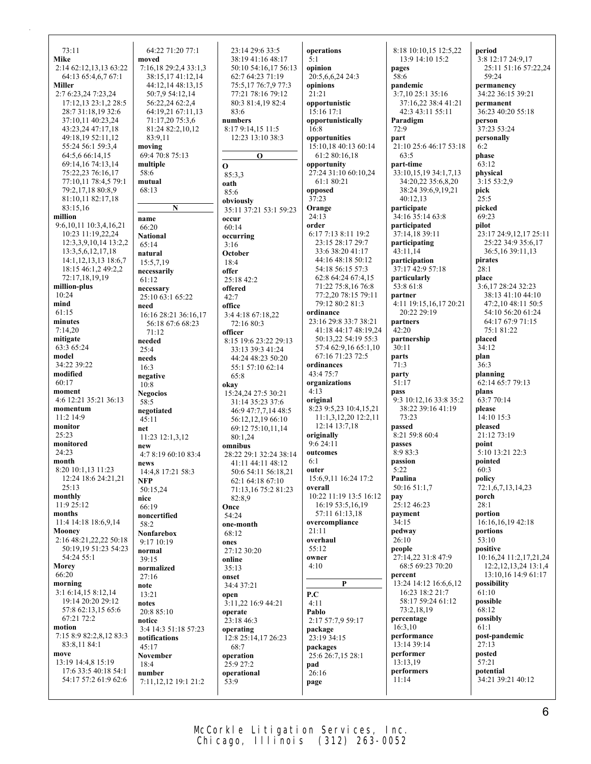73:11
**Mike**
2:14 62:12,13,13 63:22 64:13 65:4,6,7 67:1
**Miller**
2:7 6:23,24 7:23,24 17:12,13 23:1,2 28:5 28:7 31:18,19 32:6 37:10,11 40:23,24 43:23,24 47:17,18 49:18,19 52:11,12 55:24 56:1 59:3,4 64:5,6 66:14,15 69:14,16 74:13,14 75:22,23 76:16,17 77:10,11 78:4,5 79:1 79:2,17,18 80:8,9 81:10,11 82:17,18 83:15,16
**million**
9:6,10,11 10:3,4,16,21 10:23 11:19,22,24 12:3,3,9,10,14 13:2,2 13:3,5,6,12,17,18 14:1,12,13,13 18:6,7 18:15 46:1,2 49:2,2 72:17,18,19,19
**million-plus**
10:24
**mind**
61:15
**minutes**
7:14,20
**mitigate**
63:3 65:24
**model**
34:22 39:22
**modified**
60:17
**moment**
4:6 12:21 35:21 36:13
**momentum**
11:2 14:9
**monitor**
25:23
**monitored**
24:23
**month**
8:20 10:1,13 11:23 12:24 18:6 24:21,21 25:13
**monthly**
11:9 25:12
**months**
11:4 14:18 18:6,9,14
**Mooney**
2:16 48:21,22,22 50:18 50:19,19 51:23 54:23 54:24 55:1
**Morey**
66:20
**morning**
3:1 6:14,15 8:12,14 19:14 20:20 29:12 57:8 62:13,15 65:6 67:21 72:2
**motion**
7:15 8:9 82:2,8,12 83:3 83:8,11 84:1
**move**
13:19 14:4,8 15:19 17:6 33:5 40:18 54:1 54:17 57:2 61:9 62:6 64:22 71:20 77:1
**moved**
7:16,18 29:2,4 33:1,3 38:15,17 41:12,14 44:12,14 48:13,15 50:7,9 54:12,14 56:22,24 62:2,4 64:19,21 67:11,13 71:17,20 75:3,6 81:24 82:2,10,12 83:9,11
**moving**
69:4 70:8 75:13
**multiple**
58:6
**mutual**
68:13

**N**

**name**
66:20
**National**
65:14
**natural**
15:5,7,19
**necessarily**
61:12
**necessary**
25:10 63:1 65:22
**need**
16:16 28:21 36:16,17 56:18 67:6 68:23 71:12
**needed**
25:4
**needs**
16:3
**negative**
10:8
**Negocios**
58:5
**negotiated**
45:11
**net**
11:23 12:1,3,12
**new**
4:7 8:19 60:10 83:4
**news**
14:4,8 17:21 58:3
**NFP**
50:15,24
**nice**
66:19
**noncertified**
58:2
**Nonfarebox**
9:17 10:19
**normal**
39:15
**normalized**
27:16
**note**
13:21
**notes**
20:8 85:10
**notice**
3:4 14:3 51:18 57:23
**notifications**
45:17
**November**
18:4
**number**
7:11,12,12 19:1 21:2 23:14 29:6 33:5 38:19 41:16 48:17 50:10 54:16,17 56:13 62:7 64:23 71:19 75:5,17 76:7,9 77:3 77:21 78:16 79:12 80:3 81:4,19 82:4 83:6
**numbers**
8:17 9:14,15 11:5 12:23 13:10 38:3

**O**

**O**
85:3,3
**oath**
85:6
**obviously**
35:11 37:21 53:1 59:23
**occur**
60:14
**occurring**
3:16
**October**
18:4
**offer**
25:18 42:2
**offered**
42:7
**office**
3:4 4:18 67:18,22 72:16 80:3
**officer**
8:15 19:6 23:22 29:13 33:13 39:3 41:24 44:24 48:23 50:20 55:1 57:10 62:14 65:8
**okay**
15:24,24 27:5 30:21 31:14 35:23 37:6 46:9 47:7,7,14 48:5 56:12,12,19 66:10 69:12 75:10,11,14 80:1,24
**omnibus**
28:22 29:1 32:24 38:14 41:11 44:11 48:12 50:6 54:11 56:18,21 62:1 64:18 67:10 71:13,16 75:2 81:23 82:8,9
**Once**
54:24
**one-month**
68:12
**ones**
27:12 30:20
**online**
35:13
**onset**
34:4 37:21
**open**
3:11,22 16:9 44:21
**operate**
23:18 46:3
**operating**
12:8 25:14,17 26:23 68:7
**operation**
25:9 27:2
**operational**
53:9
**operations**
5:1
**opinion**
20:5,6,6,24 24:3
**opinions**
21:21
**opportunistic**
15:16 17:1
**opportunistically**
16:8
**opportunities**
15:10,18 40:13 60:14 61:2 80:16,18
**opportunity**
27:24 31:10 60:10,24 61:1 80:21
**opposed**
37:23
**Orange**
24:13
**order**
6:17 7:13 8:11 19:2 23:15 28:17 29:7 33:6 38:20 41:17 44:16 48:18 50:12 54:18 56:15 57:3 62:8 64:24 67:4,15 71:22 75:8,16 76:8 77:2,20 78:15 79:11 79:12 80:2 81:3
**ordinance**
23:16 29:8 33:7 38:21 41:18 44:17 48:19,24 50:13,22 54:19 55:3 57:4 62:9,16 65:1,10 67:16 71:23 72:5
**ordinances**
43:4 75:7
**organizations**
4:13
**original**
8:23 9:5,23 10:4,15,21 11:1,3,12,20 12:2,11 12:14 13:7,18
**originally**
9:6 24:11
**outcomes**
6:1
**outer**
15:6,9,11 16:24 17:2
**overall**
10:22 11:19 13:5 16:12 16:19 53:5,16,19 57:11 61:13,18
**overcompliance**
21:11
**overhaul**
55:12
**owner**
4:10

**P**

**P.C**
4:11
**Pablo**
2:17 57:7,9 59:17
**package**
23:19 34:15
**packages**
25:6 26:7,15 28:1
**pad**
26:16
**page**
8:18 10:10,15 12:5,22 13:9 14:10 15:2
**pages**
58:6
**pandemic**
3:7,10 25:1 35:16 37:16,22 38:4 41:21 42:3 43:11 55:11
**Paradigm**
72:9
**part**
21:10 25:6 46:17 53:18 63:5
**part-time**
33:10,15,19 34:1,7,13 34:20,22 35:6,8,20 38:24 39:6,9,19,21 40:12,13
**participate**
34:16 35:14 63:8
**participated**
37:14,18 39:11
**participating**
43:11,14
**participation**
37:17 42:9 57:18
**particularly**
53:8 61:8
**partner**
4:11 19:15,16,17 20:21 20:22 29:19
**partners**
42:20
**partnership**
30:11
**parts**
71:3
**party**
51:17
**pass**
9:3 10:12,16 33:8 35:2 38:22 39:16 41:19 73:23
**passed**
8:21 59:8 60:4
**passes**
8:9 83:3
**passion**
5:22
**Paulina**
50:16 51:1,7
**pay**
25:12 46:23
**payment**
34:15
**pedway**
26:10
**people**
27:14,22 31:8 47:9 68:5 69:23 70:20
**percent**
13:24 14:12 16:6,6,12 16:23 18:2 21:7 58:17 59:24 61:12 73:2,18,19
**percentage**
16:3,10
**performance**
13:14 39:14
**performer**
13:13,19
**performers**
11:14
**period**
3:8 12:17 24:9,17 25:11 51:16 57:22,24 59:24
**permanency**
34:22 36:15 39:21
**permanent**
36:23 40:20 55:18
**person**
37:23 53:24
**personally**
6:2
**phase**
63:12
**physical**
3:15 53:2,9
**pick**
25:5
**picked**
69:23
**pilot**
23:17 24:9,12,17 25:11 25:22 34:9 35:6,17 36:5,16 39:11,13
**pirates**
28:1
**place**
3:6,17 28:24 32:23 38:13 41:10 44:10 47:2,10 48:11 50:5 54:10 56:20 61:24 64:17 67:9 71:15 75:1 81:22
**placed**
34:12
**plan**
36:3
**planning**
62:14 65:7 79:13
**plans**
63:7 70:14
**please**
14:10 15:3
**pleased**
21:12 73:19
**point**
5:10 13:21 22:3
**pointed**
60:3
**policy**
72:1,6,7,13,14,23
**porch**
28:1
**portion**
16:16,16,19 42:18
**portions**
53:10
**positive**
10:16,24 11:2,17,21,24 12:2,12,13,24 13:1,4 13:10,16 14:9 61:17
**possibility**
61:10
**possible**
68:12
**possibly**
61:1
**post-pandemic**
27:13
**posted**
57:21
**potential**
34:21 39:21 40:12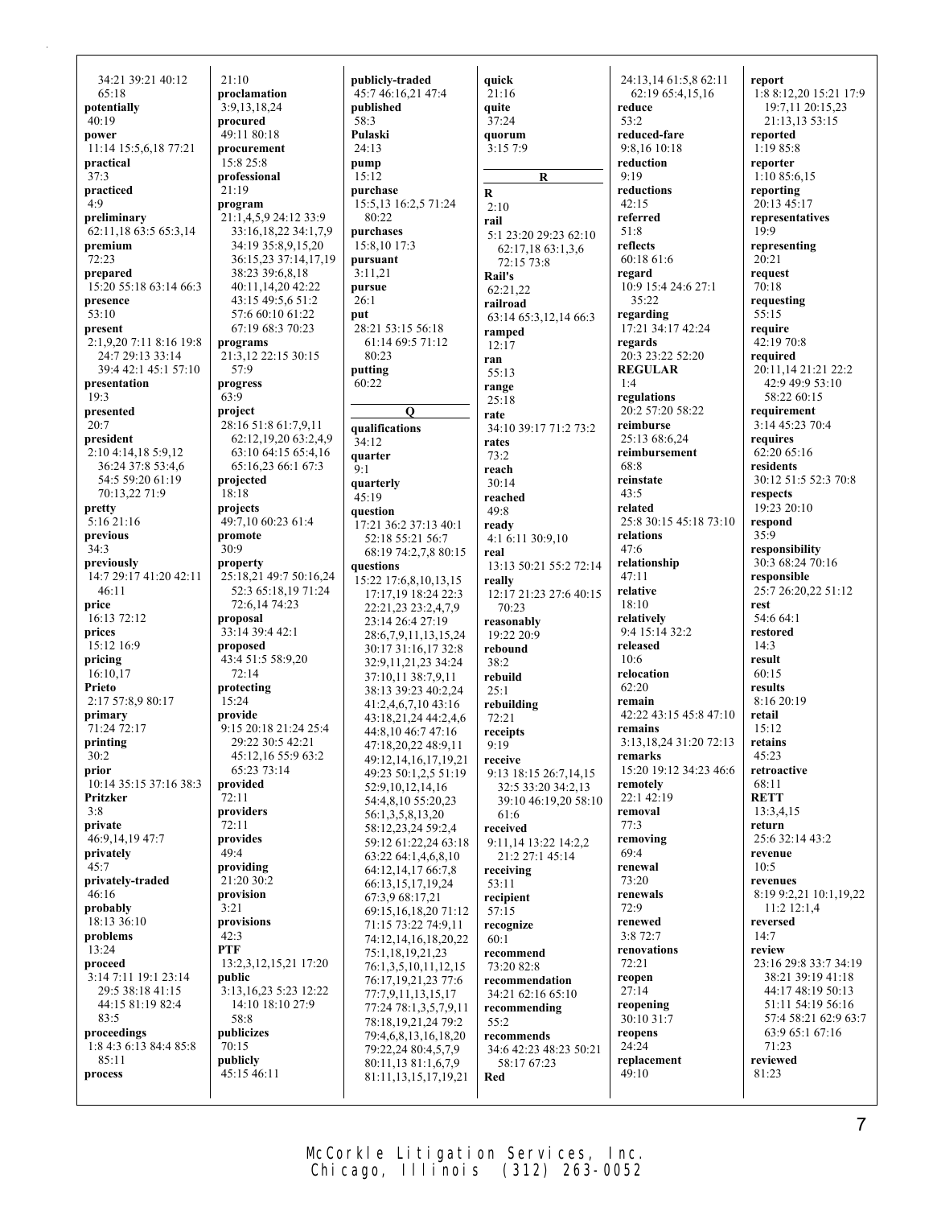34:21 39:21 40:12 65:18
**potentially**
40:19
**power**
11:14 15:5,6,18 77:21
**practical**
37:3
**practiced**
4:9
**preliminary**
62:11,18 63:5 65:3,14
**premium**
72:23
**prepared**
15:20 55:18 63:14 66:3
**presence**
53:10
**present**
2:1,9,20 7:11 8:16 19:8 24:7 29:13 33:14 39:4 42:1 45:1 57:10
**presentation**
19:3
**presented**
20:7
**president**
2:10 4:14,18 5:9,12 36:24 37:8 53:4,6 54:5 59:20 61:19 70:13,22 71:9
**pretty**
5:16 21:16
**previous**
34:3
**previously**
14:7 29:17 41:20 42:11 46:11
**price**
16:13 72:12
**prices**
15:12 16:9
**pricing**
16:10,17
**Prieto**
2:17 57:8,9 80:17
**primary**
71:24 72:17
**printing**
30:2
**prior**
10:14 35:15 37:16 38:3
**Pritzker**
3:8
**private**
46:9,14,19 47:7
**privately**
45:7
**privately-traded**
46:16
**probably**
18:13 36:10
**problems**
13:24
**proceed**
3:14 7:11 19:1 23:14 29:5 38:18 41:15 44:15 81:19 82:4 83:5
**proceedings**
1:8 4:3 6:13 84:4 85:8 85:11
**process**
21:10
**proclamation**
3:9,13,18,24
**procured**
49:11 80:18
**procurement**
15:8 25:8
**professional**
21:19
**program**
21:1,4,5,9 24:12 33:9 33:16,18,22 34:1,7,9 34:19 35:8,9,15,20 36:15,23 37:14,17,19 38:23 39:6,8,18 40:11,14,20 42:22 43:15 49:5,6 51:2 57:6 60:10 61:22 67:19 68:3 70:23
**programs**
21:3,12 22:15 30:15 57:9
**progress**
63:9
**project**
28:16 51:8 61:7,9,11 62:12,19,20 63:2,4,9 63:10 64:15 65:4,16 65:16,23 66:1 67:3
**projected**
18:18
**projects**
49:7,10 60:23 61:4
**promote**
30:9
**property**
25:18,21 49:7 50:16,24 52:3 65:18,19 71:24 72:6,14 74:23
**proposal**
33:14 39:4 42:1
**proposed**
43:4 51:5 58:9,20 72:14
**protecting**
15:24
**provide**
9:15 20:18 21:24 25:4 29:22 30:5 42:21 45:12,16 55:9 63:2 65:23 73:14
**provided**
72:11
**providers**
72:11
**provides**
49:4
**providing**
21:20 30:2
**provision**
3:21
**provisions**
42:3
**PTF**
13:2,3,12,15,21 17:20
**public**
3:13,16,23 5:23 12:22 14:10 18:10 27:9 58:8
**publicizes**
70:15
**publicly**
45:15 46:11
**publicly-traded**
45:7 46:16,21 47:4
**published**
58:3
**Pulaski**
24:13
**pump**
15:12
**purchase**
15:5,13 16:2,5 71:24 80:22
**purchases**
15:8,10 17:3
**pursuant**
3:11,21
**pursue**
26:1
**put**
28:21 53:15 56:18 61:14 69:5 71:12 80:23
**putting**
60:22

## Q

**qualifications**
34:12
**quarter**
9:1
**quarterly**
45:19
**question**
17:21 36:2 37:13 40:1 52:18 55:21 56:7 68:19 74:2,7,8 80:15
**questions**
15:22 17:6,8,10,13,15 17:17,19 18:24 22:3 22:21,23 23:2,4,7,9 23:14 26:4 27:19 28:6,7,9,11,13,15,24 30:17 31:16,17 32:8 32:9,11,21,23 34:24 37:10,11 38:7,9,11 38:13 39:23 40:2,24 41:2,4,6,7,10 43:16 43:18,21,24 44:2,4,6 44:8,10 46:7 47:16 47:18,20,22 48:9,11 49:12,14,16,17,19,21 49:23 50:1,2,5 51:19 52:9,10,12,14,16 54:4,8,10 55:20,23 56:1,3,5,8,13,20 58:12,23,24 59:2,4 59:12 61:22,24 63:18 63:22 64:1,4,6,8,10 64:12,14,17 66:7,8 66:13,15,17,19,24 67:3,9 68:17,21 69:15,16,18,20 71:12 71:15 73:22 74:9,11 74:12,14,16,18,20,22 75:1,18,19,21,23 76:1,3,5,10,11,12,15 76:17,19,21,23 77:6 77:7,9,11,13,15,17 77:24 78:1,3,5,7,9,11 78:18,19,21,24 79:2 79:4,6,8,13,16,18,20 79:22,24 80:4,5,7,9 80:11,13 81:1,6,7,9 81:11,13,15,17,19,21
**quick**
21:16
**quite**
37:24
**quorum**
3:15 7:9

## R

**R**
2:10
**rail**
5:1 23:20 29:23 62:10 62:17,18 63:1,3,6 72:15 73:8
**Rail's**
62:21,22
**railroad**
63:14 65:3,12,14 66:3
**ramped**
12:17
**ran**
55:13
**range**
25:18
**rate**
34:10 39:17 71:2 73:2
**rates**
73:2
**reach**
30:14
**reached**
49:8
**ready**
4:1 6:11 30:9,10
**real**
13:13 50:21 55:2 72:14
**really**
12:17 21:23 27:6 40:15 70:23
**reasonably**
19:22 20:9
**rebound**
38:2
**rebuild**
25:1
**rebuilding**
72:21
**receipts**
9:19
**receive**
9:13 18:15 26:7,14,15 32:5 33:20 34:2,13 39:10 46:19,20 58:10 61:6
**received**
9:11,14 13:22 14:2,2 21:2 27:1 45:14
**receiving**
53:11
**recipient**
57:15
**recognize**
60:1
**recommend**
73:20 82:8
**recommendation**
34:21 62:16 65:10
**recommending**
55:2
**recommends**
34:6 42:23 48:23 50:21 58:17 67:23
**Red**
24:13,14 61:5,8 62:11 62:19 65:4,15,16
**reduce**
53:2
**reduced-fare**
9:8,16 10:18
**reduction**
9:19
**reductions**
42:15
**referred**
51:8
**reflects**
60:18 61:6
**regard**
10:9 15:4 24:6 27:1 35:22
**regarding**
17:21 34:17 42:24
**regards**
20:3 23:22 52:20
**REGULAR**
1:4
**regulations**
20:2 57:20 58:22
**reimburse**
25:13 68:6,24
**reimbursement**
68:8
**reinstate**
43:5
**related**
25:8 30:15 45:18 73:10
**relations**
47:6
**relationship**
47:11
**relative**
18:10
**relatively**
9:4 15:14 32:2
**released**
10:6
**relocation**
62:20
**remain**
42:22 43:15 45:8 47:10
**remains**
3:13,18,24 31:20 72:13
**remarks**
15:20 19:12 34:23 46:6
**remotely**
22:1 42:19
**removal**
77:3
**removing**
69:4
**renewal**
73:20
**renewals**
72:9
**renewed**
3:8 72:7
**renovations**
72:21
**reopen**
27:14
**reopening**
30:10 31:7
**reopens**
24:24
**replacement**
49:10
**report**
1:8 8:12,20 15:21 17:9 19:7,11 20:15,23 21:13,13 53:15
**reported**
1:19 85:8
**reporter**
1:10 85:6,15
**reporting**
20:13 45:17
**representatives**
19:9
**representing**
20:21
**request**
70:18
**requesting**
55:15
**require**
42:19 70:8
**required**
20:11,14 21:21 22:2 42:9 49:9 53:10 58:22 60:15
**requirement**
3:14 45:23 70:4
**requires**
62:20 65:16
**residents**
30:12 51:5 52:3 70:8
**respects**
19:23 20:10
**respond**
35:9
**responsibility**
30:3 68:24 70:16
**responsible**
25:7 26:20,22 51:12
**rest**
54:6 64:1
**restored**
14:3
**result**
60:15
**results**
8:16 20:19
**retail**
15:12
**retains**
45:23
**retroactive**
68:11
**RETT**
13:3,4,15
**return**
25:6 32:14 43:2
**revenue**
10:5
**revenues**
8:19 9:2,21 10:1,19,22 11:2 12:1,4
**reversed**
14:7
**review**
23:16 29:8 33:7 34:19 38:21 39:19 41:18 44:17 48:19 50:13 51:11 54:19 56:16 57:4 58:21 62:9 63:7 63:9 65:1 67:16 71:23
**reviewed**
81:23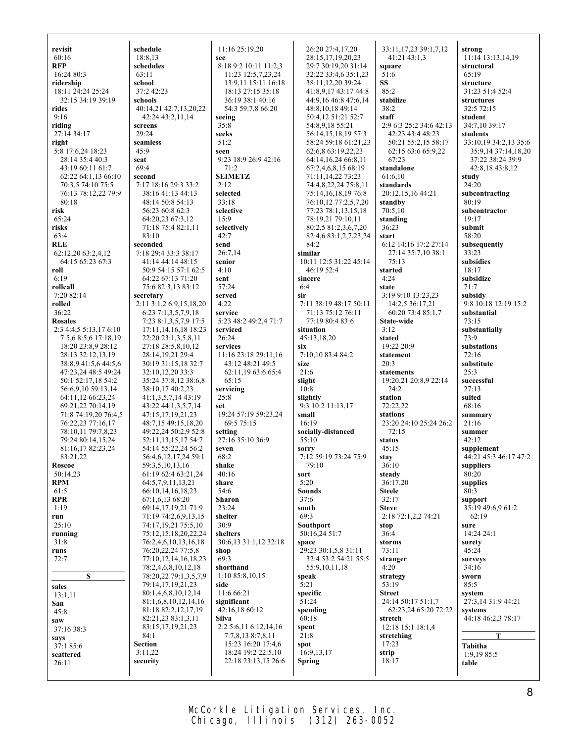**revisit**
60:16
**RFP**
16:24 80:3
**ridership**
18:11 24:24 25:24
32:15 34:19 39:19
**rides**
9:16
**riding**
27:14 34:17
**right**
5:8 17:6,24 18:23
28:14 35:4 40:3
43:19 60:11 61:7
62:22 64:1,13 66:10
70:3,5 74:10 75:5
76:13 78:12,22 79:9
80:18
**risk**
65:24
**risks**
63:4
**RLE**
62:12,20 63:2,4,12
64:15 65:23 67:3
**roll**
6:19
**rollcall**
7:20 82:14
**rolled**
36:22
**Rosales**
2:3 4:4,5 5:13,17 6:10
7:5,6 8:5,6 17:18,19
18:20 23:8,9 28:12
28:13 32:12,13,19
38:8,9 41:5,6 44:5,6
47:23,24 48:5 49:24
50:1 52:17,18 54:2
56:6,9,10 59:13,14
64:11,12 66:23,24
69:21,22 70:14,19
71:8 74:19,20 76:4,5
76:22,23 77:16,17
78:10,11 79:7,8,23
79:24 80:14,15,24
81:16,17 82:23,24
83:21,22
**Roscoe**
50:14,23
**RPM**
61:5
**RPR**
1:19
**run**
25:10
**running**
31:8
**runs**
72:7

**S**

**sales**
13:1,11
**San**
45:8
**saw**
37:16 38:3
**says**
37:1 85:6
**scattered**
26:11
**schedule**
18:8,13
**schedules**
63:11
**school**
37:2 42:23
**schools**
40:14,21 42:7,13,20,22
42:24 43:2,11,14
**screens**
29:24
**seamless**
45:9
**seat**
69:4
**second**
7:17 18:16 29:3 33:2
38:16 41:13 44:13
48:14 50:8 54:13
56:23 60:8 62:3
64:20,23 67:3,12
71:18 75:4 82:1,11
83:10
**seconded**
7:18 29:4 33:3 38:17
41:14 44:14 48:15
50:9 54:15 57:1 62:5
64:22 67:13 71:20
75:6 82:3,13 83:12
**secretary**
2:11 3:1,2 6:9,15,18,20
6:23 7:1,3,5,7,9,18
7:23 8:1,3,5,7,9 17:5
17:11,14,16,18 18:23
22:20 23:1,3,5,8,11
27:18 28:5,8,10,12
28:14,19,21 29:4
30:19 31:15,18 32:7
32:10,12,20 33:3
35:24 37:8,12 38:6,8
38:10,17 40:2,23
41:1,3,5,7,14 43:19
43:22 44:1,3,5,7,14
47:15,17,19,21,23
48:7,15 49:15,18,20
49:22,24 50:2,9 52:8
52:11,13,15,17 54:7
54:14 55:22,24 56:2
56:4,6,12,17,24 59:1
59:3,5,10,13,16
61:19 62:4 63:21,24
64:5,7,9,11,13,21
66:10,14,16,18,23
67:1,6,13 68:20
69:14,17,19,21 71:9
71:19 74:2,6,9,13,15
74:17,19,21 75:5,10
75:12,15,18,20,22,24
76:2,4,6,10,13,16,18
76:20,22,24 77:5,8
77:10,12,14,16,18,23
78:2,4,6,8,10,12,18
78:20,22 79:1,3,5,7,9
79:14,17,19,21,23
80:1,4,6,8,10,12,14
81:1,6,8,10,12,14,16
81:18 82:2,12,17,19
82:21,23 83:1,3,11
83:15,17,19,21,23
84:1
**Section**
3:11,22
**security**
11:16 25:19,20
**see**
8:18 9:2 10:11 11:2,3
11:23 12:5,7,23,24
13:9,11 15:11 16:18
18:13 27:15 35:18
36:19 38:1 40:16
54:3 59:7,8 66:20
**seeing**
35:8
**seeks**
51:2
**seen**
9:23 18:9 26:9 42:16
71:2
**SEIMETZ**
2:12
**selected**
33:18
**selective**
15:9
**selectively**
42:7
**send**
26:7,14
**senior**
4:10
**sent**
57:24
**served**
4:22
**service**
5:23 48:2 49:2,4 71:7
**serviced**
26:24
**services**
11:16 23:18 29:11,16
43:12 48:21 49:5
62:11,19 63:6 65:4
65:15
**servicing**
25:8
**set**
19:24 57:19 59:23,24
69:5 75:15
**setting**
27:16 35:10 36:9
**seven**
68:2
**shake**
40:16
**share**
54:6
**Sharon**
23:24
**shelter**
30:9
**shelters**
30:6,13 31:1,12 32:18
**shop**
69:3
**shorthand**
1:10 85:8,10,15
**side**
11:6 66:21
**significant**
42:16,18 60:12
**Silva**
2:2 5:6,11 6:12,14,16
7:7,8,13 8:7,8,11
15:23 16:20 17:4,6
18:24 19:2 22:5,10
22:18 23:13,15 26:6
26:20 27:4,17,20
28:15,17,19,20,23
29:7 30:19,20 31:14
32:22 33:4,6 35:1,23
38:11,12,20 39:24
41:8,9,17 43:17 44:8
44:9,16 46:8 47:6,14
48:8,10,18 49:14
50:4,12 51:21 52:7
54:8,9,18 55:21
56:14,15,18,19 57:3
58:24 59:18 61:21,23
62:6,8 63:19,22,23
64:14,16,24 66:8,11
67:2,4,6,8,15 68:19
71:11,14,22 73:23
74:4,8,22,24 75:8,11
75:14,16,18,19 76:8
76:10,12 77:2,5,7,20
77:23 78:1,13,15,18
78:19,21 79:10,11
80:2,5 81:2,3,6,7,20
82:4,6 83:1,2,7,23,24
84:2
**similar**
10:11 12:5 31:22 45:14
46:19 52:4
**sincere**
6:4
**sir**
7:11 38:19 48:17 50:11
71:13 75:12 76:11
77:19 80:4 83:6
**situation**
45:13,18,20
**six**
7:10,10 83:4 84:2
**size**
21:6
**slight**
10:8
**slightly**
9:3 10:2 11:13,17
**small**
16:19
**socially-distanced**
55:10
**sorry**
7:12 59:19 73:24 75:9
79:10
**sort**
5:20
**Sounds**
37:6
**south**
69:3
**Southport**
50:16,24 51:7
**space**
29:23 30:1,5,8 31:11
32:4 53:2 54:21 55:5
55:9,10,11,18
**speak**
5:21
**specific**
51:24
**spending**
60:18
**spent**
21:8
**spot**
16:9,13,17
**Spring**
33:11,17,23 39:1,7,12
41:21 43:1,3
**square**
51:6
**SS**
85:2
**stabilize**
38:2
**staff**
2:9 6:3 25:2 34:6 42:13
42:23 43:4 48:23
50:21 55:2,15 58:17
62:15 63:6 65:9,22
67:23
**standalone**
61:6,10
**standards**
20:12,15,16 44:21
**standby**
70:5,10
**standing**
36:23
**start**
6:12 14:16 17:2 27:14
27:14 35:7,10 38:1
75:13
**started**
4:24
**state**
3:19 9:10 13:23,23
14:2,5 36:17,21
60:20 73:4 85:1,7
**State-wide**
3:12
**stated**
19:22 20:9
**statement**
20:3
**statements**
19:20,21 20:8,9 22:14
24:2
**station**
72:22,22
**stations**
23:20 24:10 25:24 26:2
72:15
**status**
45:15
**stay**
36:10
**steady**
36:17,20
**Steele**
32:17
**Steve**
2:18 72:1,2,2 74:21
**stop**
36:4
**storms**
73:11
**stranger**
4:20
**strategy**
53:19
**Street**
24:14 50:17 51:1,7
62:23,24 65:20 72:22
**stretch**
12:18 15:1 18:1,4
**stretching**
17:23
**strip**
18:17
**strong**
11:24 13:13,14,19
**structural**
65:19
**structure**
31:23 51:4 52:4
**structures**
32:5 72:15
**student**
34:7,10 39:17
**students**
33:10,19 34:2,13 35:6
35:9,14 37:14,18,20
37:22 38:24 39:9
42:8,18 43:8,12
**study**
24:20
**subcontracting**
80:19
**subcontractor**
19:17
**submit**
58:20
**subsequently**
33:23
**subsidies**
18:17
**subsidize**
71:7
**subsidy**
9:8 10:18 12:19 15:2
**substantial**
73:15
**substantially**
73:9
**substations**
72:16
**substitute**
25:3
**successful**
27:13
**suited**
68:16
**summary**
21:16
**summer**
42:12
**supplement**
44:21 45:3 46:17 47:2
**suppliers**
80:20
**supplies**
80:3
**support**
35:19 49:6,9 61:2
62:19
**sure**
14:24 24:1
**surety**
45:24
**surveys**
34:16
**sworn**
85:5
**system**
27:3,14 31:9 44:21
**systems**
44:18 46:2,3 78:17

**T**

**Tabitha**
1:9,19 85:5
**table**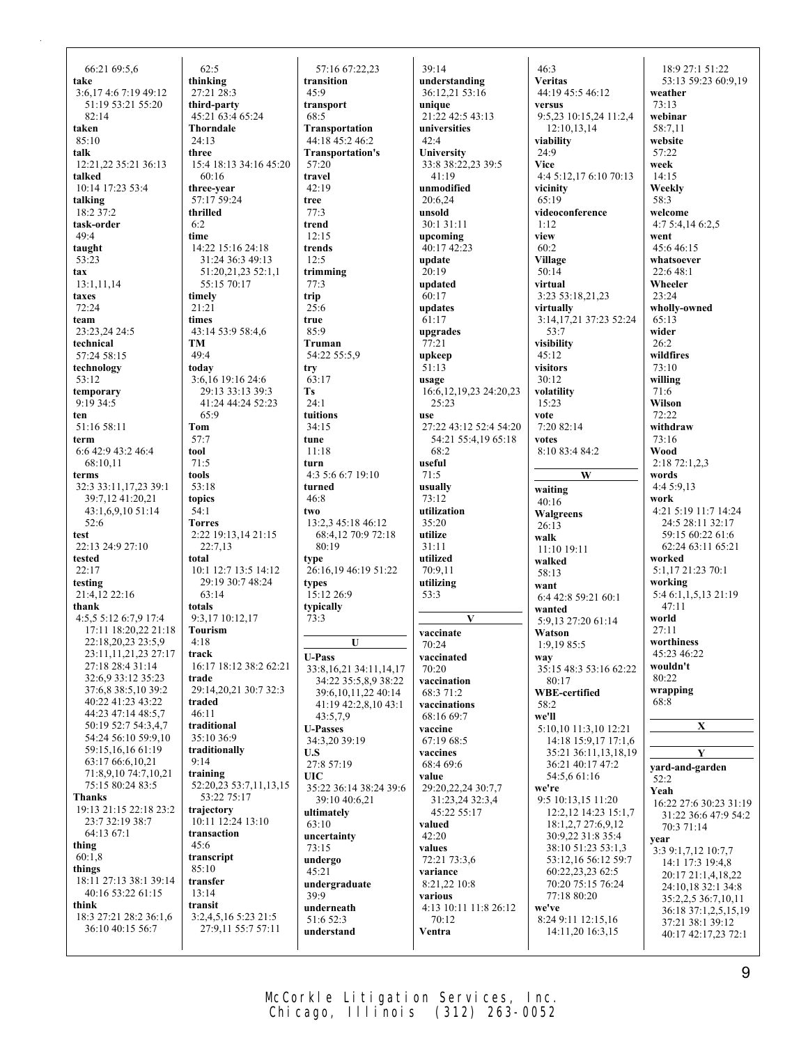66:21 69:5,6
**take**
3:6,17 4:6 7:19 49:12 51:19 53:21 55:20 82:14
**taken**
85:10
**talk**
12:21,22 35:21 36:13
**talked**
10:14 17:23 53:4
**talking**
18:2 37:2
**task-order**
49:4
**taught**
53:23
**tax**
13:1,11,14
**taxes**
72:24
**team**
23:23,24 24:5
**technical**
57:24 58:15
**technology**
53:12
**temporary**
9:19 34:5
**ten**
51:16 58:11
**term**
6:6 42:9 43:2 46:4 68:10,11
**terms**
32:3 33:11,17,23 39:1 39:7,12 41:20,21 43:1,6,9,10 51:14 52:6
**test**
22:13 24:9 27:10
**tested**
22:17
**testing**
21:4,12 22:16
**thank**
4:5,5 5:12 6:7,9 17:4 17:11 18:20,22 21:18 22:18,20,23 23:5,9 23:11,11,21,23 27:17 27:18 28:4 31:14 32:6,9 33:12 35:23 37:6,8 38:5,10 39:2 40:22 41:23 43:22 44:23 47:14 48:5,7 50:19 52:7 54:3,4,7 54:24 56:10 59:9,10 59:15,16,16 61:19 63:17 66:6,10,21 71:8,9,10 74:7,10,21 75:15 80:24 83:5
**Thanks**
19:13 21:15 22:18 23:2 23:7 32:19 38:7 64:13 67:1
**thing**
60:1,8
**things**
18:11 27:13 38:1 39:14 40:16 53:22 61:15
**think**
18:3 27:21 28:2 36:1,6 36:10 40:15 56:7

62:5
**thinking**
27:21 28:3
**third-party**
45:21 63:4 65:24
**Thorndale**
24:13
**three**
15:4 18:13 34:16 45:20 60:16
**three-year**
57:17 59:24
**thrilled**
6:2
**time**
14:22 15:16 24:18 31:24 36:3 49:13 51:20,21,23 52:1,1 55:15 70:17
**timely**
21:21
**times**
43:14 53:9 58:4,6
**TM**
49:4
**today**
3:6,16 19:16 24:6 29:13 33:13 39:3 41:24 44:24 52:23 65:9
**Tom**
57:7
**tool**
71:5
**tools**
53:18
**topics**
54:1
**Torres**
2:22 19:13,14 21:15 22:7,13
**total**
10:1 12:7 13:5 14:12 29:19 30:7 48:24 63:14
**totals**
9:3,17 10:12,17
**Tourism**
4:18
**track**
16:17 18:12 38:2 62:21
**trade**
29:14,20,21 30:7 32:3
**traded**
46:11
**traditional**
35:10 36:9
**traditionally**
9:14
**training**
52:20,23 53:7,11,13,15 53:22 75:17
**trajectory**
10:11 12:24 13:10
**transaction**
45:6
**transcript**
85:10
**transfer**
13:14
**transit**
3:2,4,5,16 5:23 21:5 27:9,11 55:7 57:11

57:16 67:22,23
**transition**
45:9
**transport**
68:5
**Transportation**
44:18 45:2 46:2
**Transportation's**
57:20
**travel**
42:19
**tree**
77:3
**trend**
12:15
**trends**
12:5
**trimming**
77:3
**trip**
25:6
**true**
85:9
**Truman**
54:22 55:5,9
**try**
63:17
**Ts**
24:1
**tuitions**
34:15
**tune**
11:18
**turn**
4:3 5:6 6:7 19:10
**turned**
46:8
**two**
13:2,3 45:18 46:12 68:4,12 70:9 72:18 80:19
**type**
26:16,19 46:19 51:22
**types**
15:12 26:9
**typically**
73:3

## U

**U-Pass**
33:8,16,21 34:11,14,17 34:22 35:5,8,9 38:22 39:6,10,11,22 40:14 41:19 42:2,8,10 43:1 43:5,7,9
**U-Passes**
34:3,20 39:19
**U.S**
27:8 57:19
**UIC**
35:22 36:14 38:24 39:6 39:10 40:6,21
**ultimately**
63:10
**uncertainty**
73:15
**undergo**
45:21
**undergraduate**
39:9
**underneath**
51:6 52:3
**understand**

39:14
**understanding**
36:12,21 53:16
**unique**
21:22 42:5 43:13
**universities**
42:4
**University**
33:8 38:22,23 39:5 41:19
**unmodified**
20:6,24
**unsold**
30:1 31:11
**upcoming**
40:17 42:23
**update**
20:19
**updated**
60:17
**updates**
61:17
**upgrades**
77:21
**upkeep**
51:13
**usage**
16:6,12,19,23 24:20,23 25:23
**use**
27:22 43:12 52:4 54:20 54:21 55:4,19 65:18 68:2
**useful**
71:5
**usually**
73:12
**utilization**
35:20
**utilize**
31:11
**utilized**
70:9,11
**utilizing**
53:3

## V

**vaccinate**
70:24
**vaccinated**
70:20
**vaccination**
68:3 71:2
**vaccinations**
68:16 69:7
**vaccine**
67:19 68:5
**vaccines**
68:4 69:6
**value**
29:20,22,24 30:7,7 31:23,24 32:3,4 45:22 55:17
**valued**
42:20
**values**
72:21 73:3,6
**variance**
8:21,22 10:8
**various**
4:13 10:11 11:8 26:12 70:12
**Ventra**

46:3
**Veritas**
44:19 45:5 46:12
**versus**
9:5,23 10:15,24 11:2,4 12:10,13,14
**viability**
24:9
**Vice**
4:4 5:12,17 6:10 70:13
**vicinity**
65:19
**videoconference**
1:12
**view**
60:2
**Village**
50:14
**virtual**
3:23 53:18,21,23
**virtually**
3:14,17,21 37:23 52:24 53:7
**visibility**
45:12
**visitors**
30:12
**volatility**
15:23
**vote**
7:20 82:14
**votes**
8:10 83:4 84:2

## W

**waiting**
40:16
**Walgreens**
26:13
**walk**
11:10 19:11
**walked**
58:13
**want**
6:4 42:8 59:21 60:1
**wanted**
5:9,13 27:20 61:14
**Watson**
1:9,19 85:5
**way**
35:15 48:3 53:16 62:22 80:17
**WBE-certified**
58:2
**we'll**
5:10,10 11:3,10 12:21 14:18 15:9,17 17:1,6 35:21 36:11,13,18,19 36:21 40:17 47:2 54:5,6 61:16
**we're**
9:5 10:13,15 11:20 12:2,12 14:23 15:1,7 18:1,2,7 27:6,9,12 30:9,22 31:8 35:4 38:10 51:23 53:1,3 53:12,16 56:12 59:7 60:22,23,23 62:5 70:20 75:15 76:24 77:18 80:20
**we've**
8:24 9:11 12:15,16 14:11,20 16:3,15

18:9 27:1 51:22 53:13 59:23 60:9,19
**weather**
73:13
**webinar**
58:7,11
**website**
57:22
**week**
14:15
**Weekly**
58:3
**welcome**
4:7 5:4,14 6:2,5
**went**
45:6 46:15
**whatsoever**
22:6 48:1
**Wheeler**
23:24
**wholly-owned**
65:13
**wider**
26:2
**wildfires**
73:10
**willing**
71:6
**Wilson**
72:22
**withdraw**
73:16
**Wood**
2:18 72:1,2,3
**words**
4:4 5:9,13
**work**
4:21 5:19 11:7 14:24 24:5 28:11 32:17 59:15 60:22 61:6 62:24 63:11 65:21
**worked**
5:1,17 21:23 70:1
**working**
5:4 6:1,1,5,13 21:19 47:11
**world**
27:11
**worthiness**
45:23 46:22
**wouldn't**
80:22
**wrapping**
68:8

## X

## Y

**yard-and-garden**
52:2
**Yeah**
16:22 27:6 30:23 31:19 31:22 36:6 47:9 54:2 70:3 71:14
**year**
3:3 9:1,7,12 10:7,7 14:1 17:3 19:4,8 20:17 21:1,4,18,22 24:10,18 32:1 34:8 35:2,2,5 36:7,10,11 36:18 37:1,2,5,15,19 37:21 38:1 39:12 40:17 42:17,23 72:1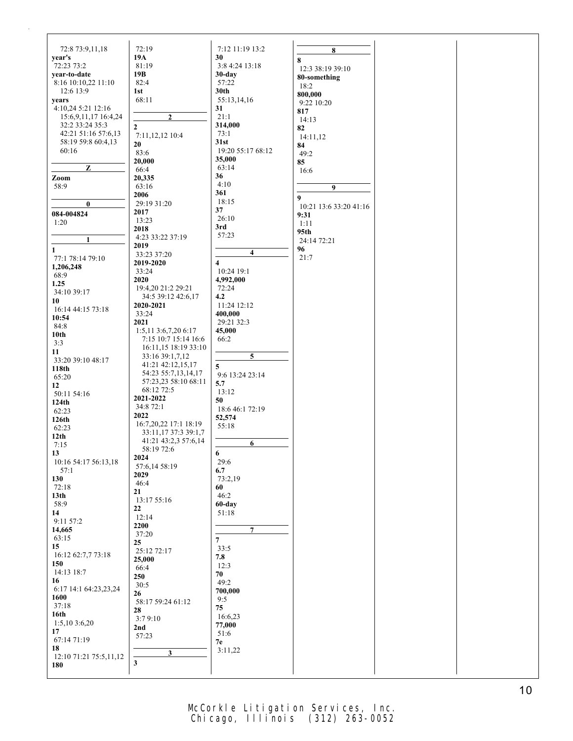72:8 73:9,11,18
**year's**
72:23 73:2
**year-to-date**
8:16 10:10,22 11:10 12:6 13:9
**years**
4:10,24 5:21 12:16 15:6,9,11,17 16:4,24 32:2 33:24 35:3 42:21 51:16 57:6,13 58:19 59:8 60:4,13 60:16

**Z**

**Zoom**
58:9

**0**

**084-004824**
1:20

**1**

**1**
77:1 78:14 79:10
**1,206,248**
68:9
**1.25**
34:10 39:17
**10**
16:14 44:15 73:18
**10:54**
84:8
**10th**
3:3
**11**
33:20 39:10 48:17
**118th**
65:20
**12**
50:11 54:16
**124th**
62:23
**126th**
62:23
**12th**
7:15
**13**
10:16 54:17 56:13,18 57:1
**130**
72:18
**13th**
58:9
**14**
9:11 57:2
**14,665**
63:15
**15**
16:12 62:7,7 73:18
**150**
14:13 18:7
**16**
6:17 14:1 64:23,23,24
**1600**
37:18
**16th**
1:5,10 3:6,20
**17**
67:14 71:19
**18**
12:10 71:21 75:5,11,12
**180**
72:19
**19A**
81:19
**19B**
82:4
**1st**
68:11

**2**

**2**
7:11,12,12 10:4
**20**
83:6
**20,000**
66:4
**20,335**
63:16
**2006**
29:19 31:20
**2017**
13:23
**2018**
4:23 33:22 37:19
**2019**
33:23 37:20
**2019-2020**
33:24
**2020**
19:4,20 21:2 29:21 34:5 39:12 42:6,17
**2020-2021**
33:24
**2021**
1:5,11 3:6,7,20 6:17 7:15 10:7 15:14 16:6 16:11,15 18:19 33:10 33:16 39:1,7,12 41:21 42:12,15,17 54:23 55:7,13,14,17 57:23,23 58:10 68:11 68:12 72:5
**2021-2022**
34:8 72:1
**2022**
16:7,20,22 17:1 18:19 33:11,17 37:3 39:1,7 41:21 43:2,3 57:6,14 58:19 72:6
**2024**
57:6,14 58:19
**2029**
46:4
**21**
13:17 55:16
**22**
12:14
**2200**
37:20
**25**
25:12 72:17
**25,000**
66:4
**250**
30:5
**26**
58:17 59:24 61:12
**28**
3:7 9:10
**2nd**
57:23

**3**

**3**
7:12 11:19 13:2
**30**
3:8 4:24 13:18
**30-day**
57:22
**30th**
55:13,14,16
**31**
21:1
**314,000**
73:1
**31st**
19:20 55:17 68:12
**35,000**
63:14
**36**
4:10
**361**
18:15
**37**
26:10
**3rd**
57:23

**4**

**4**
10:24 19:1
**4,992,000**
72:24
**4.2**
11:24 12:12
**400,000**
29:21 32:3
**45,000**
66:2

**5**

**5**
9:6 13:24 23:14
**5.7**
13:12
**50**
18:6 46:1 72:19
**52,574**
55:18

**6**

**6**
29:6
**6.7**
73:2,19
**60**
46:2
**60-day**
51:18

**7**

**7**
33:5
**7.8**
12:3
**70**
49:2
**700,000**
9:5
**75**
16:6,23
**77,000**
51:6
**7e**
3:11,22

**8**

**8**
12:3 38:19 39:10
**80-something**
18:2
**800,000**
9:22 10:20
**817**
14:13
**82**
14:11,12
**84**
49:2
**85**
16:6

**9**

**9**
10:21 13:6 33:20 41:16
**9:31**
1:11
**95th**
24:14 72:21
**96**
21:7